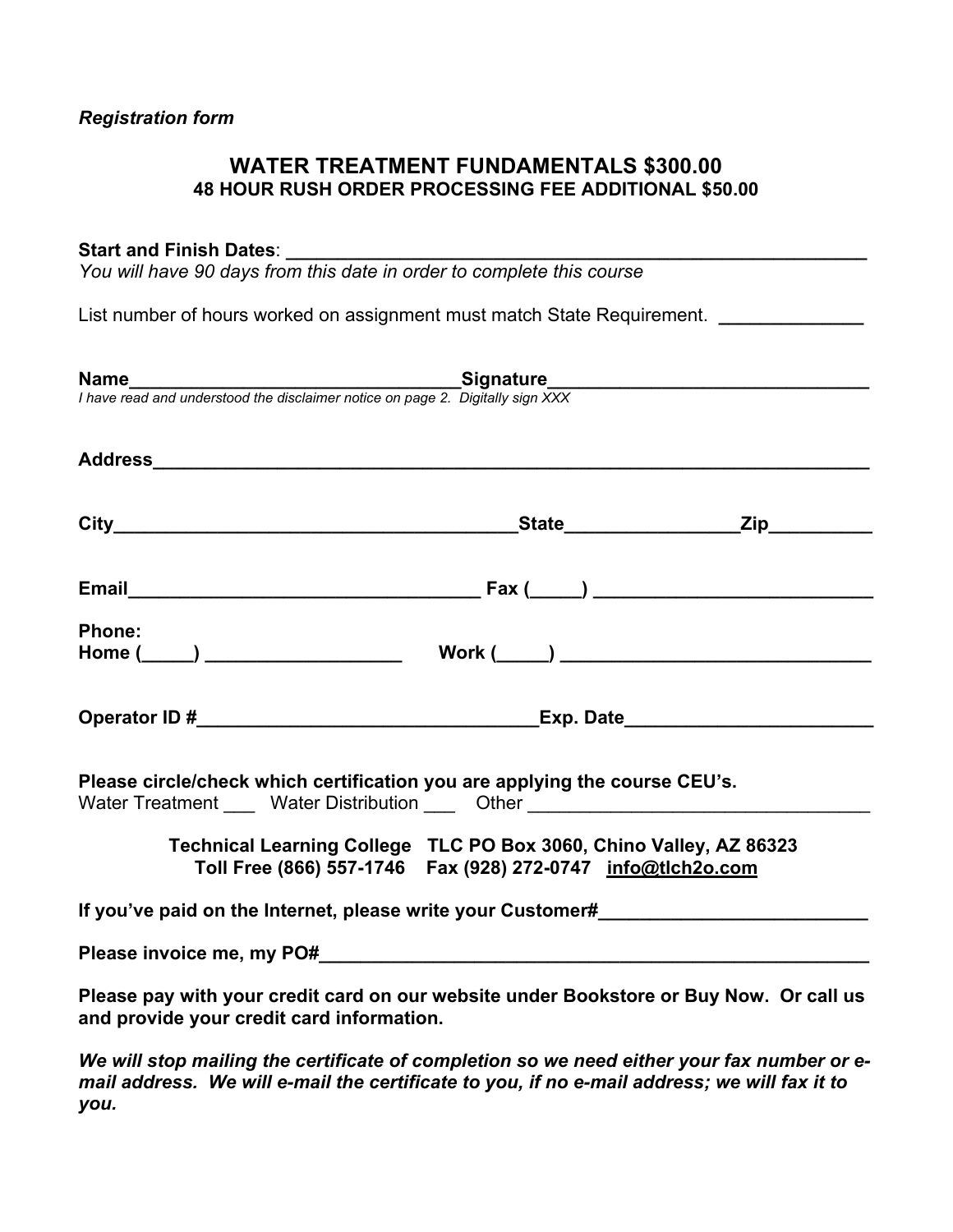*Registration form*

# WATER TREATMENT FUNDAMENTALS $300.00

## 48 HOUR RUSH ORDER PROCESSING FEE ADDITIONAL $50.00

**Start and Finish Dates**: ____________________________________________________________

*You will have 90 days from this date in order to complete this course*

List number of hours worked on assignment must match State Requirement. ______________

**Name**________________________________**Signature**______________________________

*I have read and understood the disclaimer notice on page 2. Digitally sign XXX*

**Address**__________________________________________________________________________

**City**_______________________________________**State**________________**Zip**__________

**Email**__________________________________ **Fax (_____)** ___________________________

**Phone:**
**Home (_____)** ___________________ **Work (_____)** ______________________________

**Operator ID #**________________________________**Exp. Date**_______________________

**Please circle/check which certification you are applying the course CEU's.**
Water Treatment ___ Water Distribution ___ Other ________________________________

**Technical Learning College TLC PO Box 3060, Chino Valley, AZ 86323**
**Toll Free (866) 557-1746 Fax (928) 272-0747 info@tlch2o.com**

**If you've paid on the Internet, please write your Customer#**__________________________

**Please invoice me, my PO#**_______________________________________________________

**Please pay with your credit card on our website under Bookstore or Buy Now. Or call us and provide your credit card information.**

***We will stop mailing the certificate of completion so we need either your fax number or e-mail address. We will e-mail the certificate to you, if no e-mail address; we will fax it to you.***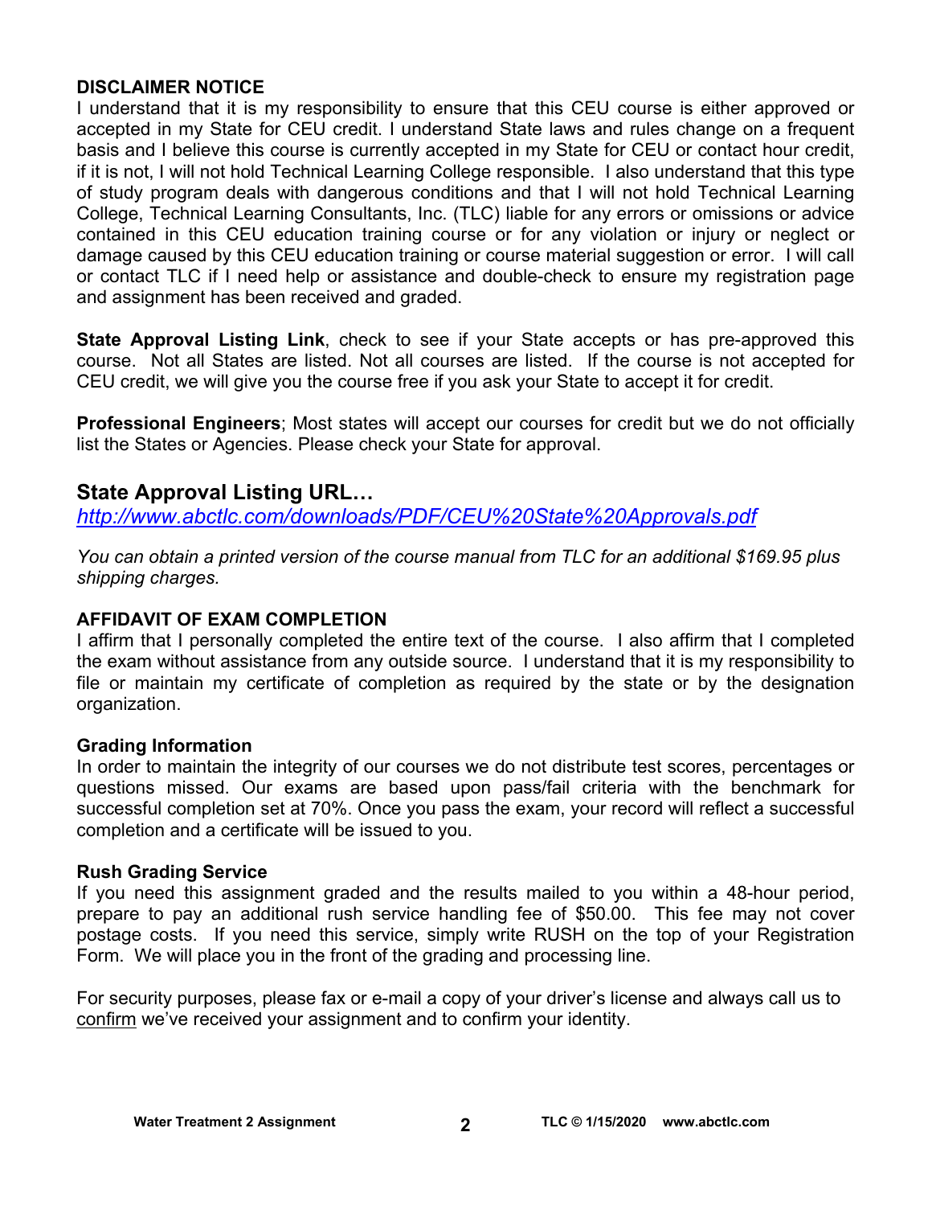**DISCLAIMER NOTICE**

I understand that it is my responsibility to ensure that this CEU course is either approved or accepted in my State for CEU credit. I understand State laws and rules change on a frequent basis and I believe this course is currently accepted in my State for CEU or contact hour credit, if it is not, I will not hold Technical Learning College responsible. I also understand that this type of study program deals with dangerous conditions and that I will not hold Technical Learning College, Technical Learning Consultants, Inc. (TLC) liable for any errors or omissions or advice contained in this CEU education training course or for any violation or injury or neglect or damage caused by this CEU education training or course material suggestion or error. I will call or contact TLC if I need help or assistance and double-check to ensure my registration page and assignment has been received and graded.

**State Approval Listing Link**, check to see if your State accepts or has pre-approved this course. Not all States are listed. Not all courses are listed. If the course is not accepted for CEU credit, we will give you the course free if you ask your State to accept it for credit.

**Professional Engineers**; Most states will accept our courses for credit but we do not officially list the States or Agencies. Please check your State for approval.

## State Approval Listing URL…

*http://www.abctlc.com/downloads/PDF/CEU%20State%20Approvals.pdf*

*You can obtain a printed version of the course manual from TLC for an additional $169.95 plus shipping charges.*

**AFFIDAVIT OF EXAM COMPLETION**

I affirm that I personally completed the entire text of the course. I also affirm that I completed the exam without assistance from any outside source. I understand that it is my responsibility to file or maintain my certificate of completion as required by the state or by the designation organization.

**Grading Information**

In order to maintain the integrity of our courses we do not distribute test scores, percentages or questions missed. Our exams are based upon pass/fail criteria with the benchmark for successful completion set at 70%. Once you pass the exam, your record will reflect a successful completion and a certificate will be issued to you.

**Rush Grading Service**

If you need this assignment graded and the results mailed to you within a 48-hour period, prepare to pay an additional rush service handling fee of $50.00. This fee may not cover postage costs. If you need this service, simply write RUSH on the top of your Registration Form. We will place you in the front of the grading and processing line.

For security purposes, please fax or e-mail a copy of your driver's license and always call us to confirm we've received your assignment and to confirm your identity.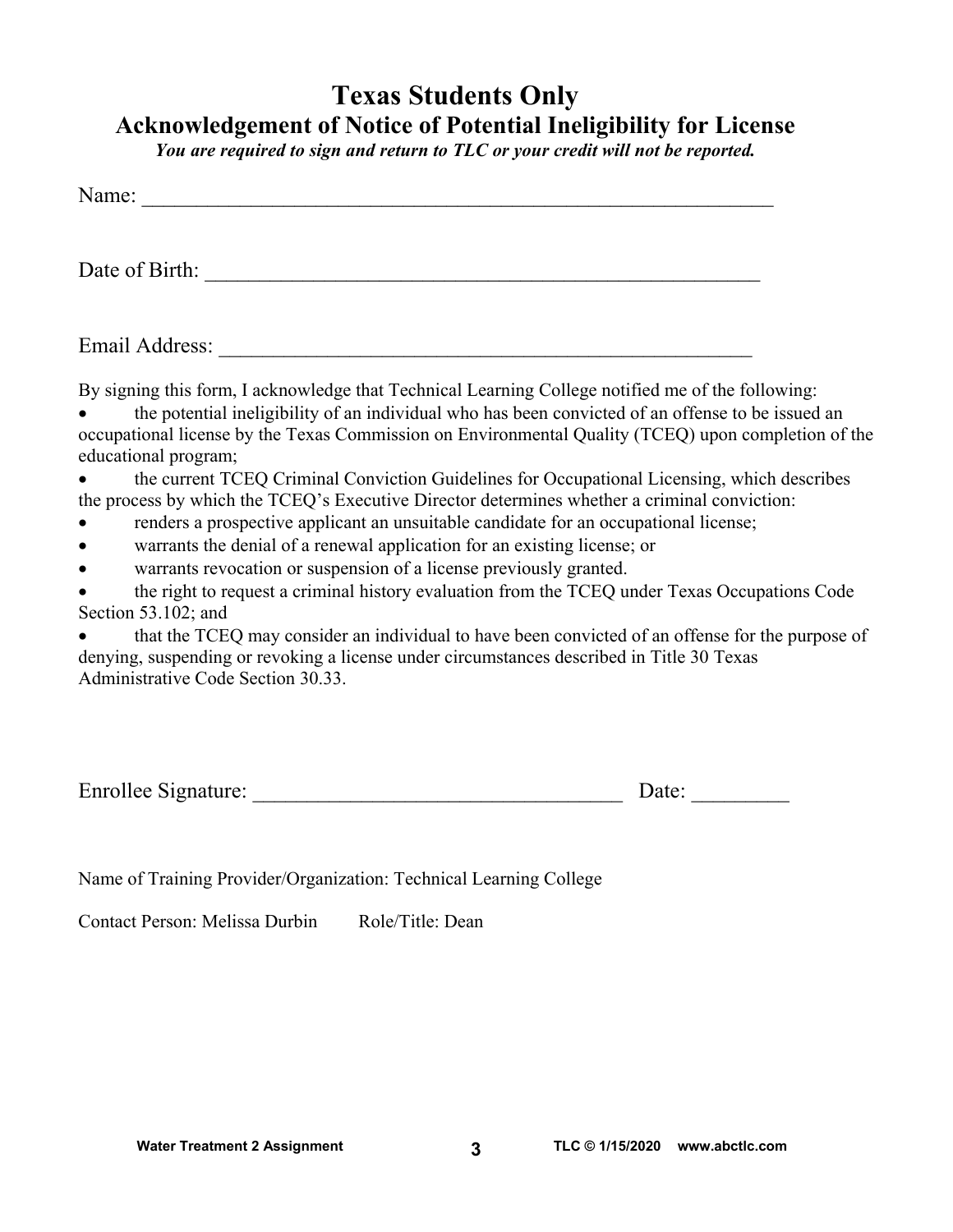# Texas Students Only

## Acknowledgement of Notice of Potential Ineligibility for License

***You are required to sign and return to TLC or your credit will not be reported.***

Name: ___________________________________________________________

Date of Birth: ____________________________________________________

Email Address: ___________________________________________________

By signing this form, I acknowledge that Technical Learning College notified me of the following:

- the potential ineligibility of an individual who has been convicted of an offense to be issued an occupational license by the Texas Commission on Environmental Quality (TCEQ) upon completion of the educational program;
- the current TCEQ Criminal Conviction Guidelines for Occupational Licensing, which describes the process by which the TCEQ's Executive Director determines whether a criminal conviction:
- renders a prospective applicant an unsuitable candidate for an occupational license;
- warrants the denial of a renewal application for an existing license; or
- warrants revocation or suspension of a license previously granted.
- the right to request a criminal history evaluation from the TCEQ under Texas Occupations Code Section 53.102; and
- that the TCEQ may consider an individual to have been convicted of an offense for the purpose of denying, suspending or revoking a license under circumstances described in Title 30 Texas Administrative Code Section 30.33.

Enrollee Signature: __________________________________ Date: _________

Name of Training Provider/Organization: Technical Learning College

Contact Person: Melissa Durbin  Role/Title: Dean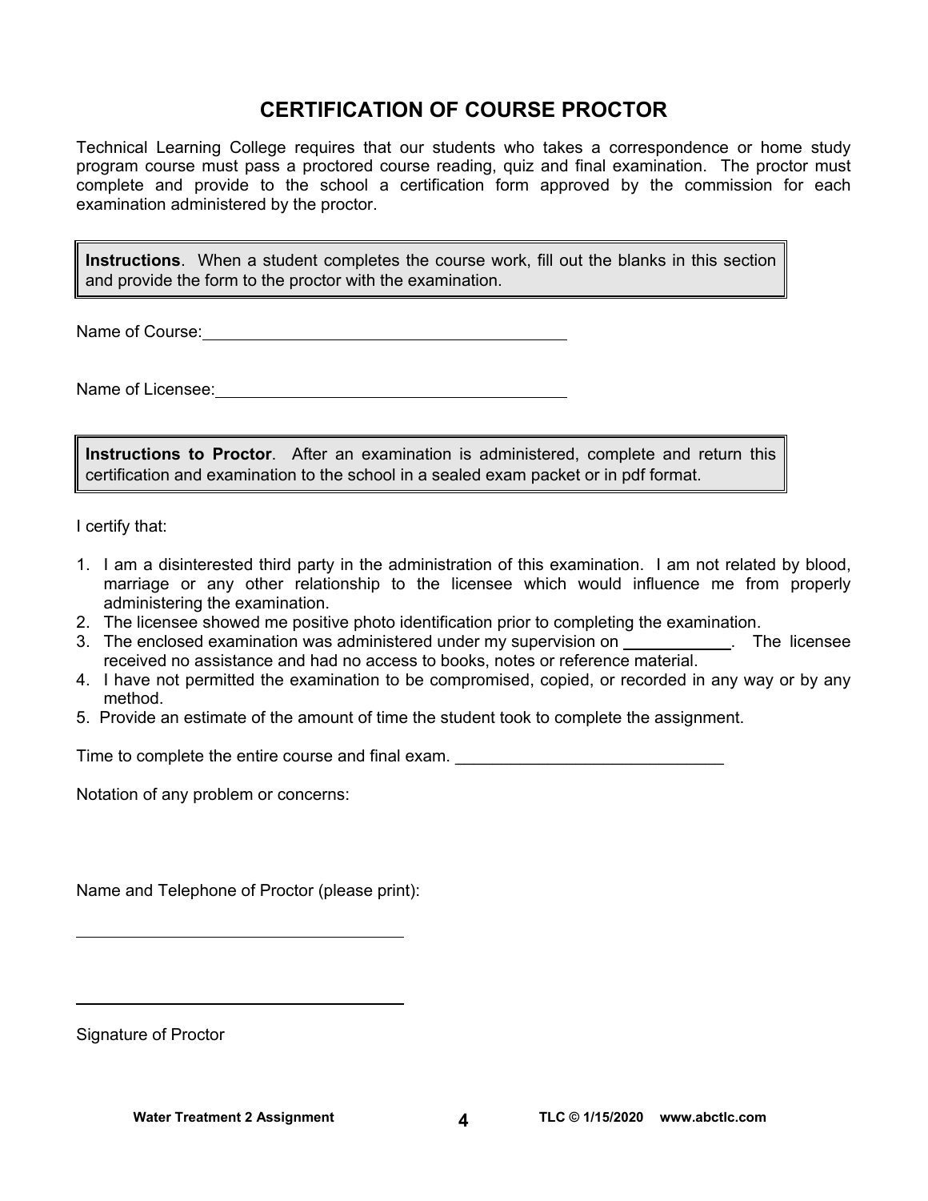# CERTIFICATION OF COURSE PROCTOR

Technical Learning College requires that our students who takes a correspondence or home study program course must pass a proctored course reading, quiz and final examination. The proctor must complete and provide to the school a certification form approved by the commission for each examination administered by the proctor.

**Instructions**. When a student completes the course work, fill out the blanks in this section and provide the form to the proctor with the examination.

Name of Course: ______________________________________

Name of Licensee: ______________________________________

**Instructions to Proctor**. After an examination is administered, complete and return this certification and examination to the school in a sealed exam packet or in pdf format.

I certify that:

1. I am a disinterested third party in the administration of this examination. I am not related by blood, marriage or any other relationship to the licensee which would influence me from properly administering the examination.
2. The licensee showed me positive photo identification prior to completing the examination.
3. The enclosed examination was administered under my supervision on ____________. The licensee received no assistance and had no access to books, notes or reference material.
4. I have not permitted the examination to be compromised, copied, or recorded in any way or by any method.
5. Provide an estimate of the amount of time the student took to complete the assignment.

Time to complete the entire course and final exam. _____________________________

Notation of any problem or concerns:

Name and Telephone of Proctor (please print):

_____________________________________

_____________________________________

Signature of Proctor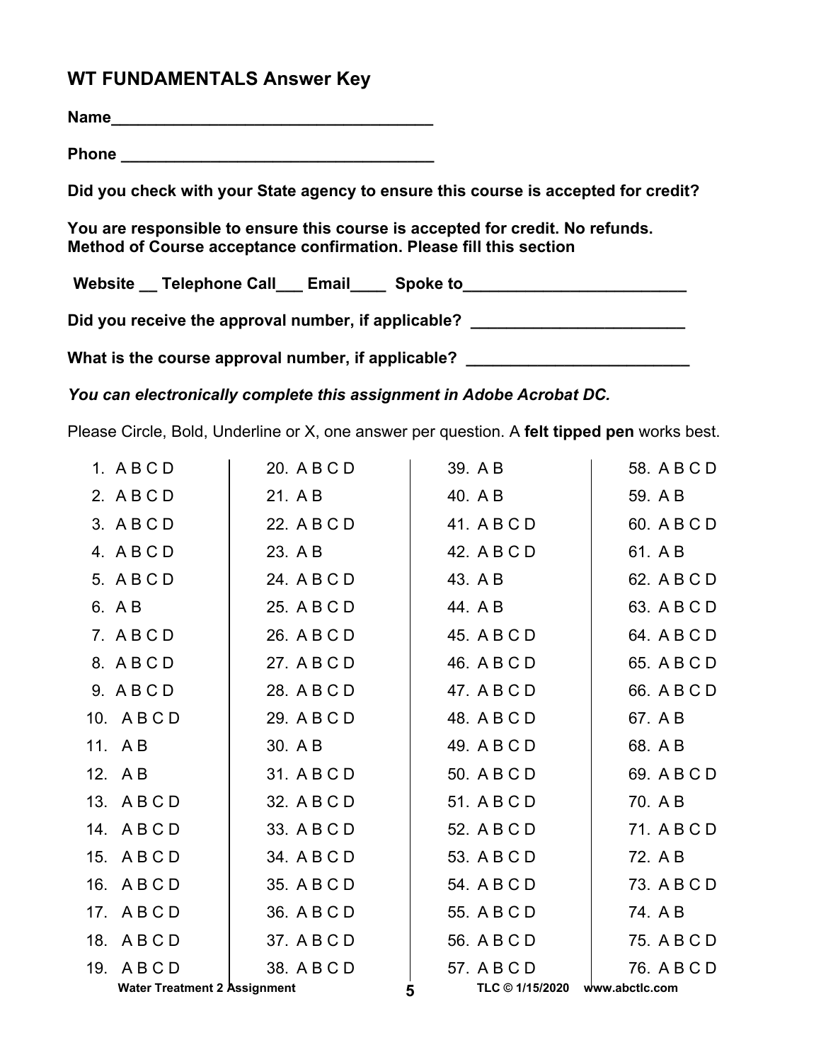## WT FUNDAMENTALS Answer Key

**Name**_____________________________________

**Phone** ____________________________________

**Did you check with your State agency to ensure this course is accepted for credit?**

**You are responsible to ensure this course is accepted for credit. No refunds.**
**Method of Course acceptance confirmation. Please fill this section**

**Website __ Telephone Call___ Email____ Spoke to_________________________**

**Did you receive the approval number, if applicable? ________________________**

**What is the course approval number, if applicable? _________________________**

***You can electronically complete this assignment in Adobe Acrobat DC.***

Please Circle, Bold, Underline or X, one answer per question. A **felt tipped pen** works best.

| | | | |
|---|---|---|---|
| 1. A B C D | 20. A B C D | 39. A B | 58. A B C D |
| 2. A B C D | 21. A B | 40. A B | 59. A B |
| 3. A B C D | 22. A B C D | 41. A B C D | 60. A B C D |
| 4. A B C D | 23. A B | 42. A B C D | 61. A B |
| 5. A B C D | 24. A B C D | 43. A B | 62. A B C D |
| 6. A B | 25. A B C D | 44. A B | 63. A B C D |
| 7. A B C D | 26. A B C D | 45. A B C D | 64. A B C D |
| 8. A B C D | 27. A B C D | 46. A B C D | 65. A B C D |
| 9. A B C D | 28. A B C D | 47. A B C D | 66. A B C D |
| 10. A B C D | 29. A B C D | 48. A B C D | 67. A B |
| 11. A B | 30. A B | 49. A B C D | 68. A B |
| 12. A B | 31. A B C D | 50. A B C D | 69. A B C D |
| 13. A B C D | 32. A B C D | 51. A B C D | 70. A B |
| 14. A B C D | 33. A B C D | 52. A B C D | 71. A B C D |
| 15. A B C D | 34. A B C D | 53. A B C D | 72. A B |
| 16. A B C D | 35. A B C D | 54. A B C D | 73. A B C D |
| 17. A B C D | 36. A B C D | 55. A B C D | 74. A B |
| 18. A B C D | 37. A B C D | 56. A B C D | 75. A B C D |
| 19. A B C D | 38. A B C D | 57. A B C D | 76. A B C D |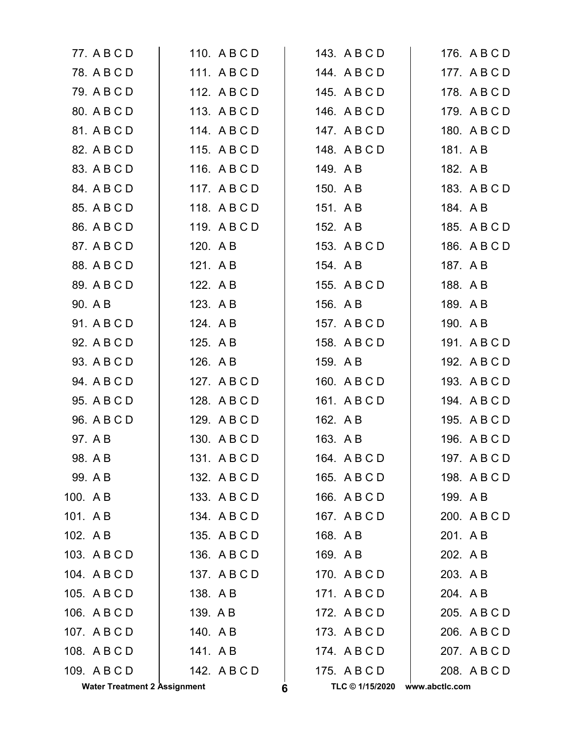77. A B C D
78. A B C D
79. A B C D
80. A B C D
81. A B C D
82. A B C D
83. A B C D
84. A B C D
85. A B C D
86. A B C D
87. A B C D
88. A B C D
89. A B C D
90. A B
91. A B C D
92. A B C D
93. A B C D
94. A B C D
95. A B C D
96. A B C D
97. A B
98. A B
99. A B
100. A B
101. A B
102. A B
103. A B C D
104. A B C D
105. A B C D
106. A B C D
107. A B C D
108. A B C D
109. A B C D
110. A B C D
111. A B C D
112. A B C D
113. A B C D
114. A B C D
115. A B C D
116. A B C D
117. A B C D
118. A B C D
119. A B C D
120. A B
121. A B
122. A B
123. A B
124. A B
125. A B
126. A B
127. A B C D
128. A B C D
129. A B C D
130. A B C D
131. A B C D
132. A B C D
133. A B C D
134. A B C D
135. A B C D
136. A B C D
137. A B C D
138. A B
139. A B
140. A B
141. A B
142. A B C D
143. A B C D
144. A B C D
145. A B C D
146. A B C D
147. A B C D
148. A B C D
149. A B
150. A B
151. A B
152. A B
153. A B C D
154. A B
155. A B C D
156. A B
157. A B C D
158. A B C D
159. A B
160. A B C D
161. A B C D
162. A B
163. A B
164. A B C D
165. A B C D
166. A B C D
167. A B C D
168. A B
169. A B
170. A B C D
171. A B C D
172. A B C D
173. A B C D
174. A B C D
175. A B C D
176. A B C D
177. A B C D
178. A B C D
179. A B C D
180. A B C D
181. A B
182. A B
183. A B C D
184. A B
185. A B C D
186. A B C D
187. A B
188. A B
189. A B
190. A B
191. A B C D
192. A B C D
193. A B C D
194. A B C D
195. A B C D
196. A B C D
197. A B C D
198. A B C D
199. A B
200. A B C D
201. A B
202. A B
203. A B
204. A B
205. A B C D
206. A B C D
207. A B C D
208. A B C D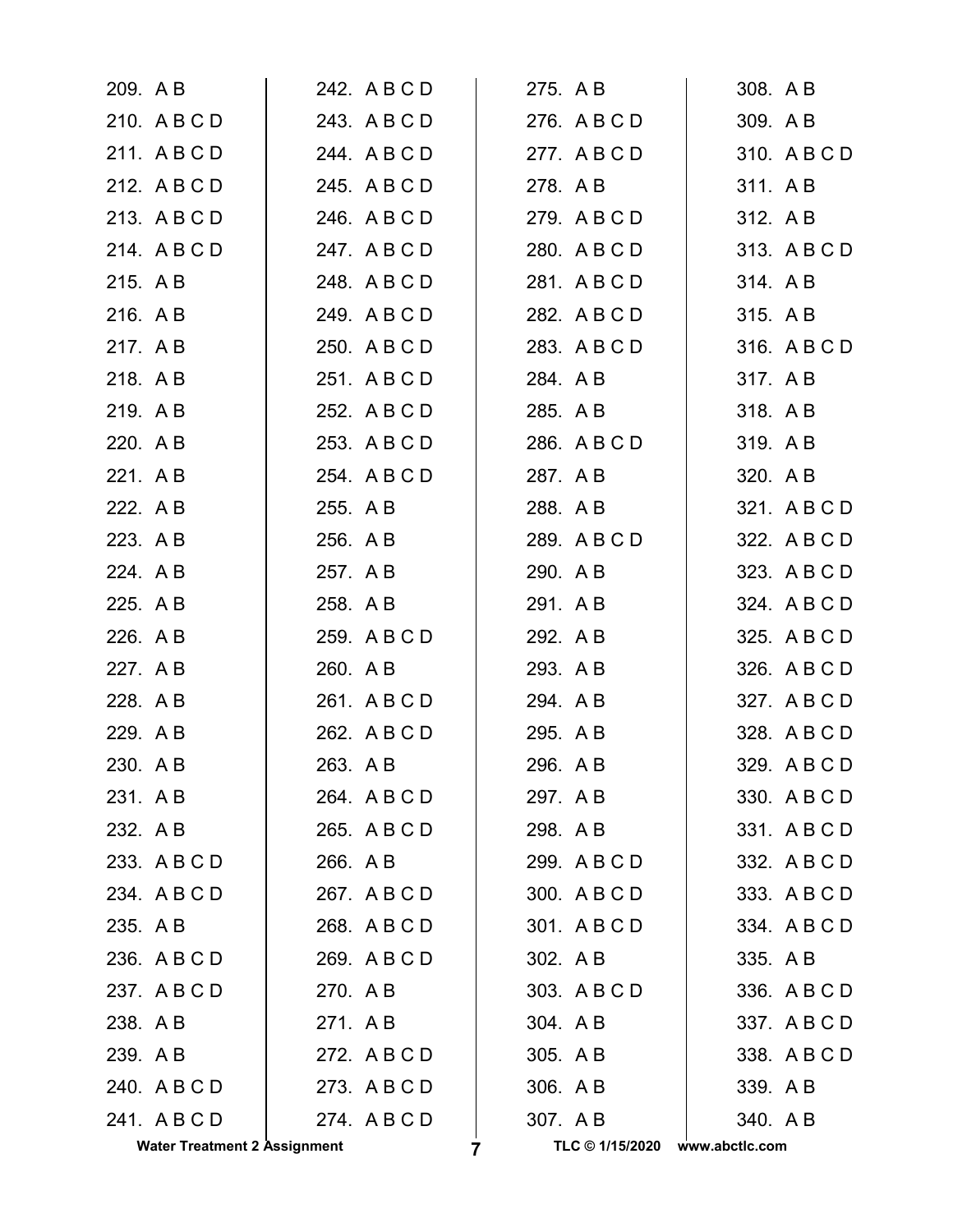209. A B
210. A B C D
211. A B C D
212. A B C D
213. A B C D
214. A B C D
215. A B
216. A B
217. A B
218. A B
219. A B
220. A B
221. A B
222. A B
223. A B
224. A B
225. A B
226. A B
227. A B
228. A B
229. A B
230. A B
231. A B
232. A B
233. A B C D
234. A B C D
235. A B
236. A B C D
237. A B C D
238. A B
239. A B
240. A B C D
241. A B C D
242. A B C D
243. A B C D
244. A B C D
245. A B C D
246. A B C D
247. A B C D
248. A B C D
249. A B C D
250. A B C D
251. A B C D
252. A B C D
253. A B C D
254. A B C D
255. A B
256. A B
257. A B
258. A B
259. A B C D
260. A B
261. A B C D
262. A B C D
263. A B
264. A B C D
265. A B C D
266. A B
267. A B C D
268. A B C D
269. A B C D
270. A B
271. A B
272. A B C D
273. A B C D
274. A B C D
275. A B
276. A B C D
277. A B C D
278. A B
279. A B C D
280. A B C D
281. A B C D
282. A B C D
283. A B C D
284. A B
285. A B
286. A B C D
287. A B
288. A B
289. A B C D
290. A B
291. A B
292. A B
293. A B
294. A B
295. A B
296. A B
297. A B
298. A B
299. A B C D
300. A B C D
301. A B C D
302. A B
303. A B C D
304. A B
305. A B
306. A B
307. A B
308. A B
309. A B
310. A B C D
311. A B
312. A B
313. A B C D
314. A B
315. A B
316. A B C D
317. A B
318. A B
319. A B
320. A B
321. A B C D
322. A B C D
323. A B C D
324. A B C D
325. A B C D
326. A B C D
327. A B C D
328. A B C D
329. A B C D
330. A B C D
331. A B C D
332. A B C D
333. A B C D
334. A B C D
335. A B
336. A B C D
337. A B C D
338. A B C D
339. A B
340. A B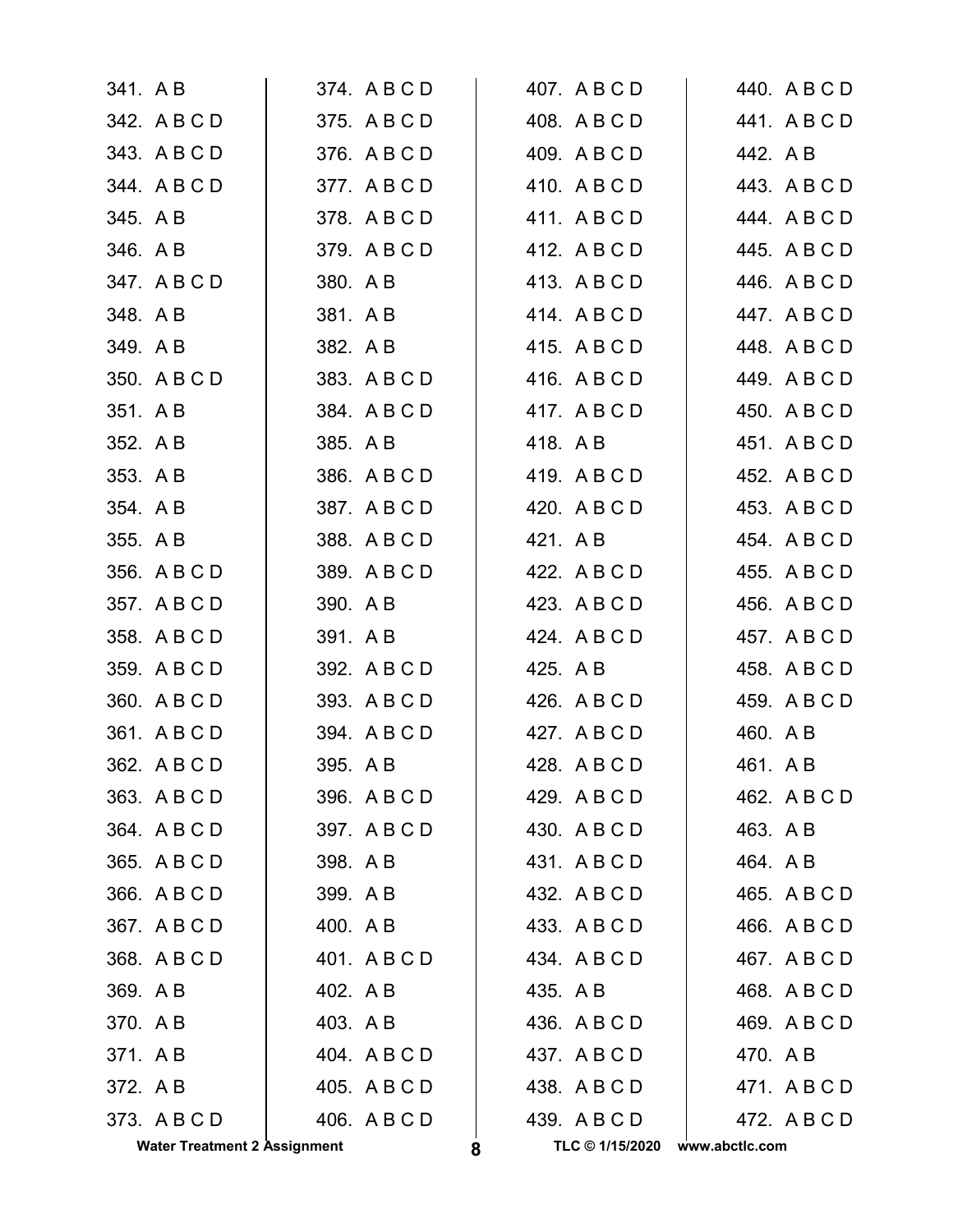341. A B
342. A B C D
343. A B C D
344. A B C D
345. A B
346. A B
347. A B C D
348. A B
349. A B
350. A B C D
351. A B
352. A B
353. A B
354. A B
355. A B
356. A B C D
357. A B C D
358. A B C D
359. A B C D
360. A B C D
361. A B C D
362. A B C D
363. A B C D
364. A B C D
365. A B C D
366. A B C D
367. A B C D
368. A B C D
369. A B
370. A B
371. A B
372. A B
373. A B C D
374. A B C D
375. A B C D
376. A B C D
377. A B C D
378. A B C D
379. A B C D
380. A B
381. A B
382. A B
383. A B C D
384. A B C D
385. A B
386. A B C D
387. A B C D
388. A B C D
389. A B C D
390. A B
391. A B
392. A B C D
393. A B C D
394. A B C D
395. A B
396. A B C D
397. A B C D
398. A B
399. A B
400. A B
401. A B C D
402. A B
403. A B
404. A B C D
405. A B C D
406. A B C D
407. A B C D
408. A B C D
409. A B C D
410. A B C D
411. A B C D
412. A B C D
413. A B C D
414. A B C D
415. A B C D
416. A B C D
417. A B C D
418. A B
419. A B C D
420. A B C D
421. A B
422. A B C D
423. A B C D
424. A B C D
425. A B
426. A B C D
427. A B C D
428. A B C D
429. A B C D
430. A B C D
431. A B C D
432. A B C D
433. A B C D
434. A B C D
435. A B
436. A B C D
437. A B C D
438. A B C D
439. A B C D
440. A B C D
441. A B C D
442. A B
443. A B C D
444. A B C D
445. A B C D
446. A B C D
447. A B C D
448. A B C D
449. A B C D
450. A B C D
451. A B C D
452. A B C D
453. A B C D
454. A B C D
455. A B C D
456. A B C D
457. A B C D
458. A B C D
459. A B C D
460. A B
461. A B
462. A B C D
463. A B
464. A B
465. A B C D
466. A B C D
467. A B C D
468. A B C D
469. A B C D
470. A B
471. A B C D
472. A B C D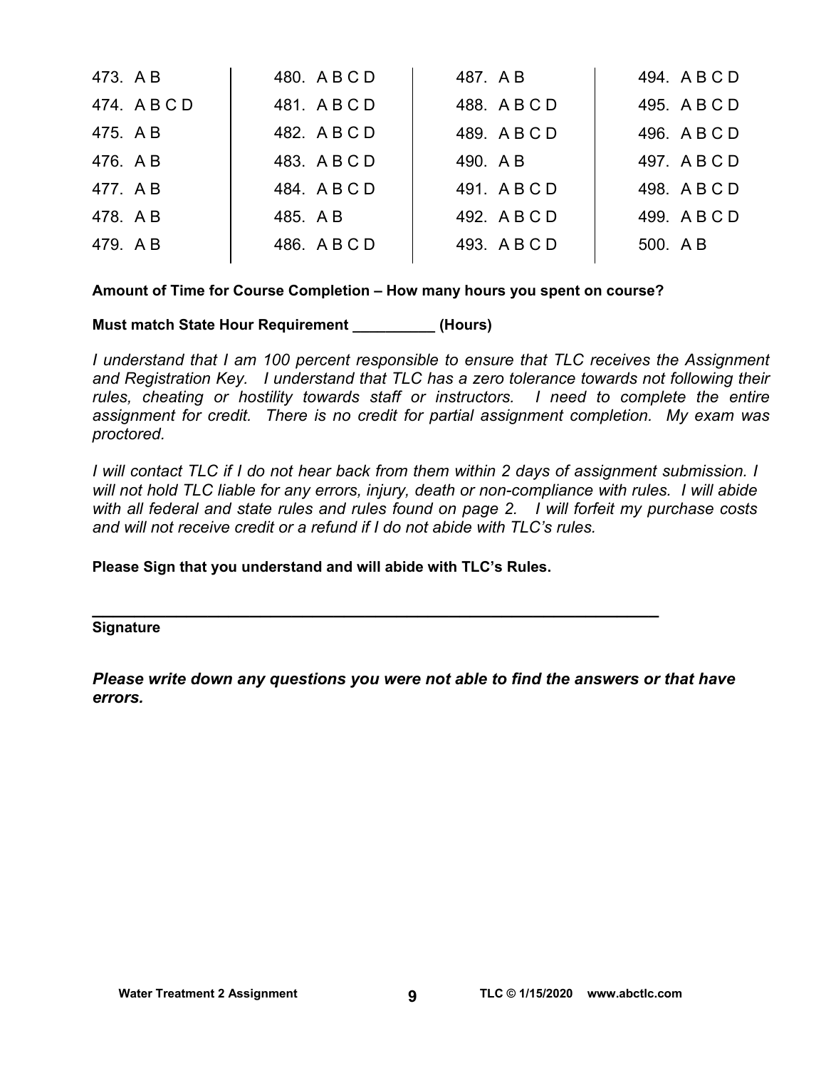| | | | |
|---|---|---|---|
| 473. A B | 480. A B C D | 487. A B | 494. A B C D |
| 474. A B C D | 481. A B C D | 488. A B C D | 495. A B C D |
| 475. A B | 482. A B C D | 489. A B C D | 496. A B C D |
| 476. A B | 483. A B C D | 490. A B | 497. A B C D |
| 477. A B | 484. A B C D | 491. A B C D | 498. A B C D |
| 478. A B | 485. A B | 492. A B C D | 499. A B C D |
| 479. A B | 486. A B C D | 493. A B C D | 500. A B |

**Amount of Time for Course Completion – How many hours you spent on course?**

**Must match State Hour Requirement __________ (Hours)**

*I understand that I am 100 percent responsible to ensure that TLC receives the Assignment and Registration Key. I understand that TLC has a zero tolerance towards not following their rules, cheating or hostility towards staff or instructors. I need to complete the entire assignment for credit. There is no credit for partial assignment completion. My exam was proctored.*

*I will contact TLC if I do not hear back from them within 2 days of assignment submission. I will not hold TLC liable for any errors, injury, death or non-compliance with rules. I will abide with all federal and state rules and rules found on page 2. I will forfeit my purchase costs and will not receive credit or a refund if I do not abide with TLC's rules.*

**Please Sign that you understand and will abide with TLC's Rules.**

_________________________________________________________________

**Signature**

***Please write down any questions you were not able to find the answers or that have errors.***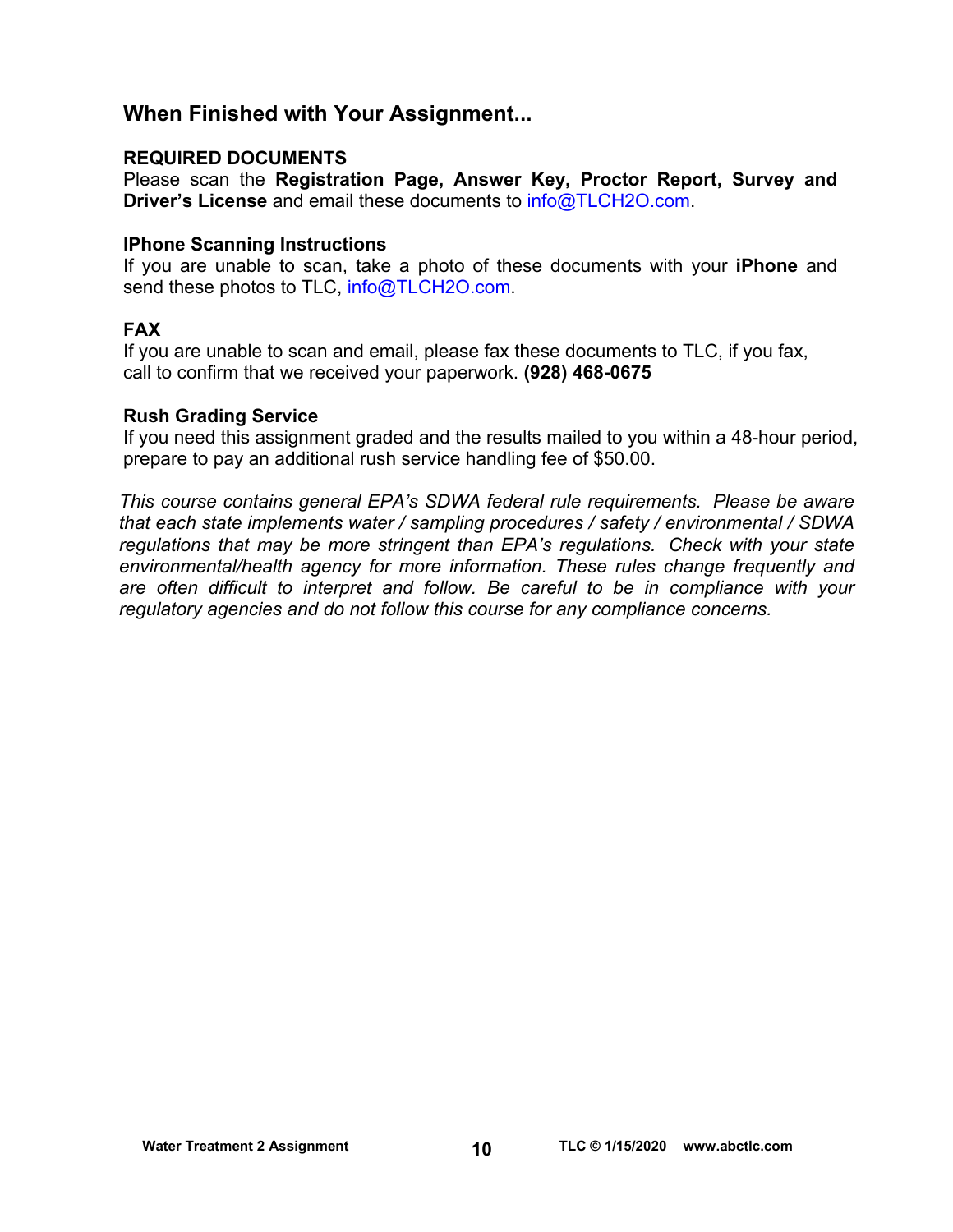## When Finished with Your Assignment...

### REQUIRED DOCUMENTS

Please scan the **Registration Page, Answer Key, Proctor Report, Survey and Driver's License** and email these documents to info@TLCH2O.com.

### IPhone Scanning Instructions

If you are unable to scan, take a photo of these documents with your **iPhone** and send these photos to TLC, info@TLCH2O.com.

### FAX

If you are unable to scan and email, please fax these documents to TLC, if you fax, call to confirm that we received your paperwork. **(928) 468-0675**

### Rush Grading Service

If you need this assignment graded and the results mailed to you within a 48-hour period, prepare to pay an additional rush service handling fee of $50.00.

*This course contains general EPA's SDWA federal rule requirements. Please be aware that each state implements water / sampling procedures / safety / environmental / SDWA regulations that may be more stringent than EPA's regulations. Check with your state environmental/health agency for more information. These rules change frequently and are often difficult to interpret and follow. Be careful to be in compliance with your regulatory agencies and do not follow this course for any compliance concerns.*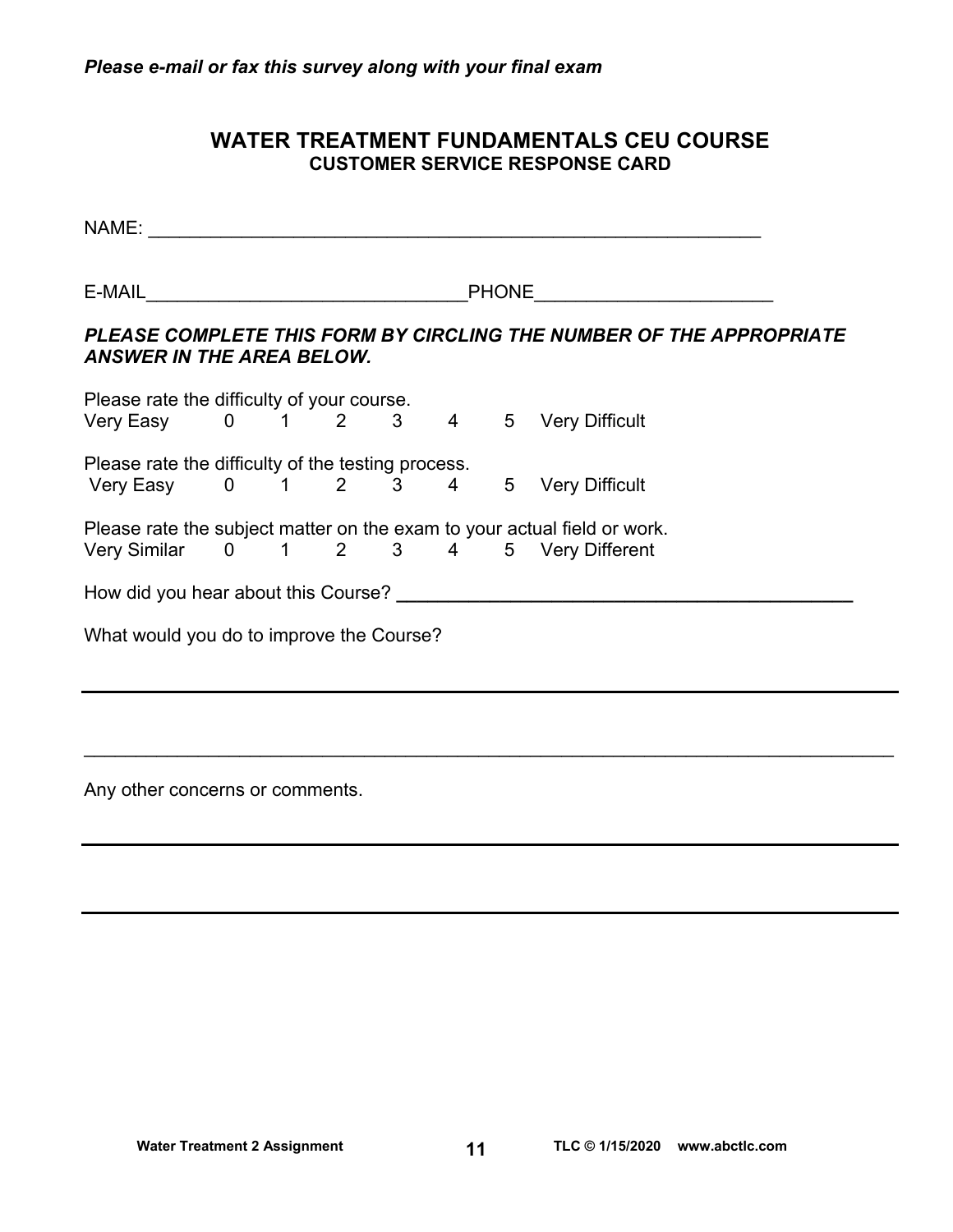*Please e-mail or fax this survey along with your final exam*

## WATER TREATMENT FUNDAMENTALS CEU COURSE
### CUSTOMER SERVICE RESPONSE CARD

NAME: ___________________________________________________________

E-MAIL_______________________________PHONE______________________

***PLEASE COMPLETE THIS FORM BY CIRCLING THE NUMBER OF THE APPROPRIATE ANSWER IN THE AREA BELOW.***

Please rate the difficulty of your course.
Very Easy 0 1 2 3 4 5 Very Difficult

Please rate the difficulty of the testing process.
Very Easy 0 1 2 3 4 5 Very Difficult

Please rate the subject matter on the exam to your actual field or work.
Very Similar 0 1 2 3 4 5 Very Different

How did you hear about this Course? ___________________________________________

What would you do to improve the Course?

_____________________________________________________________________________

_____________________________________________________________________________

Any other concerns or comments.

_____________________________________________________________________________

_____________________________________________________________________________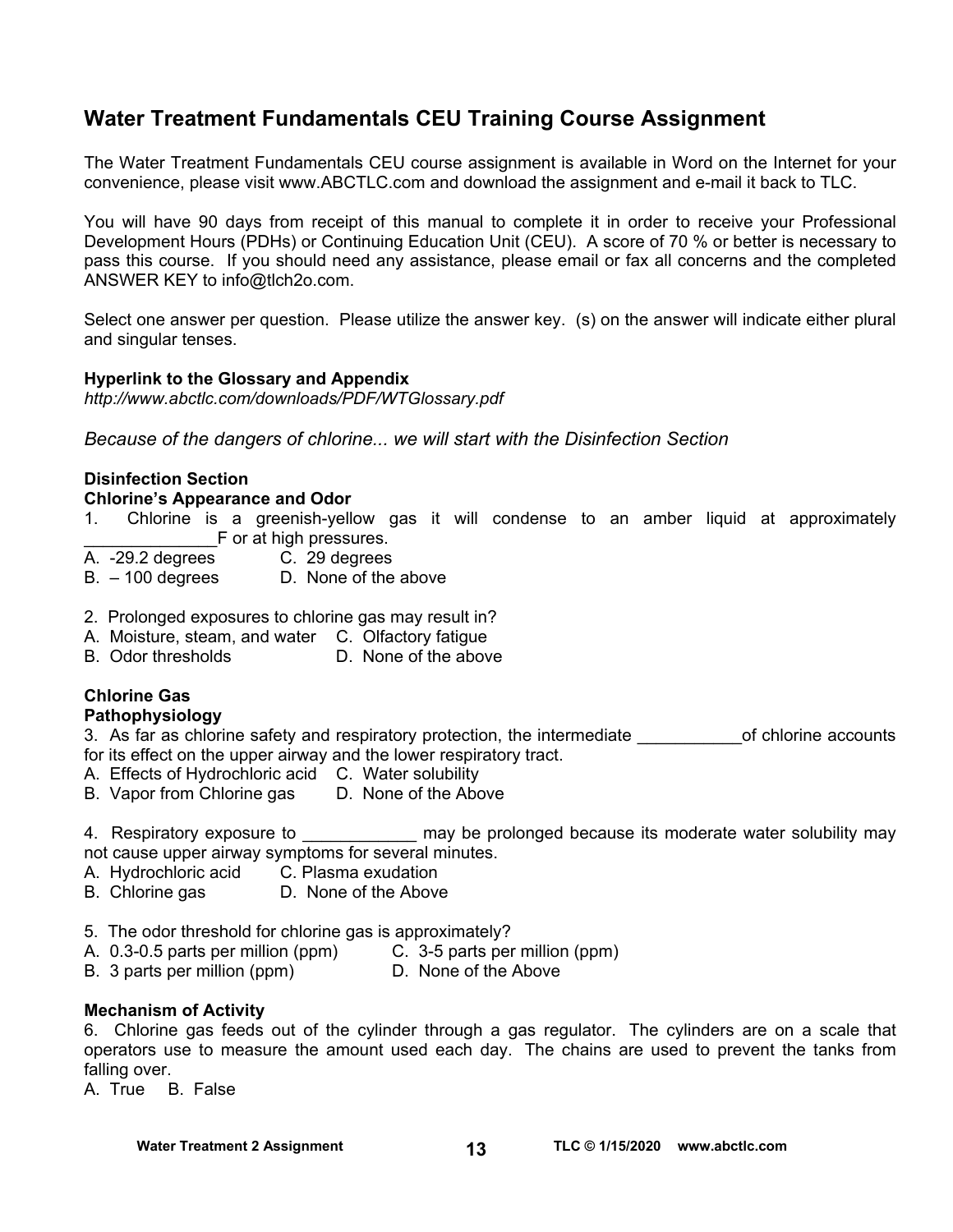## Water Treatment Fundamentals CEU Training Course Assignment

The Water Treatment Fundamentals CEU course assignment is available in Word on the Internet for your convenience, please visit www.ABCTLC.com and download the assignment and e-mail it back to TLC.

You will have 90 days from receipt of this manual to complete it in order to receive your Professional Development Hours (PDHs) or Continuing Education Unit (CEU). A score of 70 % or better is necessary to pass this course. If you should need any assistance, please email or fax all concerns and the completed ANSWER KEY to info@tlch2o.com.

Select one answer per question. Please utilize the answer key. (s) on the answer will indicate either plural and singular tenses.

**Hyperlink to the Glossary and Appendix**
*http://www.abctlc.com/downloads/PDF/WTGlossary.pdf*

*Because of the dangers of chlorine... we will start with the Disinfection Section*

**Disinfection Section**
**Chlorine's Appearance and Odor**

1. Chlorine is a greenish-yellow gas it will condense to an amber liquid at approximately ______________F or at high pressures.
A. -29.2 degrees C. 29 degrees
B. – 100 degrees D. None of the above

2. Prolonged exposures to chlorine gas may result in?
A. Moisture, steam, and water C. Olfactory fatigue
B. Odor thresholds D. None of the above

**Chlorine Gas**
**Pathophysiology**

3. As far as chlorine safety and respiratory protection, the intermediate ___________of chlorine accounts for its effect on the upper airway and the lower respiratory tract.
A. Effects of Hydrochloric acid C. Water solubility
B. Vapor from Chlorine gas D. None of the Above

4. Respiratory exposure to ____________ may be prolonged because its moderate water solubility may not cause upper airway symptoms for several minutes.
A. Hydrochloric acid C. Plasma exudation
B. Chlorine gas D. None of the Above

5. The odor threshold for chlorine gas is approximately?
A. 0.3-0.5 parts per million (ppm) C. 3-5 parts per million (ppm)
B. 3 parts per million (ppm) D. None of the Above

**Mechanism of Activity**

6. Chlorine gas feeds out of the cylinder through a gas regulator. The cylinders are on a scale that operators use to measure the amount used each day. The chains are used to prevent the tanks from falling over.
A. True B. False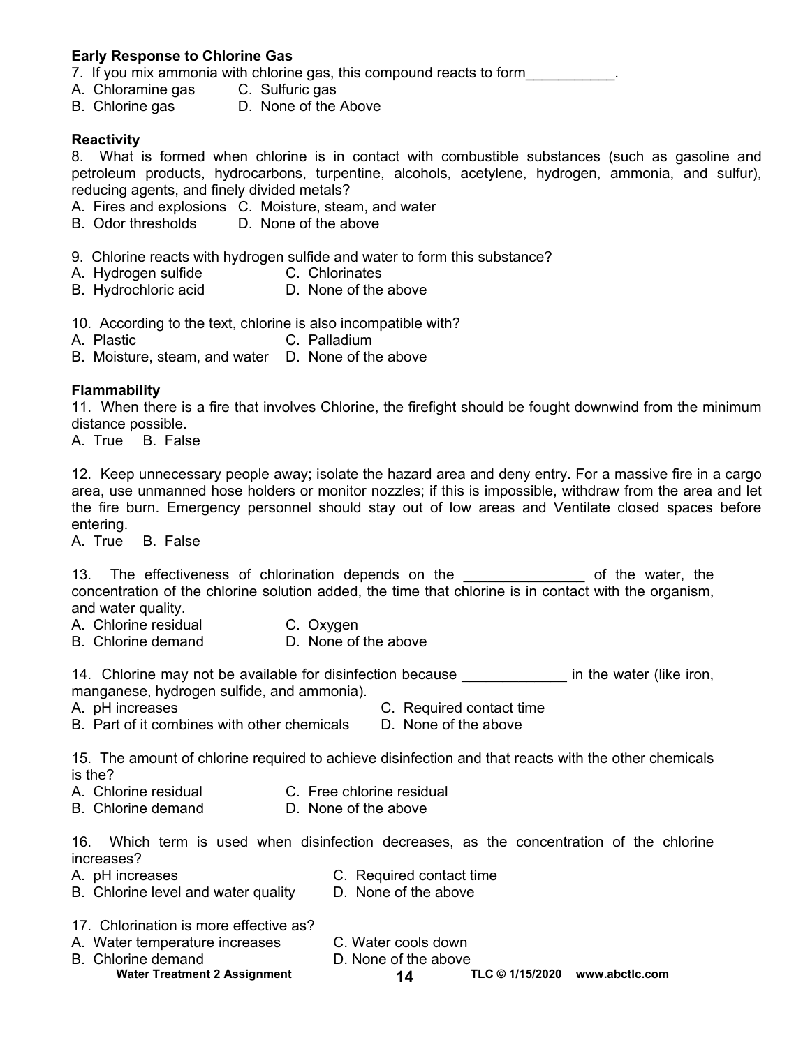**Early Response to Chlorine Gas**

7. If you mix ammonia with chlorine gas, this compound reacts to form___________.

A. Chloramine gas  C. Sulfuric gas
B. Chlorine gas  D. None of the Above

**Reactivity**

8. What is formed when chlorine is in contact with combustible substances (such as gasoline and petroleum products, hydrocarbons, turpentine, alcohols, acetylene, hydrogen, ammonia, and sulfur), reducing agents, and finely divided metals?

A. Fires and explosions  C. Moisture, steam, and water
B. Odor thresholds  D. None of the above

9. Chlorine reacts with hydrogen sulfide and water to form this substance?

A. Hydrogen sulfide  C. Chlorinates
B. Hydrochloric acid  D. None of the above

10. According to the text, chlorine is also incompatible with?

A. Plastic  C. Palladium
B. Moisture, steam, and water  D. None of the above

**Flammability**

11. When there is a fire that involves Chlorine, the firefight should be fought downwind from the minimum distance possible.

A. True  B. False

12. Keep unnecessary people away; isolate the hazard area and deny entry. For a massive fire in a cargo area, use unmanned hose holders or monitor nozzles; if this is impossible, withdraw from the area and let the fire burn. Emergency personnel should stay out of low areas and Ventilate closed spaces before entering.

A. True  B. False

13. The effectiveness of chlorination depends on the _______________ of the water, the concentration of the chlorine solution added, the time that chlorine is in contact with the organism, and water quality.

A. Chlorine residual  C. Oxygen
B. Chlorine demand  D. None of the above

14. Chlorine may not be available for disinfection because _____________ in the water (like iron, manganese, hydrogen sulfide, and ammonia).

A. pH increases  C. Required contact time
B. Part of it combines with other chemicals  D. None of the above

15. The amount of chlorine required to achieve disinfection and that reacts with the other chemicals is the?

A. Chlorine residual  C. Free chlorine residual
B. Chlorine demand  D. None of the above

16. Which term is used when disinfection decreases, as the concentration of the chlorine increases?

A. pH increases  C. Required contact time
B. Chlorine level and water quality  D. None of the above

17. Chlorination is more effective as?

A. Water temperature increases  C. Water cools down
B. Chlorine demand  D. None of the above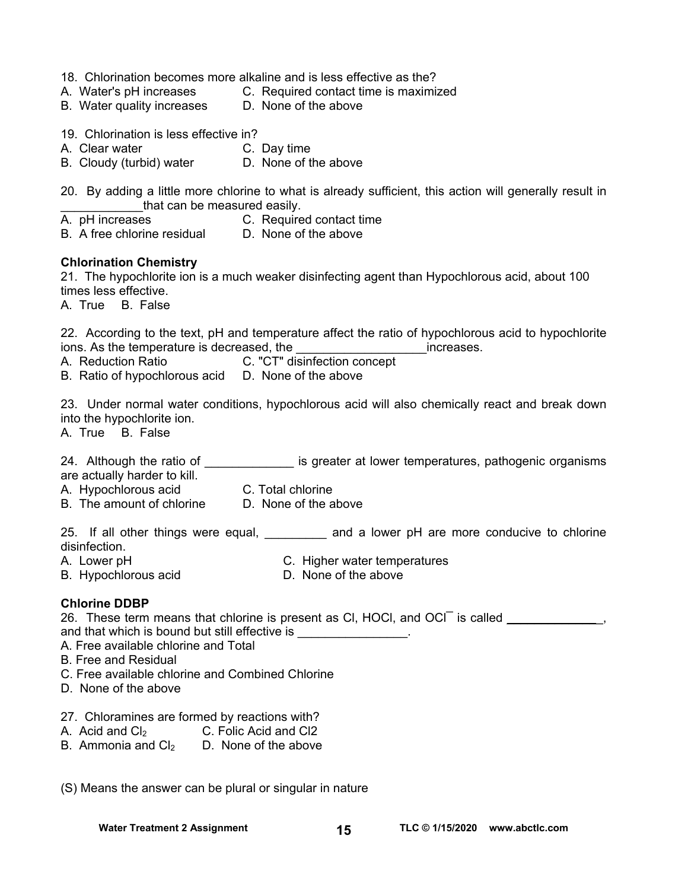18. Chlorination becomes more alkaline and is less effective as the?
A. Water's pH increases
B. Water quality increases
C. Required contact time is maximized
D. None of the above

19. Chlorination is less effective in?
A. Clear water
B. Cloudy (turbid) water
C. Day time
D. None of the above

20. By adding a little more chlorine to what is already sufficient, this action will generally result in ____________that can be measured easily.
A. pH increases
B. A free chlorine residual
C. Required contact time
D. None of the above

**Chlorination Chemistry**

21. The hypochlorite ion is a much weaker disinfecting agent than Hypochlorous acid, about 100 times less effective.
A. True B. False

22. According to the text, pH and temperature affect the ratio of hypochlorous acid to hypochlorite ions. As the temperature is decreased, the ___________________increases.
A. Reduction Ratio
B. Ratio of hypochlorous acid
C. "CT" disinfection concept
D. None of the above

23. Under normal water conditions, hypochlorous acid will also chemically react and break down into the hypochlorite ion.
A. True B. False

24. Although the ratio of _____________ is greater at lower temperatures, pathogenic organisms are actually harder to kill.
A. Hypochlorous acid
B. The amount of chlorine
C. Total chlorine
D. None of the above

25. If all other things were equal, _________ and a lower pH are more conducive to chlorine disinfection.
A. Lower pH
B. Hypochlorous acid
C. Higher water temperatures
D. None of the above

**Chlorine DDBP**

26. These term means that chlorine is present as Cl, HOCl, and $OCl^-$ is called ______________, and that which is bound but still effective is ________________.
A. Free available chlorine and Total
B. Free and Residual
C. Free available chlorine and Combined Chlorine
D. None of the above

27. Chloramines are formed by reactions with?
A. Acid and $Cl_2$
B. Ammonia and $Cl_2$
C. Folic Acid and Cl2
D. None of the above

(S) Means the answer can be plural or singular in nature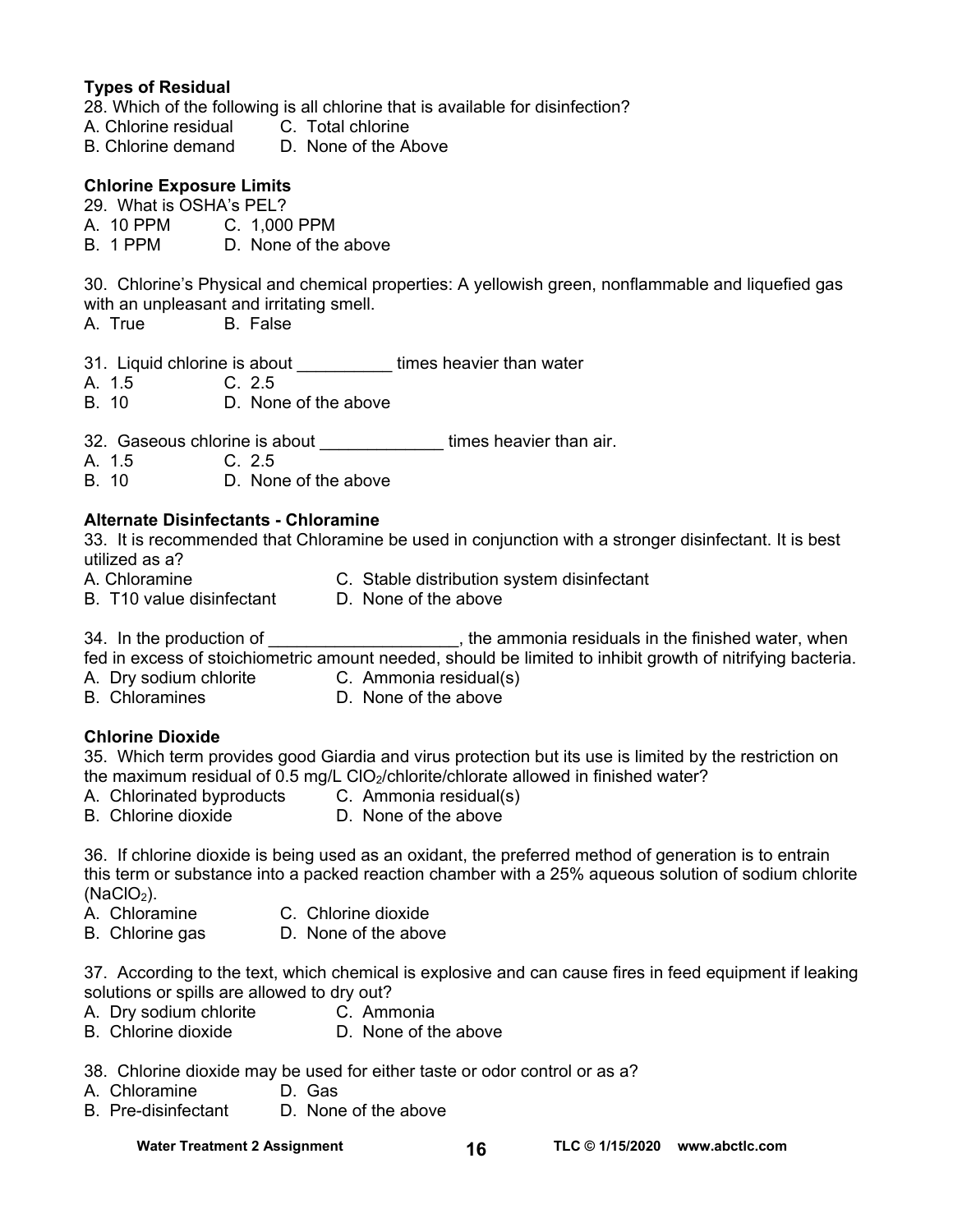**Types of Residual**

28. Which of the following is all chlorine that is available for disinfection?
A. Chlorine residual  C. Total chlorine
B. Chlorine demand  D. None of the Above

**Chlorine Exposure Limits**

29. What is OSHA's PEL?
A. 10 PPM  C. 1,000 PPM
B. 1 PPM  D. None of the above

30. Chlorine's Physical and chemical properties: A yellowish green, nonflammable and liquefied gas with an unpleasant and irritating smell.
A. True  B. False

31. Liquid chlorine is about __________ times heavier than water
A. 1.5  C. 2.5
B. 10  D. None of the above

32. Gaseous chlorine is about _____________ times heavier than air.
A. 1.5  C. 2.5
B. 10  D. None of the above

**Alternate Disinfectants - Chloramine**

33. It is recommended that Chloramine be used in conjunction with a stronger disinfectant. It is best utilized as a?
A. Chloramine  C. Stable distribution system disinfectant
B. T10 value disinfectant  D. None of the above

34. In the production of ____________________, the ammonia residuals in the finished water, when fed in excess of stoichiometric amount needed, should be limited to inhibit growth of nitrifying bacteria.
A. Dry sodium chlorite  C. Ammonia residual(s)
B. Chloramines  D. None of the above

**Chlorine Dioxide**

35. Which term provides good Giardia and virus protection but its use is limited by the restriction on the maximum residual of 0.5 mg/L $ClO_2$/chlorite/chlorate allowed in finished water?
A. Chlorinated byproducts  C. Ammonia residual(s)
B. Chlorine dioxide  D. None of the above

36. If chlorine dioxide is being used as an oxidant, the preferred method of generation is to entrain this term or substance into a packed reaction chamber with a 25% aqueous solution of sodium chlorite ($NaClO_2$).
A. Chloramine  C. Chlorine dioxide
B. Chlorine gas  D. None of the above

37. According to the text, which chemical is explosive and can cause fires in feed equipment if leaking solutions or spills are allowed to dry out?
A. Dry sodium chlorite  C. Ammonia
B. Chlorine dioxide  D. None of the above

38. Chlorine dioxide may be used for either taste or odor control or as a?
A. Chloramine  D. Gas
B. Pre-disinfectant  D. None of the above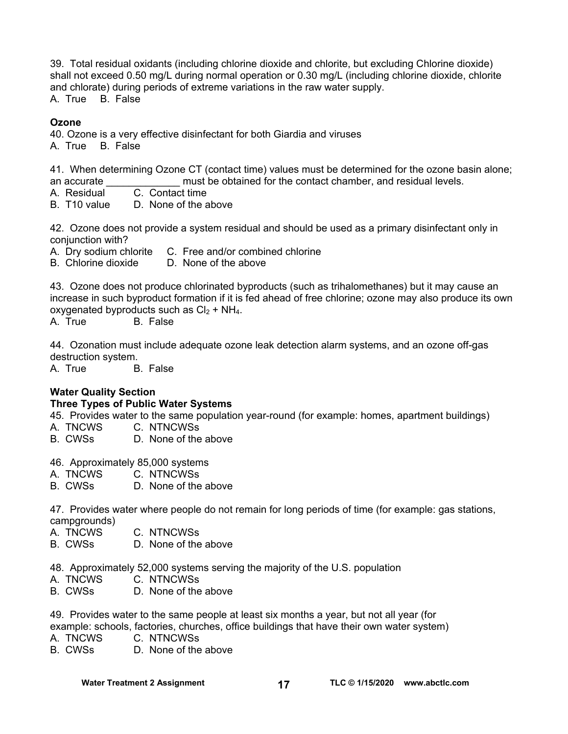39. Total residual oxidants (including chlorine dioxide and chlorite, but excluding Chlorine dioxide) shall not exceed 0.50 mg/L during normal operation or 0.30 mg/L (including chlorine dioxide, chlorite and chlorate) during periods of extreme variations in the raw water supply.
A. True  B. False

**Ozone**

40. Ozone is a very effective disinfectant for both Giardia and viruses
A. True  B. False

41. When determining Ozone CT (contact time) values must be determined for the ozone basin alone; an accurate _____________ must be obtained for the contact chamber, and residual levels.
A. Residual  C. Contact time
B. T10 value  D. None of the above

42. Ozone does not provide a system residual and should be used as a primary disinfectant only in conjunction with?
A. Dry sodium chlorite  C. Free and/or combined chlorine
B. Chlorine dioxide  D. None of the above

43. Ozone does not produce chlorinated byproducts (such as trihalomethanes) but it may cause an increase in such byproduct formation if it is fed ahead of free chlorine; ozone may also produce its own oxygenated byproducts such as $Cl_2$ + $NH_4$.
A. True  B. False

44. Ozonation must include adequate ozone leak detection alarm systems, and an ozone off-gas destruction system.
A. True  B. False

**Water Quality Section**

**Three Types of Public Water Systems**

45. Provides water to the same population year-round (for example: homes, apartment buildings)
A. TNCWS  C. NTNCWSs
B. CWSs  D. None of the above

46. Approximately 85,000 systems
A. TNCWS  C. NTNCWSs
B. CWSs  D. None of the above

47. Provides water where people do not remain for long periods of time (for example: gas stations, campgrounds)
A. TNCWS  C. NTNCWSs
B. CWSs  D. None of the above

48. Approximately 52,000 systems serving the majority of the U.S. population
A. TNCWS  C. NTNCWSs
B. CWSs  D. None of the above

49. Provides water to the same people at least six months a year, but not all year (for example: schools, factories, churches, office buildings that have their own water system)
A. TNCWS  C. NTNCWSs
B. CWSs  D. None of the above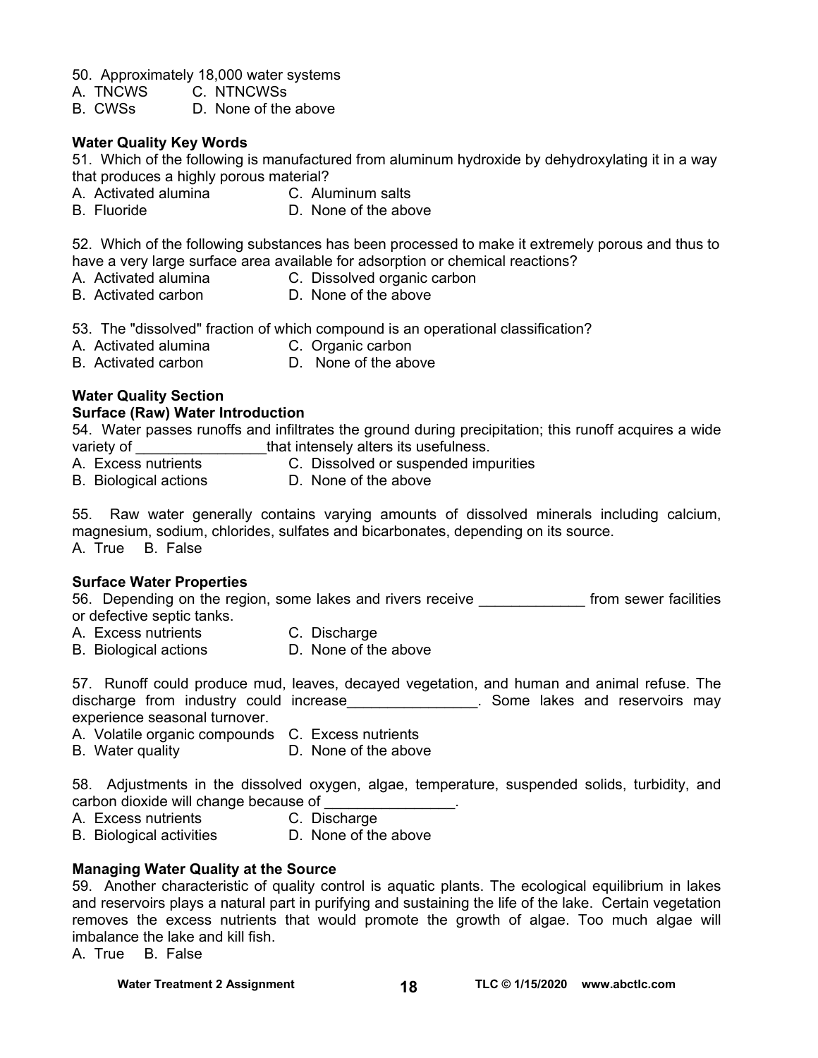50. Approximately 18,000 water systems

A. TNCWS  C. NTNCWSs

B. CWSs  D. None of the above

**Water Quality Key Words**

51. Which of the following is manufactured from aluminum hydroxide by dehydroxylating it in a way that produces a highly porous material?

A. Activated alumina  C. Aluminum salts

B. Fluoride  D. None of the above

52. Which of the following substances has been processed to make it extremely porous and thus to have a very large surface area available for adsorption or chemical reactions?

A. Activated alumina  C. Dissolved organic carbon

B. Activated carbon  D. None of the above

53. The "dissolved" fraction of which compound is an operational classification?

A. Activated alumina  C. Organic carbon

B. Activated carbon  D. None of the above

**Water Quality Section**

**Surface (Raw) Water Introduction**

54. Water passes runoffs and infiltrates the ground during precipitation; this runoff acquires a wide variety of ________________that intensely alters its usefulness.

A. Excess nutrients  C. Dissolved or suspended impurities

B. Biological actions  D. None of the above

55. Raw water generally contains varying amounts of dissolved minerals including calcium, magnesium, sodium, chlorides, sulfates and bicarbonates, depending on its source.

A. True  B. False

**Surface Water Properties**

56. Depending on the region, some lakes and rivers receive _____________ from sewer facilities or defective septic tanks.

A. Excess nutrients  C. Discharge

B. Biological actions  D. None of the above

57. Runoff could produce mud, leaves, decayed vegetation, and human and animal refuse. The discharge from industry could increase________________. Some lakes and reservoirs may experience seasonal turnover.

A. Volatile organic compounds  C. Excess nutrients

B. Water quality  D. None of the above

58. Adjustments in the dissolved oxygen, algae, temperature, suspended solids, turbidity, and carbon dioxide will change because of ________________.

A. Excess nutrients  C. Discharge

B. Biological activities  D. None of the above

**Managing Water Quality at the Source**

59. Another characteristic of quality control is aquatic plants. The ecological equilibrium in lakes and reservoirs plays a natural part in purifying and sustaining the life of the lake. Certain vegetation removes the excess nutrients that would promote the growth of algae. Too much algae will imbalance the lake and kill fish.

A. True  B. False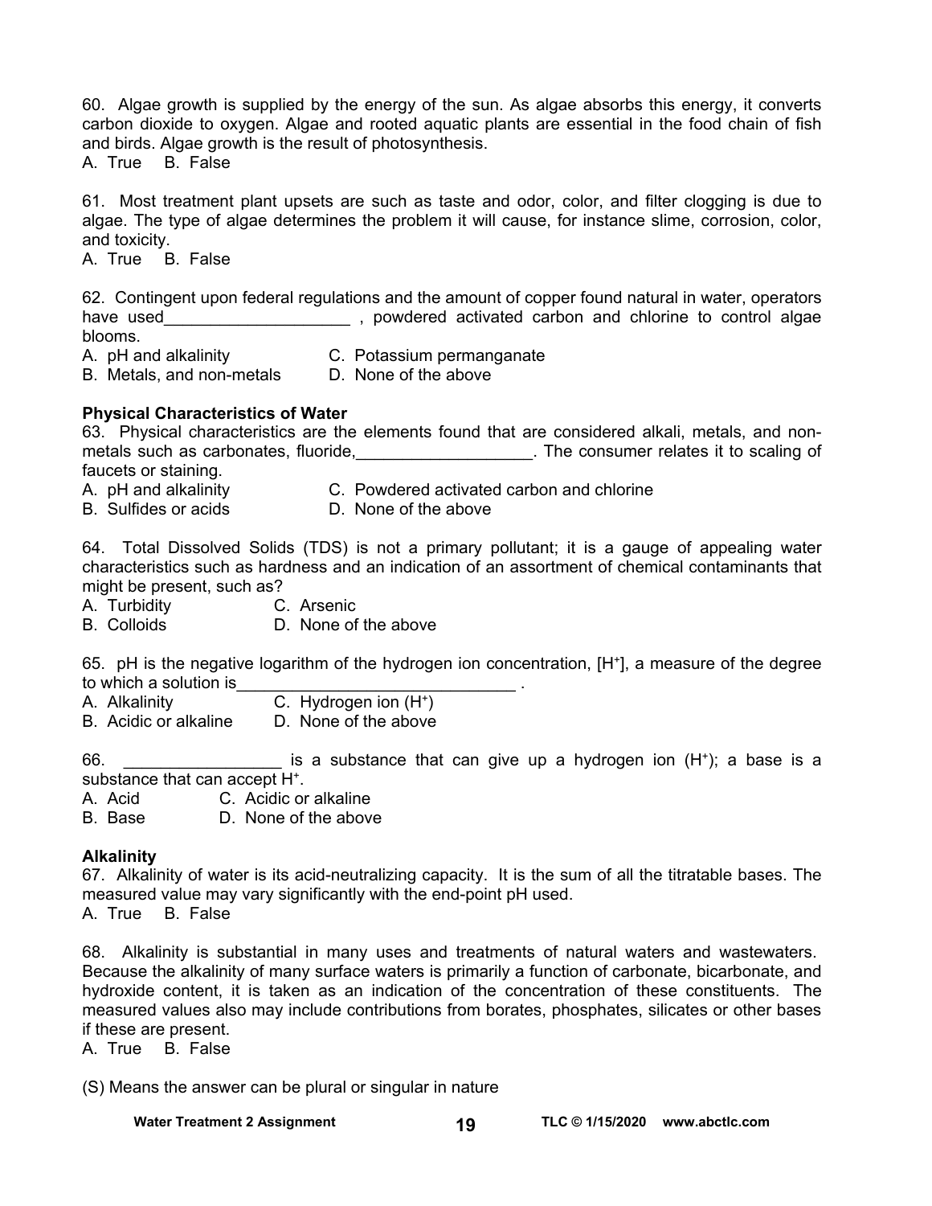60. Algae growth is supplied by the energy of the sun. As algae absorbs this energy, it converts carbon dioxide to oxygen. Algae and rooted aquatic plants are essential in the food chain of fish and birds. Algae growth is the result of photosynthesis.

A. True B. False

61. Most treatment plant upsets are such as taste and odor, color, and filter clogging is due to algae. The type of algae determines the problem it will cause, for instance slime, corrosion, color, and toxicity.

A. True B. False

62. Contingent upon federal regulations and the amount of copper found natural in water, operators have used____________________ , powdered activated carbon and chlorine to control algae blooms.

A. pH and alkalinity  
B. Metals, and non-metals  
C. Potassium permanganate  
D. None of the above

**Physical Characteristics of Water**

63. Physical characteristics are the elements found that are considered alkali, metals, and non-metals such as carbonates, fluoride,___________________. The consumer relates it to scaling of faucets or staining.

A. pH and alkalinity  
B. Sulfides or acids  
C. Powdered activated carbon and chlorine  
D. None of the above

64. Total Dissolved Solids (TDS) is not a primary pollutant; it is a gauge of appealing water characteristics such as hardness and an indication of an assortment of chemical contaminants that might be present, such as?

A. Turbidity  
B. Colloids  
C. Arsenic  
D. None of the above

65. pH is the negative logarithm of the hydrogen ion concentration, $[H^+]$, a measure of the degree to which a solution is_______________________________ .

A. Alkalinity  
B. Acidic or alkaline  
C. Hydrogen ion ($H^+$)  
D. None of the above

66. _________________ is a substance that can give up a hydrogen ion ($H^+$); a base is a substance that can accept $H^+$.

A. Acid  
B. Base  
C. Acidic or alkaline  
D. None of the above

**Alkalinity**

67. Alkalinity of water is its acid-neutralizing capacity. It is the sum of all the titratable bases. The measured value may vary significantly with the end-point pH used.

A. True B. False

68. Alkalinity is substantial in many uses and treatments of natural waters and wastewaters. Because the alkalinity of many surface waters is primarily a function of carbonate, bicarbonate, and hydroxide content, it is taken as an indication of the concentration of these constituents. The measured values also may include contributions from borates, phosphates, silicates or other bases if these are present.

A. True B. False

(S) Means the answer can be plural or singular in nature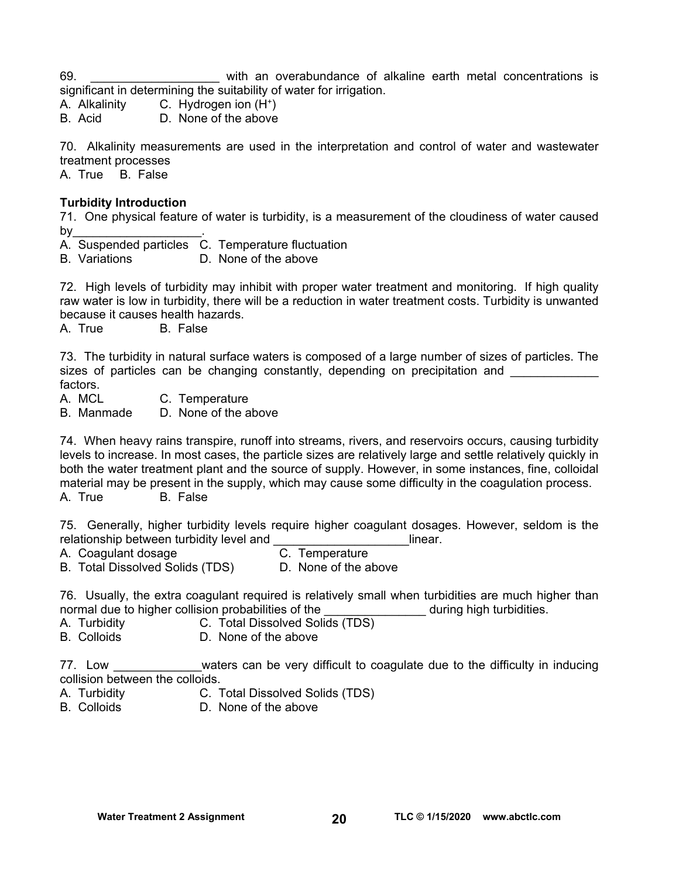69. ___________________ with an overabundance of alkaline earth metal concentrations is significant in determining the suitability of water for irrigation.

A. Alkalinity  C. Hydrogen ion ($H^+$)
B. Acid  D. None of the above

70. Alkalinity measurements are used in the interpretation and control of water and wastewater treatment processes

A. True  B. False

**Turbidity Introduction**

71. One physical feature of water is turbidity, is a measurement of the cloudiness of water caused by___________________.

A. Suspended particles  C. Temperature fluctuation
B. Variations  D. None of the above

72. High levels of turbidity may inhibit with proper water treatment and monitoring. If high quality raw water is low in turbidity, there will be a reduction in water treatment costs. Turbidity is unwanted because it causes health hazards.

A. True  B. False

73. The turbidity in natural surface waters is composed of a large number of sizes of particles. The sizes of particles can be changing constantly, depending on precipitation and _____________ factors.

A. MCL  C. Temperature
B. Manmade  D. None of the above

74. When heavy rains transpire, runoff into streams, rivers, and reservoirs occurs, causing turbidity levels to increase. In most cases, the particle sizes are relatively large and settle relatively quickly in both the water treatment plant and the source of supply. However, in some instances, fine, colloidal material may be present in the supply, which may cause some difficulty in the coagulation process.

A. True  B. False

75. Generally, higher turbidity levels require higher coagulant dosages. However, seldom is the relationship between turbidity level and ____________________linear.

A. Coagulant dosage  C. Temperature
B. Total Dissolved Solids (TDS)  D. None of the above

76. Usually, the extra coagulant required is relatively small when turbidities are much higher than normal due to higher collision probabilities of the _______________ during high turbidities.

A. Turbidity  C. Total Dissolved Solids (TDS)
B. Colloids  D. None of the above

77. Low _____________waters can be very difficult to coagulate due to the difficulty in inducing collision between the colloids.

A. Turbidity  C. Total Dissolved Solids (TDS)
B. Colloids  D. None of the above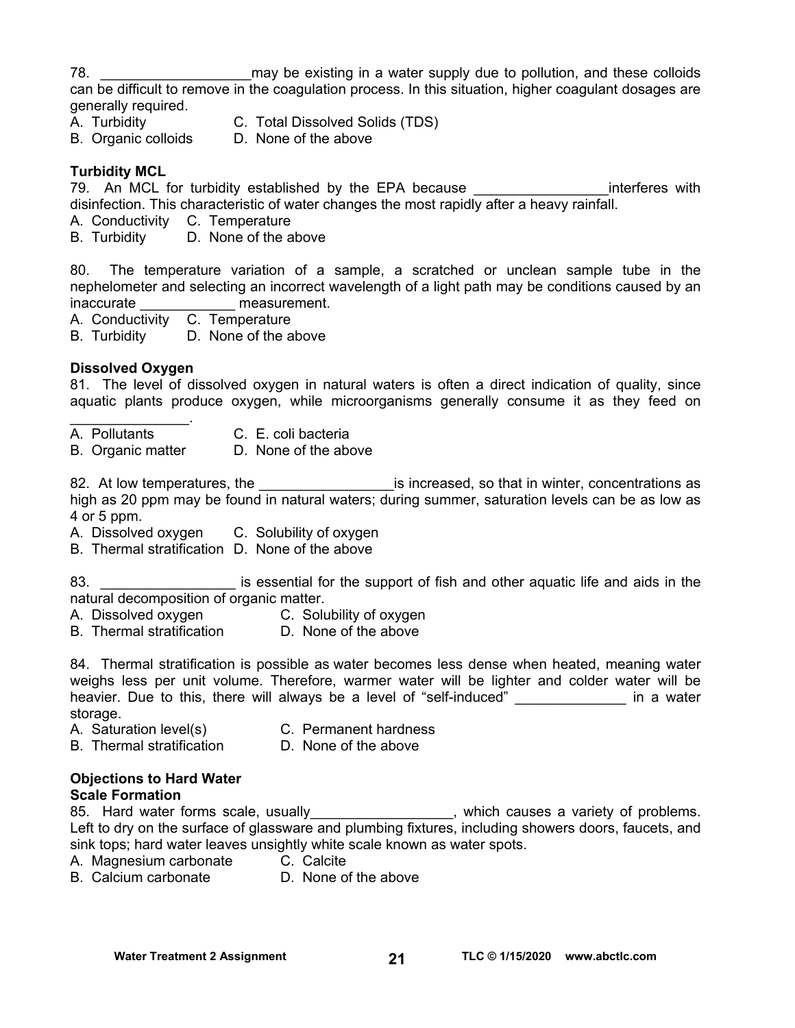78. ___________________may be existing in a water supply due to pollution, and these colloids can be difficult to remove in the coagulation process. In this situation, higher coagulant dosages are generally required.
A. Turbidity C. Total Dissolved Solids (TDS)
B. Organic colloids D. None of the above

**Turbidity MCL**
79. An MCL for turbidity established by the EPA because _________________interferes with disinfection. This characteristic of water changes the most rapidly after a heavy rainfall.
A. Conductivity C. Temperature
B. Turbidity D. None of the above

80. The temperature variation of a sample, a scratched or unclean sample tube in the nephelometer and selecting an incorrect wavelength of a light path may be conditions caused by an inaccurate ____________ measurement.
A. Conductivity C. Temperature
B. Turbidity D. None of the above

**Dissolved Oxygen**
81. The level of dissolved oxygen in natural waters is often a direct indication of quality, since aquatic plants produce oxygen, while microorganisms generally consume it as they feed on _______________.
A. Pollutants C. E. coli bacteria
B. Organic matter D. None of the above

82. At low temperatures, the _________________is increased, so that in winter, concentrations as high as 20 ppm may be found in natural waters; during summer, saturation levels can be as low as 4 or 5 ppm.
A. Dissolved oxygen C. Solubility of oxygen
B. Thermal stratification D. None of the above

83. _________________ is essential for the support of fish and other aquatic life and aids in the natural decomposition of organic matter.
A. Dissolved oxygen C. Solubility of oxygen
B. Thermal stratification D. None of the above

84. Thermal stratification is possible as water becomes less dense when heated, meaning water weighs less per unit volume. Therefore, warmer water will be lighter and colder water will be heavier. Due to this, there will always be a level of "self-induced" ______________ in a water storage.
A. Saturation level(s) C. Permanent hardness
B. Thermal stratification D. None of the above

**Objections to Hard Water**
**Scale Formation**
85. Hard water forms scale, usually__________________, which causes a variety of problems. Left to dry on the surface of glassware and plumbing fixtures, including showers doors, faucets, and sink tops; hard water leaves unsightly white scale known as water spots.
A. Magnesium carbonate C. Calcite
B. Calcium carbonate D. None of the above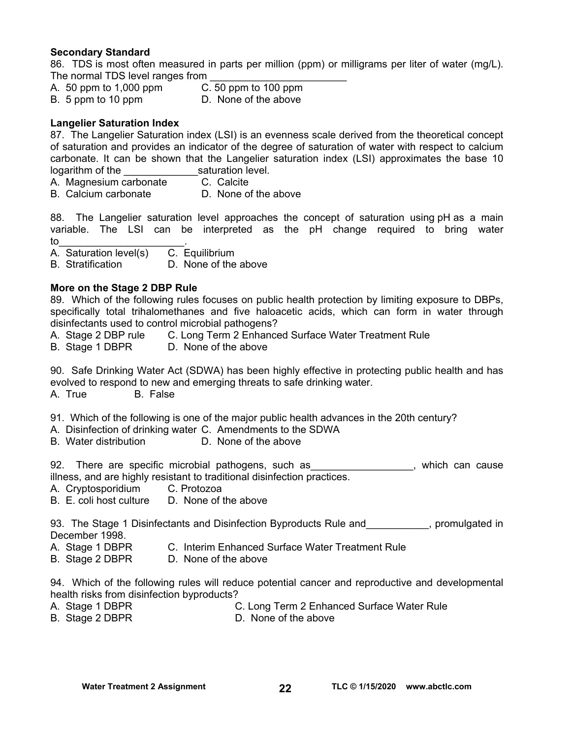**Secondary Standard**

86. TDS is most often measured in parts per million (ppm) or milligrams per liter of water (mg/L). The normal TDS level ranges from ________________________

A. 50 ppm to 1,000 ppm  C. 50 ppm to 100 ppm
B. 5 ppm to 10 ppm  D. None of the above

**Langelier Saturation Index**

87. The Langelier Saturation index (LSI) is an evenness scale derived from the theoretical concept of saturation and provides an indicator of the degree of saturation of water with respect to calcium carbonate. It can be shown that the Langelier saturation index (LSI) approximates the base 10 logarithm of the _____________saturation level.

A. Magnesium carbonate  C. Calcite
B. Calcium carbonate  D. None of the above

88. The Langelier saturation level approaches the concept of saturation using pH as a main variable. The LSI can be interpreted as the pH change required to bring water to_____________________.

A. Saturation level(s)  C. Equilibrium
B. Stratification  D. None of the above

**More on the Stage 2 DBP Rule**

89. Which of the following rules focuses on public health protection by limiting exposure to DBPs, specifically total trihalomethanes and five haloacetic acids, which can form in water through disinfectants used to control microbial pathogens?

A. Stage 2 DBP rule  C. Long Term 2 Enhanced Surface Water Treatment Rule
B. Stage 1 DBPR  D. None of the above

90. Safe Drinking Water Act (SDWA) has been highly effective in protecting public health and has evolved to respond to new and emerging threats to safe drinking water.

A. True  B. False

91. Which of the following is one of the major public health advances in the 20th century?

A. Disinfection of drinking water  C. Amendments to the SDWA
B. Water distribution  D. None of the above

92. There are specific microbial pathogens, such as_________________, which can cause illness, and are highly resistant to traditional disinfection practices.

A. Cryptosporidium  C. Protozoa
B. E. coli host culture  D. None of the above

93. The Stage 1 Disinfectants and Disinfection Byproducts Rule and___________, promulgated in December 1998.

A. Stage 1 DBPR  C. Interim Enhanced Surface Water Treatment Rule
B. Stage 2 DBPR  D. None of the above

94. Which of the following rules will reduce potential cancer and reproductive and developmental health risks from disinfection byproducts?

A. Stage 1 DBPR  C. Long Term 2 Enhanced Surface Water Rule
B. Stage 2 DBPR  D. None of the above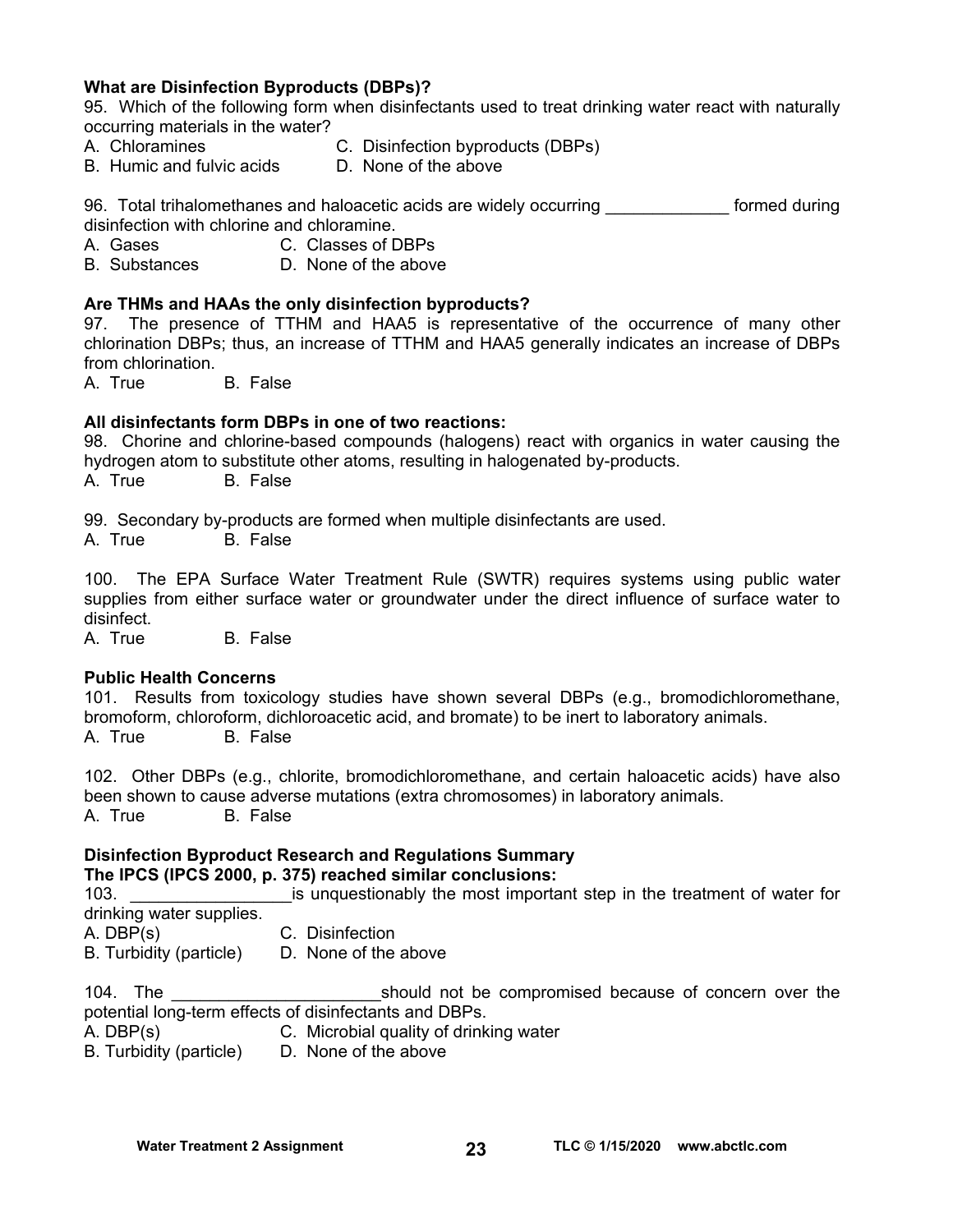**What are Disinfection Byproducts (DBPs)?**

95. Which of the following form when disinfectants used to treat drinking water react with naturally occurring materials in the water?

A. Chloramines
B. Humic and fulvic acids
C. Disinfection byproducts (DBPs)
D. None of the above

96. Total trihalomethanes and haloacetic acids are widely occurring _____________ formed during disinfection with chlorine and chloramine.

A. Gases
B. Substances
C. Classes of DBPs
D. None of the above

**Are THMs and HAAs the only disinfection byproducts?**

97. The presence of TTHM and HAA5 is representative of the occurrence of many other chlorination DBPs; thus, an increase of TTHM and HAA5 generally indicates an increase of DBPs from chlorination.

A. True B. False

**All disinfectants form DBPs in one of two reactions:**

98. Chorine and chlorine-based compounds (halogens) react with organics in water causing the hydrogen atom to substitute other atoms, resulting in halogenated by-products.

A. True B. False

99. Secondary by-products are formed when multiple disinfectants are used.

A. True B. False

100. The EPA Surface Water Treatment Rule (SWTR) requires systems using public water supplies from either surface water or groundwater under the direct influence of surface water to disinfect.

A. True B. False

**Public Health Concerns**

101. Results from toxicology studies have shown several DBPs (e.g., bromodichloromethane, bromoform, chloroform, dichloroacetic acid, and bromate) to be inert to laboratory animals.

A. True B. False

102. Other DBPs (e.g., chlorite, bromodichloromethane, and certain haloacetic acids) have also been shown to cause adverse mutations (extra chromosomes) in laboratory animals.

A. True B. False

**Disinfection Byproduct Research and Regulations Summary**
**The IPCS (IPCS 2000, p. 375) reached similar conclusions:**

103. _________________is unquestionably the most important step in the treatment of water for drinking water supplies.

A. DBP(s)
B. Turbidity (particle)
C. Disinfection
D. None of the above

104. The ______________________should not be compromised because of concern over the potential long-term effects of disinfectants and DBPs.

A. DBP(s)
B. Turbidity (particle)
C. Microbial quality of drinking water
D. None of the above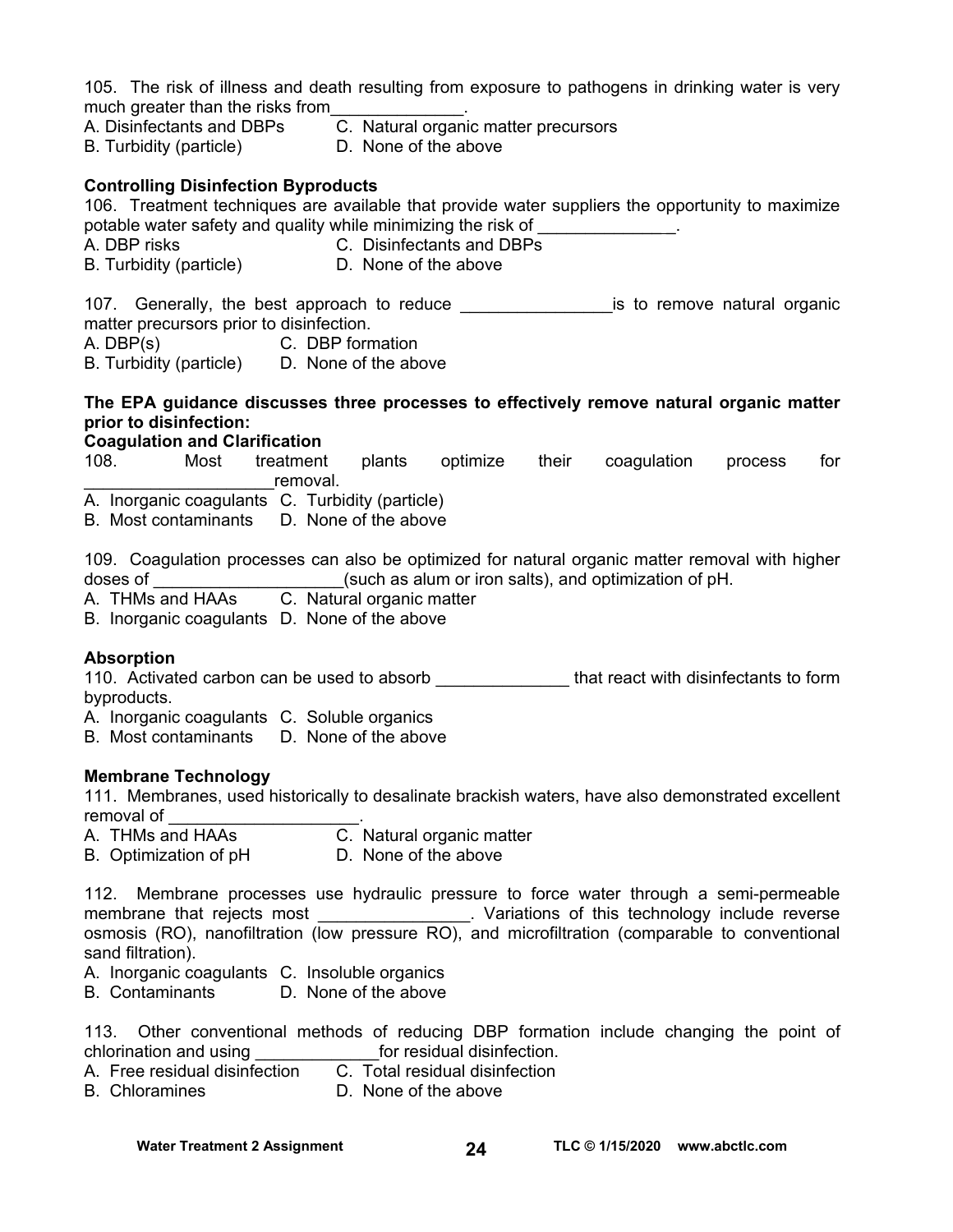105. The risk of illness and death resulting from exposure to pathogens in drinking water is very much greater than the risks from______________.

A. Disinfectants and DBPs  
B. Turbidity (particle)  
C. Natural organic matter precursors  
D. None of the above

**Controlling Disinfection Byproducts**

106. Treatment techniques are available that provide water suppliers the opportunity to maximize potable water safety and quality while minimizing the risk of ______________.

A. DBP risks  
B. Turbidity (particle)  
C. Disinfectants and DBPs  
D. None of the above

107. Generally, the best approach to reduce ________________is to remove natural organic matter precursors prior to disinfection.

A. DBP(s)  
B. Turbidity (particle)  
C. DBP formation  
D. None of the above

**The EPA guidance discusses three processes to effectively remove natural organic matter prior to disinfection:**

**Coagulation and Clarification**

108. Most treatment plants optimize their coagulation process for ____________________removal.

A. Inorganic coagulants  
B. Most contaminants  
C. Turbidity (particle)  
D. None of the above

109. Coagulation processes can also be optimized for natural organic matter removal with higher doses of ____________________(such as alum or iron salts), and optimization of pH.

A. THMs and HAAs  
B. Inorganic coagulants  
C. Natural organic matter  
D. None of the above

**Absorption**

110. Activated carbon can be used to absorb ______________ that react with disinfectants to form byproducts.

A. Inorganic coagulants  
B. Most contaminants  
C. Soluble organics  
D. None of the above

**Membrane Technology**

111. Membranes, used historically to desalinate brackish waters, have also demonstrated excellent removal of ____________________.

A. THMs and HAAs  
B. Optimization of pH  
C. Natural organic matter  
D. None of the above

112. Membrane processes use hydraulic pressure to force water through a semi-permeable membrane that rejects most ________________. Variations of this technology include reverse osmosis (RO), nanofiltration (low pressure RO), and microfiltration (comparable to conventional sand filtration).

A. Inorganic coagulants  
B. Contaminants  
C. Insoluble organics  
D. None of the above

113. Other conventional methods of reducing DBP formation include changing the point of chlorination and using _____________for residual disinfection.

A. Free residual disinfection  
B. Chloramines  
C. Total residual disinfection  
D. None of the above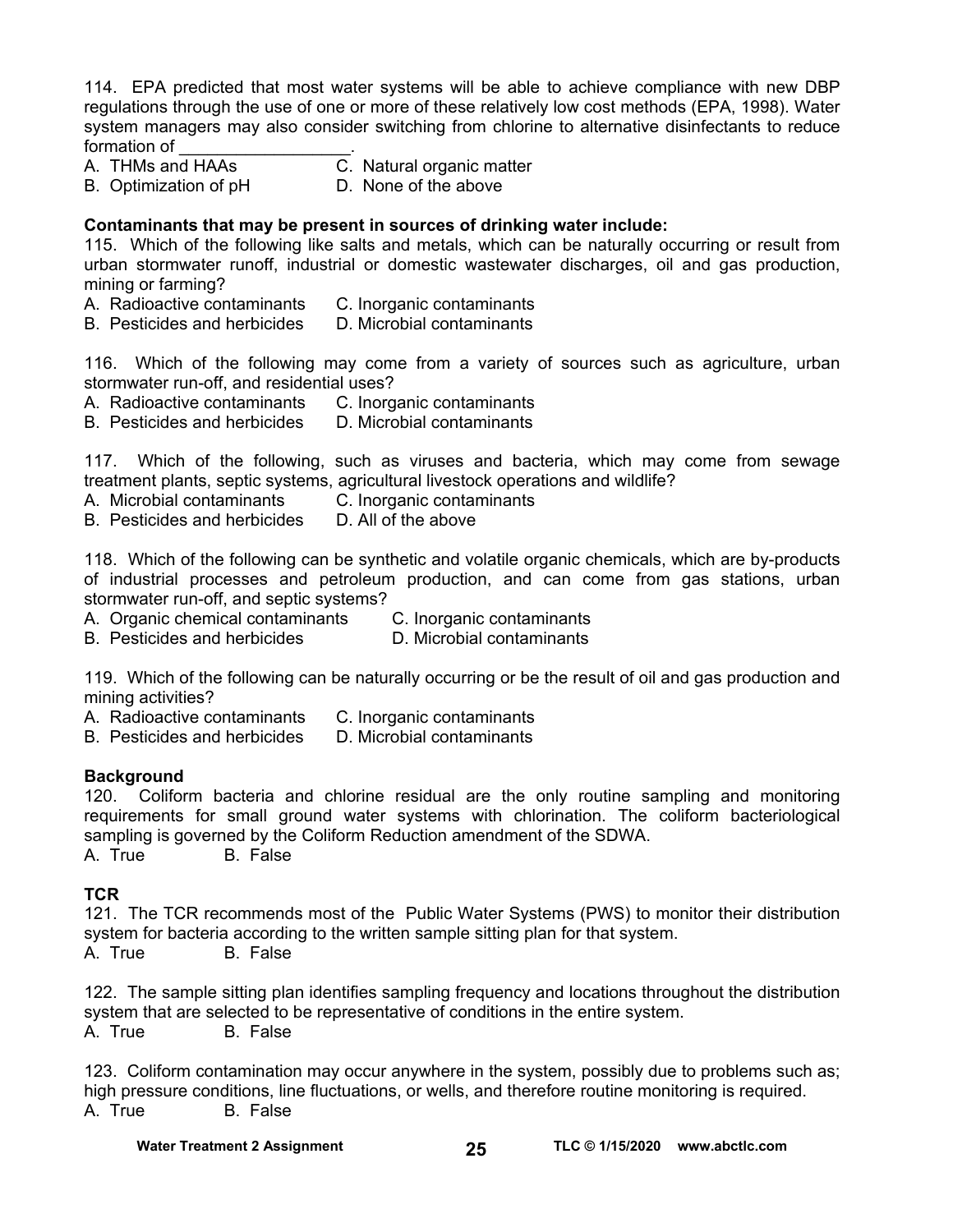114. EPA predicted that most water systems will be able to achieve compliance with new DBP regulations through the use of one or more of these relatively low cost methods (EPA, 1998). Water system managers may also consider switching from chlorine to alternative disinfectants to reduce formation of _________________.

A. THMs and HAAs  C. Natural organic matter
B. Optimization of pH  D. None of the above

**Contaminants that may be present in sources of drinking water include:**

115. Which of the following like salts and metals, which can be naturally occurring or result from urban stormwater runoff, industrial or domestic wastewater discharges, oil and gas production, mining or farming?

A. Radioactive contaminants  C. Inorganic contaminants
B. Pesticides and herbicides  D. Microbial contaminants

116. Which of the following may come from a variety of sources such as agriculture, urban stormwater run-off, and residential uses?

A. Radioactive contaminants  C. Inorganic contaminants
B. Pesticides and herbicides  D. Microbial contaminants

117. Which of the following, such as viruses and bacteria, which may come from sewage treatment plants, septic systems, agricultural livestock operations and wildlife?

A. Microbial contaminants  C. Inorganic contaminants
B. Pesticides and herbicides  D. All of the above

118. Which of the following can be synthetic and volatile organic chemicals, which are by-products of industrial processes and petroleum production, and can come from gas stations, urban stormwater run-off, and septic systems?

A. Organic chemical contaminants  C. Inorganic contaminants
B. Pesticides and herbicides  D. Microbial contaminants

119. Which of the following can be naturally occurring or be the result of oil and gas production and mining activities?

A. Radioactive contaminants  C. Inorganic contaminants
B. Pesticides and herbicides  D. Microbial contaminants

**Background**

120. Coliform bacteria and chlorine residual are the only routine sampling and monitoring requirements for small ground water systems with chlorination. The coliform bacteriological sampling is governed by the Coliform Reduction amendment of the SDWA.

A. True  B. False

**TCR**

121. The TCR recommends most of the Public Water Systems (PWS) to monitor their distribution system for bacteria according to the written sample sitting plan for that system.

A. True  B. False

122. The sample sitting plan identifies sampling frequency and locations throughout the distribution system that are selected to be representative of conditions in the entire system.

A. True  B. False

123. Coliform contamination may occur anywhere in the system, possibly due to problems such as; high pressure conditions, line fluctuations, or wells, and therefore routine monitoring is required.

A. True  B. False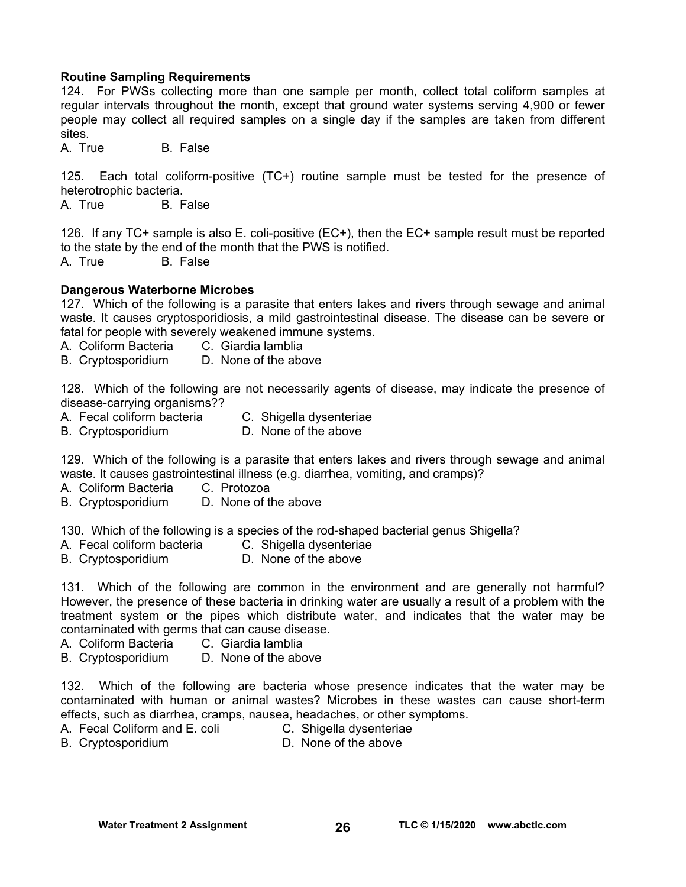**Routine Sampling Requirements**

124. For PWSs collecting more than one sample per month, collect total coliform samples at regular intervals throughout the month, except that ground water systems serving 4,900 or fewer people may collect all required samples on a single day if the samples are taken from different sites.

A. True B. False

125. Each total coliform-positive (TC+) routine sample must be tested for the presence of heterotrophic bacteria.

A. True B. False

126. If any TC+ sample is also E. coli-positive (EC+), then the EC+ sample result must be reported to the state by the end of the month that the PWS is notified.

A. True B. False

**Dangerous Waterborne Microbes**

127. Which of the following is a parasite that enters lakes and rivers through sewage and animal waste. It causes cryptosporidiosis, a mild gastrointestinal disease. The disease can be severe or fatal for people with severely weakened immune systems.

A. Coliform Bacteria C. Giardia lamblia
B. Cryptosporidium D. None of the above

128. Which of the following are not necessarily agents of disease, may indicate the presence of disease-carrying organisms??

A. Fecal coliform bacteria C. Shigella dysenteriae
B. Cryptosporidium D. None of the above

129. Which of the following is a parasite that enters lakes and rivers through sewage and animal waste. It causes gastrointestinal illness (e.g. diarrhea, vomiting, and cramps)?

A. Coliform Bacteria C. Protozoa
B. Cryptosporidium D. None of the above

130. Which of the following is a species of the rod-shaped bacterial genus Shigella?

A. Fecal coliform bacteria C. Shigella dysenteriae
B. Cryptosporidium D. None of the above

131. Which of the following are common in the environment and are generally not harmful? However, the presence of these bacteria in drinking water are usually a result of a problem with the treatment system or the pipes which distribute water, and indicates that the water may be contaminated with germs that can cause disease.

A. Coliform Bacteria C. Giardia lamblia
B. Cryptosporidium D. None of the above

132. Which of the following are bacteria whose presence indicates that the water may be contaminated with human or animal wastes? Microbes in these wastes can cause short-term effects, such as diarrhea, cramps, nausea, headaches, or other symptoms.

A. Fecal Coliform and E. coli C. Shigella dysenteriae
B. Cryptosporidium D. None of the above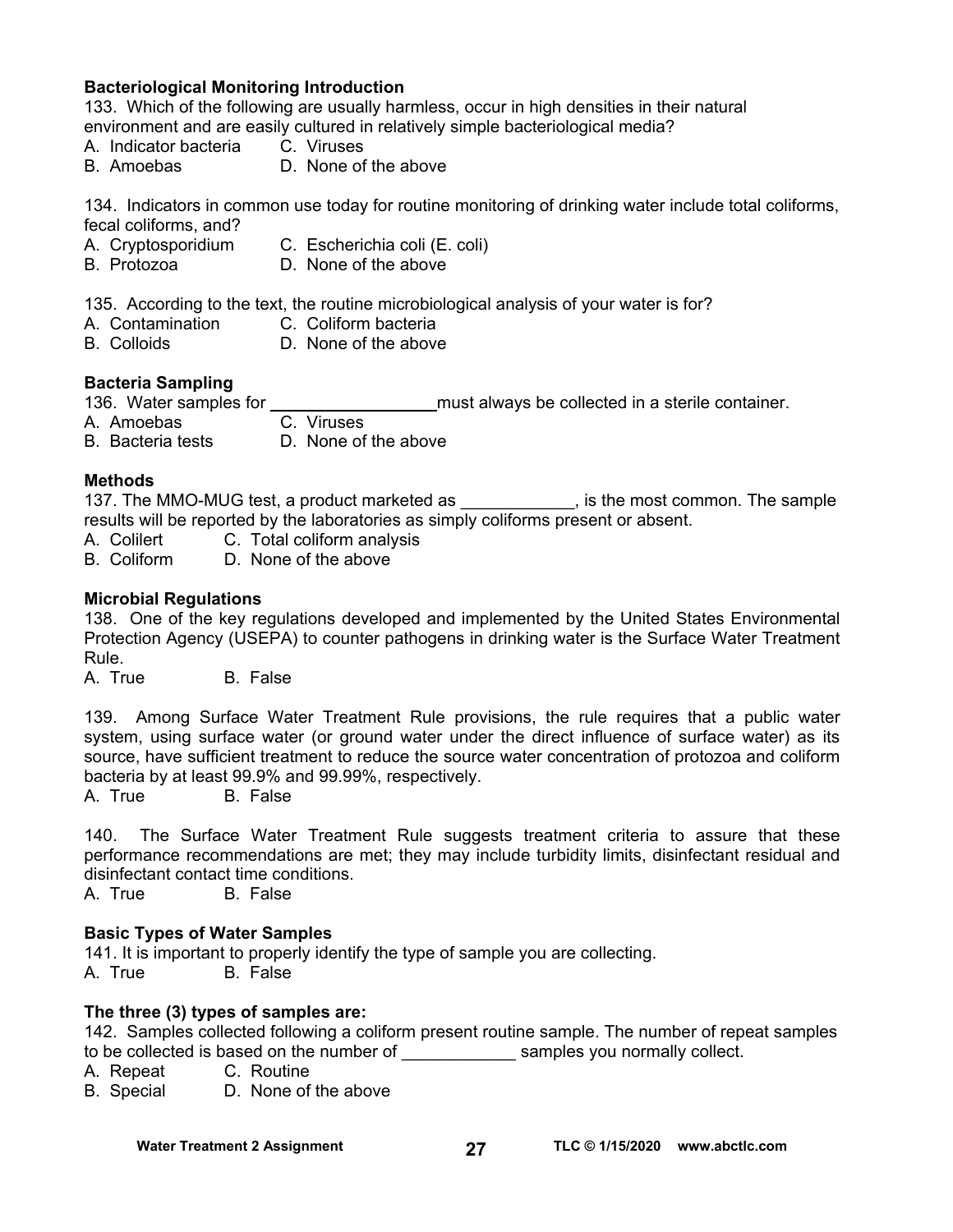**Bacteriological Monitoring Introduction**

133. Which of the following are usually harmless, occur in high densities in their natural environment and are easily cultured in relatively simple bacteriological media?

A. Indicator bacteria  C. Viruses
B. Amoebas  D. None of the above

134. Indicators in common use today for routine monitoring of drinking water include total coliforms, fecal coliforms, and?

A. Cryptosporidium  C. Escherichia coli (E. coli)
B. Protozoa  D. None of the above

135. According to the text, the routine microbiological analysis of your water is for?

A. Contamination  C. Coliform bacteria
B. Colloids  D. None of the above

**Bacteria Sampling**

136. Water samples for ________________ must always be collected in a sterile container.

A. Amoebas  C. Viruses
B. Bacteria tests  D. None of the above

**Methods**

137. The MMO-MUG test, a product marketed as ____________, is the most common. The sample results will be reported by the laboratories as simply coliforms present or absent.

A. Colilert  C. Total coliform analysis
B. Coliform  D. None of the above

**Microbial Regulations**

138. One of the key regulations developed and implemented by the United States Environmental Protection Agency (USEPA) to counter pathogens in drinking water is the Surface Water Treatment Rule.

A. True  B. False

139. Among Surface Water Treatment Rule provisions, the rule requires that a public water system, using surface water (or ground water under the direct influence of surface water) as its source, have sufficient treatment to reduce the source water concentration of protozoa and coliform bacteria by at least 99.9% and 99.99%, respectively.

A. True  B. False

140. The Surface Water Treatment Rule suggests treatment criteria to assure that these performance recommendations are met; they may include turbidity limits, disinfectant residual and disinfectant contact time conditions.

A. True  B. False

**Basic Types of Water Samples**

141. It is important to properly identify the type of sample you are collecting.

A. True  B. False

**The three (3) types of samples are:**

142. Samples collected following a coliform present routine sample. The number of repeat samples to be collected is based on the number of ____________ samples you normally collect.

A. Repeat  C. Routine
B. Special  D. None of the above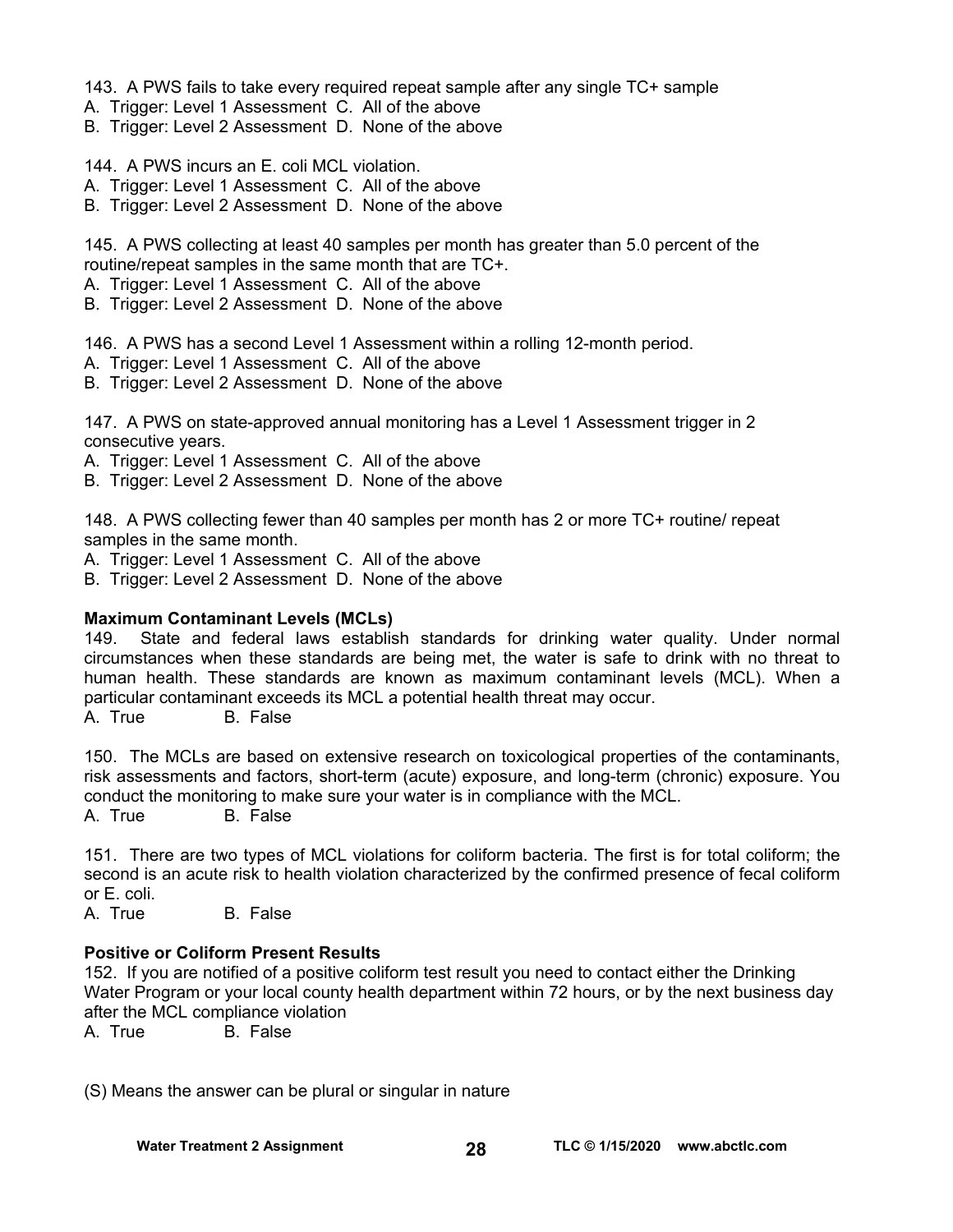143. A PWS fails to take every required repeat sample after any single TC+ sample
A. Trigger: Level 1 Assessment C. All of the above
B. Trigger: Level 2 Assessment D. None of the above

144. A PWS incurs an E. coli MCL violation.
A. Trigger: Level 1 Assessment C. All of the above
B. Trigger: Level 2 Assessment D. None of the above

145. A PWS collecting at least 40 samples per month has greater than 5.0 percent of the routine/repeat samples in the same month that are TC+.
A. Trigger: Level 1 Assessment C. All of the above
B. Trigger: Level 2 Assessment D. None of the above

146. A PWS has a second Level 1 Assessment within a rolling 12-month period.
A. Trigger: Level 1 Assessment C. All of the above
B. Trigger: Level 2 Assessment D. None of the above

147. A PWS on state-approved annual monitoring has a Level 1 Assessment trigger in 2 consecutive years.
A. Trigger: Level 1 Assessment C. All of the above
B. Trigger: Level 2 Assessment D. None of the above

148. A PWS collecting fewer than 40 samples per month has 2 or more TC+ routine/ repeat samples in the same month.
A. Trigger: Level 1 Assessment C. All of the above
B. Trigger: Level 2 Assessment D. None of the above

**Maximum Contaminant Levels (MCLs)**

149. State and federal laws establish standards for drinking water quality. Under normal circumstances when these standards are being met, the water is safe to drink with no threat to human health. These standards are known as maximum contaminant levels (MCL). When a particular contaminant exceeds its MCL a potential health threat may occur.
A. True B. False

150. The MCLs are based on extensive research on toxicological properties of the contaminants, risk assessments and factors, short-term (acute) exposure, and long-term (chronic) exposure. You conduct the monitoring to make sure your water is in compliance with the MCL.
A. True B. False

151. There are two types of MCL violations for coliform bacteria. The first is for total coliform; the second is an acute risk to health violation characterized by the confirmed presence of fecal coliform or E. coli.
A. True B. False

**Positive or Coliform Present Results**

152. If you are notified of a positive coliform test result you need to contact either the Drinking Water Program or your local county health department within 72 hours, or by the next business day after the MCL compliance violation
A. True B. False

(S) Means the answer can be plural or singular in nature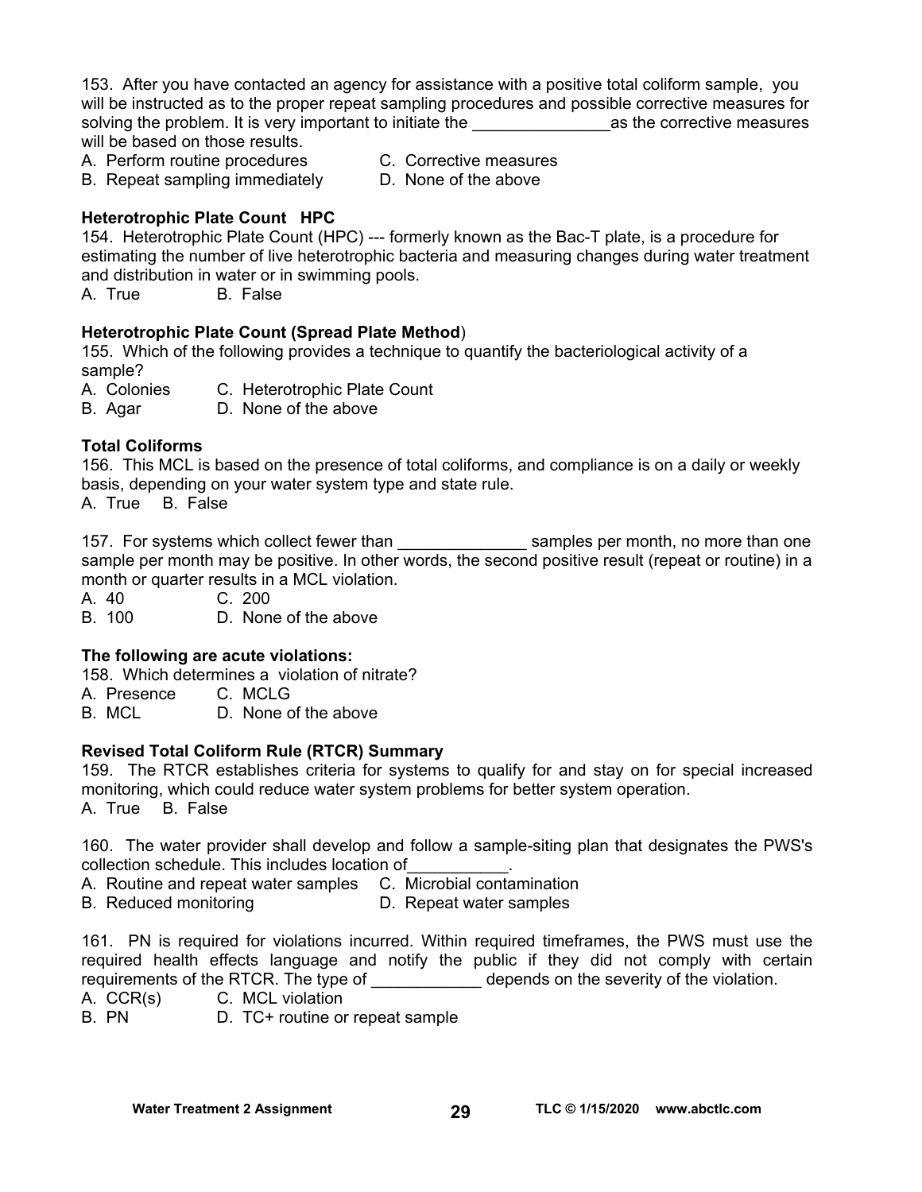153. After you have contacted an agency for assistance with a positive total coliform sample, you will be instructed as to the proper repeat sampling procedures and possible corrective measures for solving the problem. It is very important to initiate the _______________as the corrective measures will be based on those results.

A. Perform routine procedures
B. Repeat sampling immediately
C. Corrective measures
D. None of the above

**Heterotrophic Plate Count HPC**

154. Heterotrophic Plate Count (HPC) --- formerly known as the Bac-T plate, is a procedure for estimating the number of live heterotrophic bacteria and measuring changes during water treatment and distribution in water or in swimming pools.

A. True B. False

**Heterotrophic Plate Count (Spread Plate Method**)

155. Which of the following provides a technique to quantify the bacteriological activity of a sample?

A. Colonies
B. Agar
C. Heterotrophic Plate Count
D. None of the above

**Total Coliforms**

156. This MCL is based on the presence of total coliforms, and compliance is on a daily or weekly basis, depending on your water system type and state rule.

A. True B. False

157. For systems which collect fewer than ______________ samples per month, no more than one sample per month may be positive. In other words, the second positive result (repeat or routine) in a month or quarter results in a MCL violation.

A. 40
B. 100
C. 200
D. None of the above

**The following are acute violations:**

158. Which determines a violation of nitrate?

A. Presence
B. MCL
C. MCLG
D. None of the above

**Revised Total Coliform Rule (RTCR) Summary**

159. The RTCR establishes criteria for systems to qualify for and stay on for special increased monitoring, which could reduce water system problems for better system operation.

A. True B. False

160. The water provider shall develop and follow a sample-siting plan that designates the PWS's collection schedule. This includes location of___________.

A. Routine and repeat water samples
B. Reduced monitoring
C. Microbial contamination
D. Repeat water samples

161. PN is required for violations incurred. Within required timeframes, the PWS must use the required health effects language and notify the public if they did not comply with certain requirements of the RTCR. The type of ____________ depends on the severity of the violation.

A. CCR(s)
B. PN
C. MCL violation
D. TC+ routine or repeat sample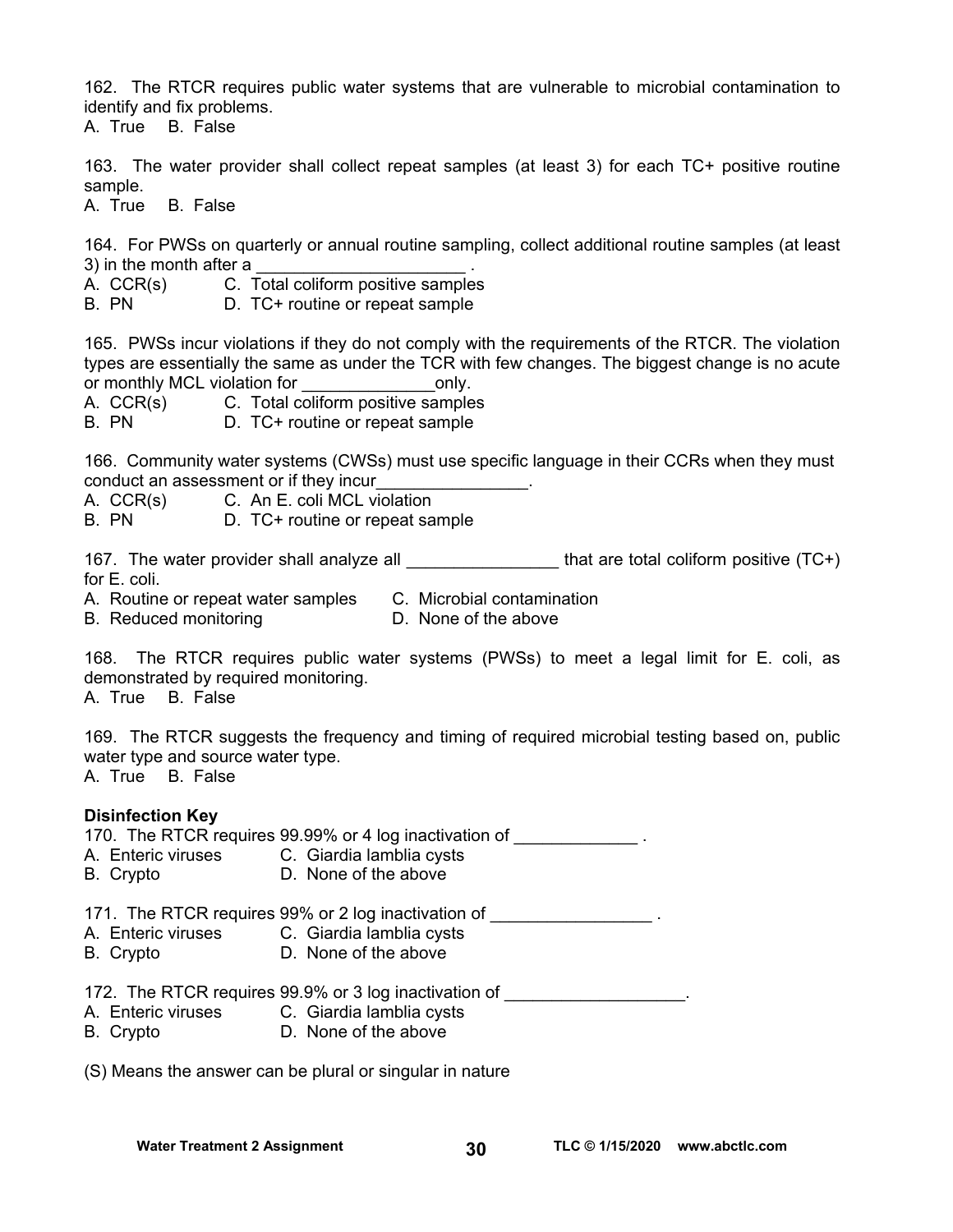162. The RTCR requires public water systems that are vulnerable to microbial contamination to identify and fix problems.
A. True B. False

163. The water provider shall collect repeat samples (at least 3) for each TC+ positive routine sample.
A. True B. False

164. For PWSs on quarterly or annual routine sampling, collect additional routine samples (at least 3) in the month after a ______________________ .
A. CCR(s) C. Total coliform positive samples
B. PN D. TC+ routine or repeat sample

165. PWSs incur violations if they do not comply with the requirements of the RTCR. The violation types are essentially the same as under the TCR with few changes. The biggest change is no acute or monthly MCL violation for ______________only.
A. CCR(s) C. Total coliform positive samples
B. PN D. TC+ routine or repeat sample

166. Community water systems (CWSs) must use specific language in their CCRs when they must conduct an assessment or if they incur________________.
A. CCR(s) C. An E. coli MCL violation
B. PN D. TC+ routine or repeat sample

167. The water provider shall analyze all ________________ that are total coliform positive (TC+) for E. coli.
A. Routine or repeat water samples C. Microbial contamination
B. Reduced monitoring D. None of the above

168. The RTCR requires public water systems (PWSs) to meet a legal limit for E. coli, as demonstrated by required monitoring.
A. True B. False

169. The RTCR suggests the frequency and timing of required microbial testing based on, public water type and source water type.
A. True B. False

**Disinfection Key**

170. The RTCR requires 99.99% or 4 log inactivation of _____________ .
A. Enteric viruses C. Giardia lamblia cysts
B. Crypto D. None of the above

171. The RTCR requires 99% or 2 log inactivation of _________________ .
A. Enteric viruses C. Giardia lamblia cysts
B. Crypto D. None of the above

172. The RTCR requires 99.9% or 3 log inactivation of ___________________.
A. Enteric viruses C. Giardia lamblia cysts
B. Crypto D. None of the above

(S) Means the answer can be plural or singular in nature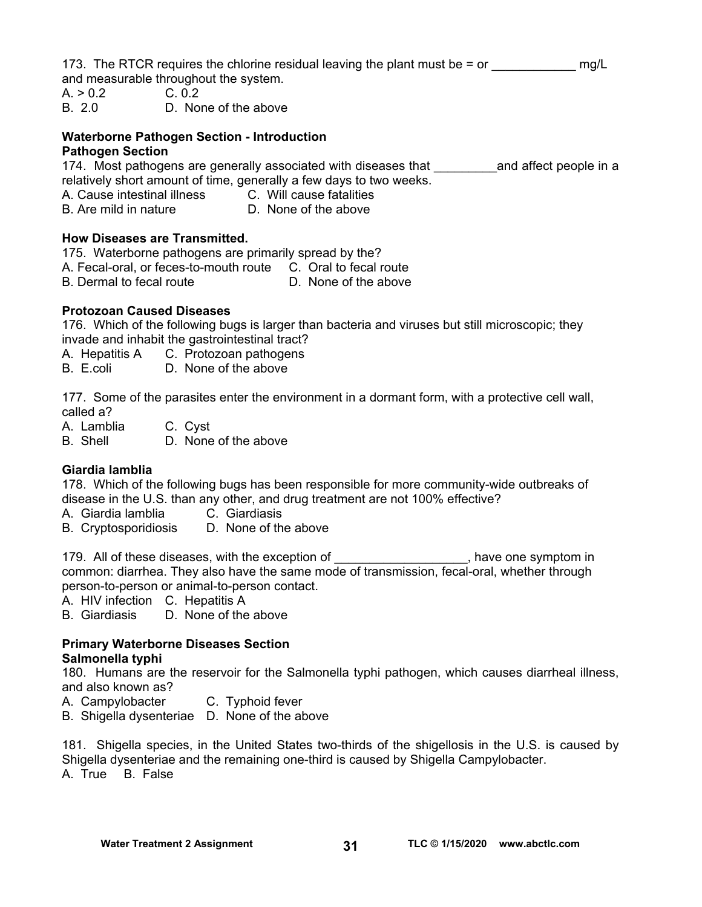173. The RTCR requires the chlorine residual leaving the plant must be = or ____________ mg/L and measurable throughout the system.
A. > 0.2  C. 0.2
B. 2.0  D. None of the above

**Waterborne Pathogen Section - Introduction**
**Pathogen Section**
174. Most pathogens are generally associated with diseases that _________and affect people in a relatively short amount of time, generally a few days to two weeks.
A. Cause intestinal illness  C. Will cause fatalities
B. Are mild in nature  D. None of the above

**How Diseases are Transmitted.**
175. Waterborne pathogens are primarily spread by the?
A. Fecal-oral, or feces-to-mouth route  C. Oral to fecal route
B. Dermal to fecal route  D. None of the above

**Protozoan Caused Diseases**
176. Which of the following bugs is larger than bacteria and viruses but still microscopic; they invade and inhabit the gastrointestinal tract?
A. Hepatitis A  C. Protozoan pathogens
B. E.coli  D. None of the above

177. Some of the parasites enter the environment in a dormant form, with a protective cell wall, called a?
A. Lamblia  C. Cyst
B. Shell  D. None of the above

**Giardia lamblia**
178. Which of the following bugs has been responsible for more community-wide outbreaks of disease in the U.S. than any other, and drug treatment are not 100% effective?
A. Giardia lamblia  C. Giardiasis
B. Cryptosporidiosis  D. None of the above

179. All of these diseases, with the exception of ___________________, have one symptom in common: diarrhea. They also have the same mode of transmission, fecal-oral, whether through person-to-person or animal-to-person contact.
A. HIV infection  C. Hepatitis A
B. Giardiasis  D. None of the above

**Primary Waterborne Diseases Section**
**Salmonella typhi**
180. Humans are the reservoir for the Salmonella typhi pathogen, which causes diarrheal illness, and also known as?
A. Campylobacter  C. Typhoid fever
B. Shigella dysenteriae  D. None of the above

181. Shigella species, in the United States two-thirds of the shigellosis in the U.S. is caused by Shigella dysenteriae and the remaining one-third is caused by Shigella Campylobacter.
A. True  B. False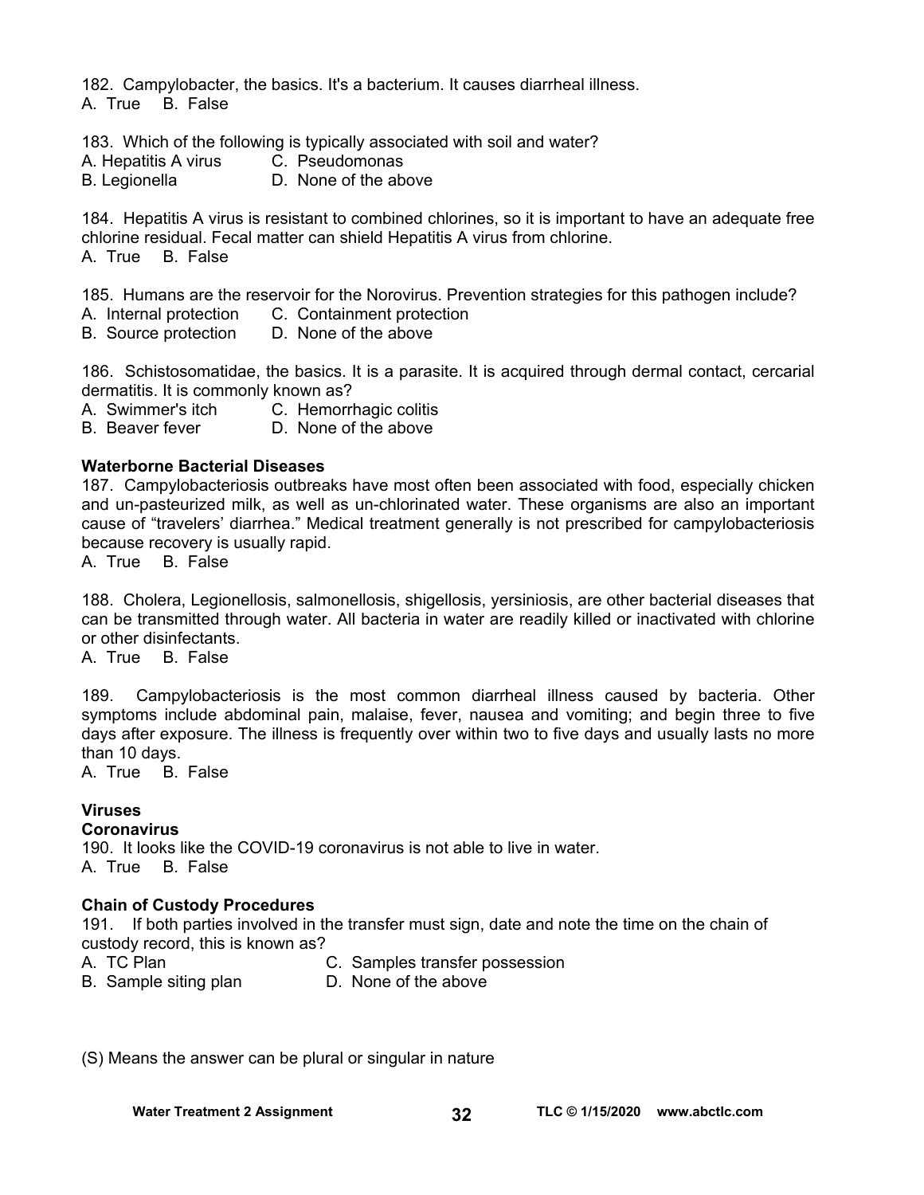182. Campylobacter, the basics. It's a bacterium. It causes diarrheal illness.
A. True B. False

183. Which of the following is typically associated with soil and water?
A. Hepatitis A virus C. Pseudomonas
B. Legionella D. None of the above

184. Hepatitis A virus is resistant to combined chlorines, so it is important to have an adequate free chlorine residual. Fecal matter can shield Hepatitis A virus from chlorine.
A. True B. False

185. Humans are the reservoir for the Norovirus. Prevention strategies for this pathogen include?
A. Internal protection C. Containment protection
B. Source protection D. None of the above

186. Schistosomatidae, the basics. It is a parasite. It is acquired through dermal contact, cercarial dermatitis. It is commonly known as?
A. Swimmer's itch C. Hemorrhagic colitis
B. Beaver fever D. None of the above

**Waterborne Bacterial Diseases**

187. Campylobacteriosis outbreaks have most often been associated with food, especially chicken and un-pasteurized milk, as well as un-chlorinated water. These organisms are also an important cause of "travelers' diarrhea." Medical treatment generally is not prescribed for campylobacteriosis because recovery is usually rapid.
A. True B. False

188. Cholera, Legionellosis, salmonellosis, shigellosis, yersiniosis, are other bacterial diseases that can be transmitted through water. All bacteria in water are readily killed or inactivated with chlorine or other disinfectants.
A. True B. False

189. Campylobacteriosis is the most common diarrheal illness caused by bacteria. Other symptoms include abdominal pain, malaise, fever, nausea and vomiting; and begin three to five days after exposure. The illness is frequently over within two to five days and usually lasts no more than 10 days.
A. True B. False

**Viruses**

**Coronavirus**

190. It looks like the COVID-19 coronavirus is not able to live in water.
A. True B. False

**Chain of Custody Procedures**

191. If both parties involved in the transfer must sign, date and note the time on the chain of custody record, this is known as?
A. TC Plan C. Samples transfer possession
B. Sample siting plan D. None of the above

(S) Means the answer can be plural or singular in nature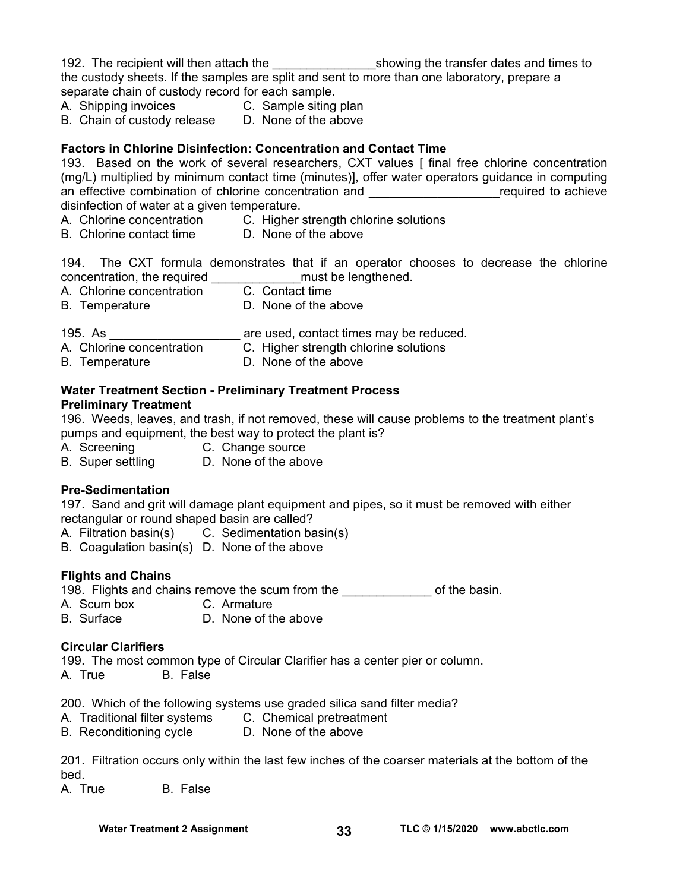192. The recipient will then attach the _______________showing the transfer dates and times to the custody sheets. If the samples are split and sent to more than one laboratory, prepare a separate chain of custody record for each sample.

A. Shipping invoices  C. Sample siting plan
B. Chain of custody release  D. None of the above

**Factors in Chlorine Disinfection: Concentration and Contact Time**

193. Based on the work of several researchers, CXT values [ final free chlorine concentration (mg/L) multiplied by minimum contact time (minutes)], offer water operators guidance in computing an effective combination of chlorine concentration and ___________________required to achieve disinfection of water at a given temperature.

A. Chlorine concentration  C. Higher strength chlorine solutions
B. Chlorine contact time  D. None of the above

194. The CXT formula demonstrates that if an operator chooses to decrease the chlorine concentration, the required _____________must be lengthened.

A. Chlorine concentration  C. Contact time
B. Temperature  D. None of the above

195. As ___________________ are used, contact times may be reduced.

A. Chlorine concentration  C. Higher strength chlorine solutions
B. Temperature  D. None of the above

**Water Treatment Section - Preliminary Treatment Process**

**Preliminary Treatment**

196. Weeds, leaves, and trash, if not removed, these will cause problems to the treatment plant's pumps and equipment, the best way to protect the plant is?

A. Screening  C. Change source
B. Super settling  D. None of the above

**Pre-Sedimentation**

197. Sand and grit will damage plant equipment and pipes, so it must be removed with either rectangular or round shaped basin are called?

A. Filtration basin(s)  C. Sedimentation basin(s)
B. Coagulation basin(s)  D. None of the above

**Flights and Chains**

198. Flights and chains remove the scum from the _____________ of the basin.

A. Scum box  C. Armature
B. Surface  D. None of the above

**Circular Clarifiers**

199. The most common type of Circular Clarifier has a center pier or column.

A. True  B. False

200. Which of the following systems use graded silica sand filter media?

A. Traditional filter systems  C. Chemical pretreatment
B. Reconditioning cycle  D. None of the above

201. Filtration occurs only within the last few inches of the coarser materials at the bottom of the bed.

A. True  B. False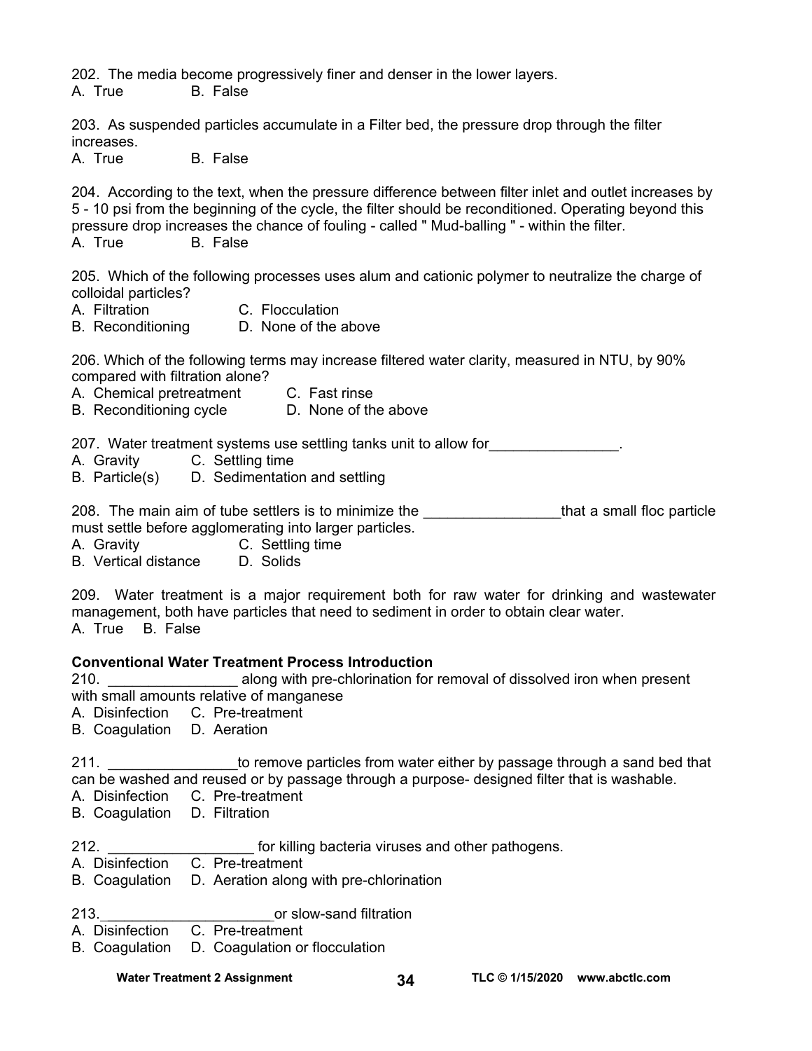202. The media become progressively finer and denser in the lower layers.
A. True B. False

203. As suspended particles accumulate in a Filter bed, the pressure drop through the filter increases.
A. True B. False

204. According to the text, when the pressure difference between filter inlet and outlet increases by 5 - 10 psi from the beginning of the cycle, the filter should be reconditioned. Operating beyond this pressure drop increases the chance of fouling - called " Mud-balling " - within the filter.
A. True B. False

205. Which of the following processes uses alum and cationic polymer to neutralize the charge of colloidal particles?
A. Filtration C. Flocculation
B. Reconditioning D. None of the above

206. Which of the following terms may increase filtered water clarity, measured in NTU, by 90% compared with filtration alone?
A. Chemical pretreatment C. Fast rinse
B. Reconditioning cycle D. None of the above

207. Water treatment systems use settling tanks unit to allow for________________.
A. Gravity C. Settling time
B. Particle(s) D. Sedimentation and settling

208. The main aim of tube settlers is to minimize the _________________that a small floc particle must settle before agglomerating into larger particles.
A. Gravity C. Settling time
B. Vertical distance D. Solids

209. Water treatment is a major requirement both for raw water for drinking and wastewater management, both have particles that need to sediment in order to obtain clear water.
A. True B. False

**Conventional Water Treatment Process Introduction**

210. ________________ along with pre-chlorination for removal of dissolved iron when present with small amounts relative of manganese
A. Disinfection C. Pre-treatment
B. Coagulation D. Aeration

211. ________________to remove particles from water either by passage through a sand bed that can be washed and reused or by passage through a purpose- designed filter that is washable.
A. Disinfection C. Pre-treatment
B. Coagulation D. Filtration

212. __________________ for killing bacteria viruses and other pathogens.
A. Disinfection C. Pre-treatment
B. Coagulation D. Aeration along with pre-chlorination

213.______________________or slow-sand filtration
A. Disinfection C. Pre-treatment
B. Coagulation D. Coagulation or flocculation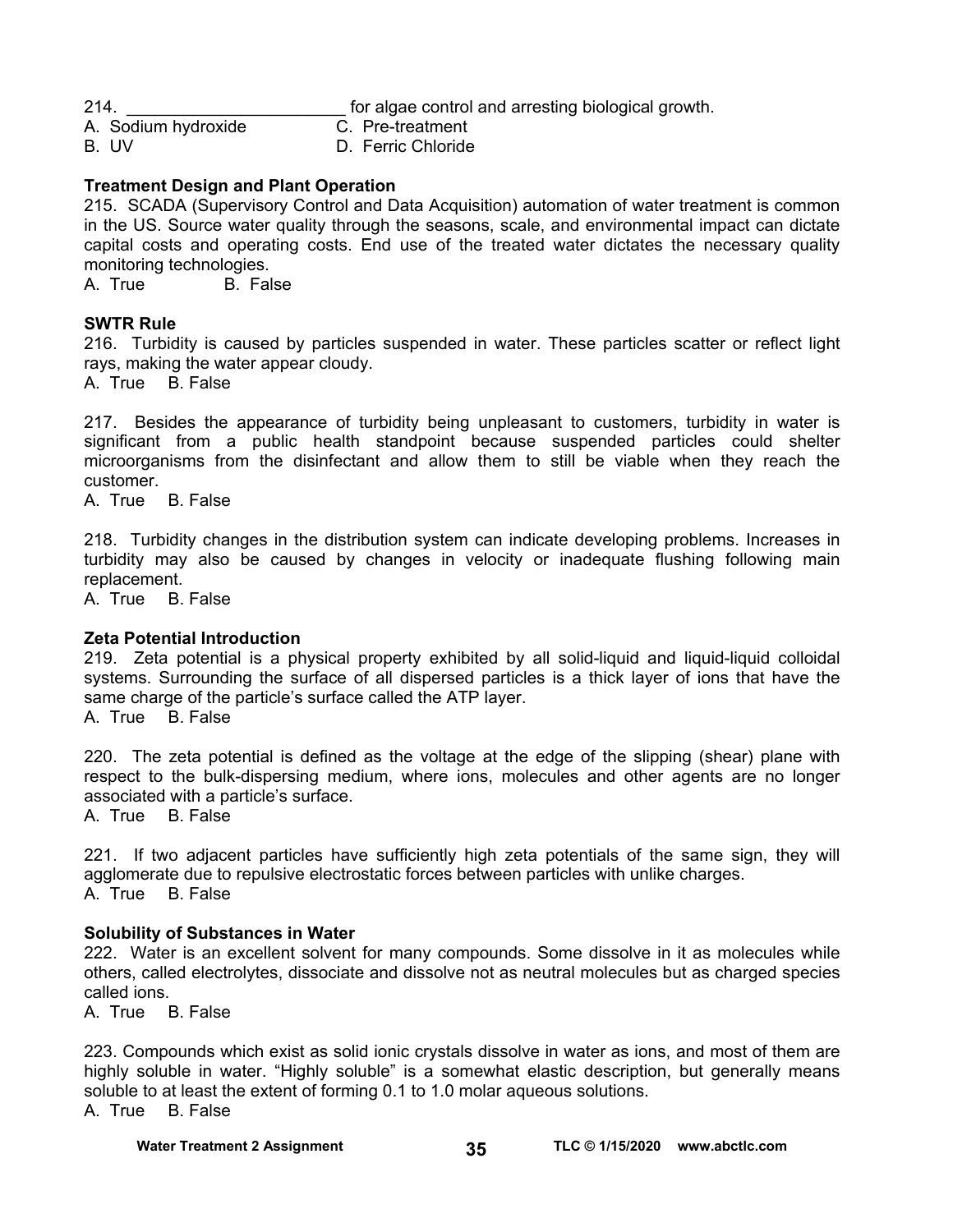214. _______________________ for algae control and arresting biological growth.
A. Sodium hydroxide   C. Pre-treatment
B. UV   D. Ferric Chloride

**Treatment Design and Plant Operation**

215. SCADA (Supervisory Control and Data Acquisition) automation of water treatment is common in the US. Source water quality through the seasons, scale, and environmental impact can dictate capital costs and operating costs. End use of the treated water dictates the necessary quality monitoring technologies.
A. True   B. False

**SWTR Rule**

216. Turbidity is caused by particles suspended in water. These particles scatter or reflect light rays, making the water appear cloudy.
A. True   B. False

217. Besides the appearance of turbidity being unpleasant to customers, turbidity in water is significant from a public health standpoint because suspended particles could shelter microorganisms from the disinfectant and allow them to still be viable when they reach the customer.
A. True   B. False

218. Turbidity changes in the distribution system can indicate developing problems. Increases in turbidity may also be caused by changes in velocity or inadequate flushing following main replacement.
A. True   B. False

**Zeta Potential Introduction**

219. Zeta potential is a physical property exhibited by all solid-liquid and liquid-liquid colloidal systems. Surrounding the surface of all dispersed particles is a thick layer of ions that have the same charge of the particle's surface called the ATP layer.
A. True   B. False

220. The zeta potential is defined as the voltage at the edge of the slipping (shear) plane with respect to the bulk-dispersing medium, where ions, molecules and other agents are no longer associated with a particle's surface.
A. True   B. False

221. If two adjacent particles have sufficiently high zeta potentials of the same sign, they will agglomerate due to repulsive electrostatic forces between particles with unlike charges.
A. True   B. False

**Solubility of Substances in Water**

222. Water is an excellent solvent for many compounds. Some dissolve in it as molecules while others, called electrolytes, dissociate and dissolve not as neutral molecules but as charged species called ions.
A. True   B. False

223. Compounds which exist as solid ionic crystals dissolve in water as ions, and most of them are highly soluble in water. "Highly soluble" is a somewhat elastic description, but generally means soluble to at least the extent of forming 0.1 to 1.0 molar aqueous solutions.
A. True   B. False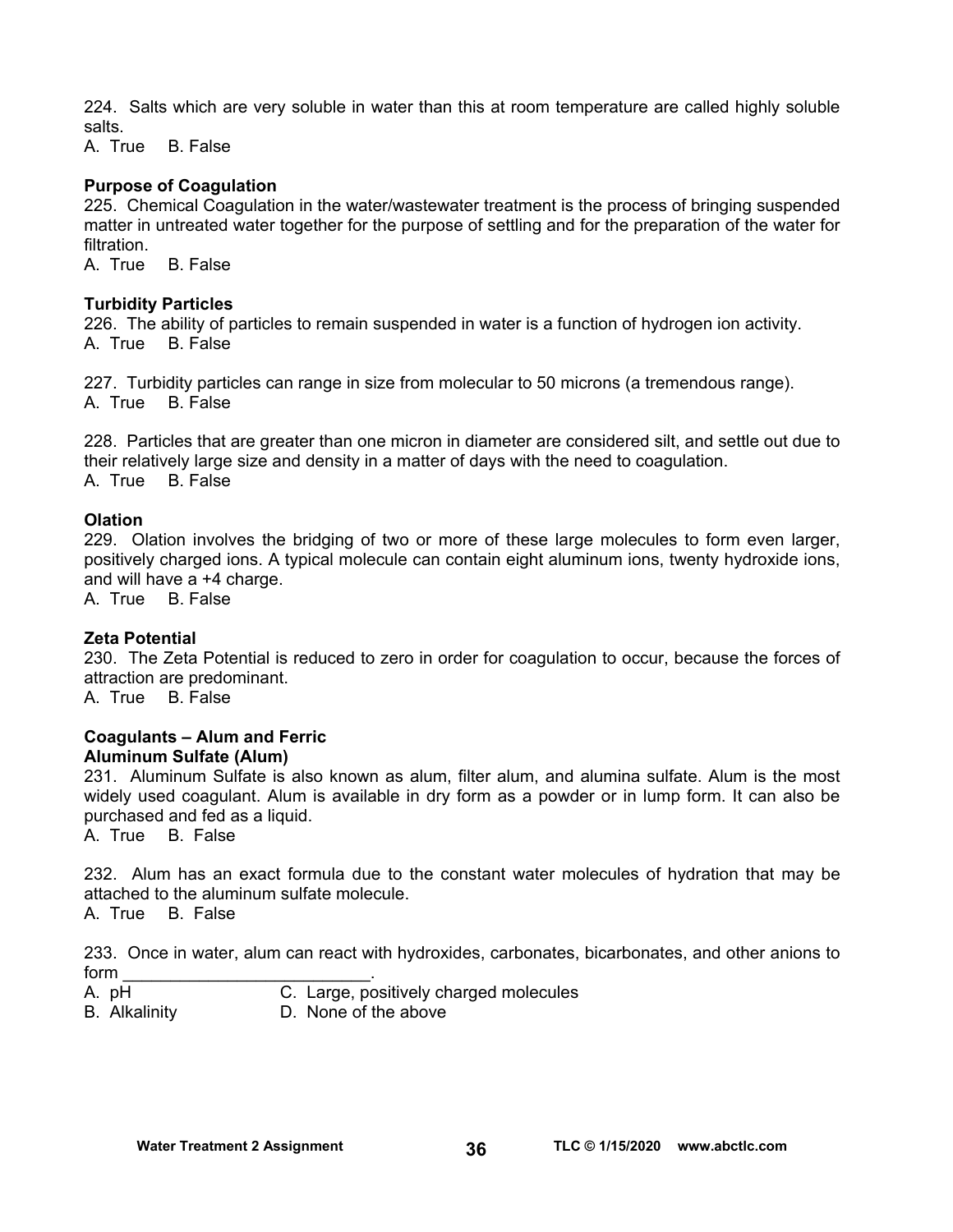224. Salts which are very soluble in water than this at room temperature are called highly soluble salts.
A. True B. False

**Purpose of Coagulation**

225. Chemical Coagulation in the water/wastewater treatment is the process of bringing suspended matter in untreated water together for the purpose of settling and for the preparation of the water for filtration.
A. True B. False

**Turbidity Particles**

226. The ability of particles to remain suspended in water is a function of hydrogen ion activity.
A. True B. False

227. Turbidity particles can range in size from molecular to 50 microns (a tremendous range).
A. True B. False

228. Particles that are greater than one micron in diameter are considered silt, and settle out due to their relatively large size and density in a matter of days with the need to coagulation.
A. True B. False

**Olation**

229. Olation involves the bridging of two or more of these large molecules to form even larger, positively charged ions. A typical molecule can contain eight aluminum ions, twenty hydroxide ions, and will have a +4 charge.
A. True B. False

**Zeta Potential**

230. The Zeta Potential is reduced to zero in order for coagulation to occur, because the forces of attraction are predominant.
A. True B. False

**Coagulants – Alum and Ferric**
**Aluminum Sulfate (Alum)**

231. Aluminum Sulfate is also known as alum, filter alum, and alumina sulfate. Alum is the most widely used coagulant. Alum is available in dry form as a powder or in lump form. It can also be purchased and fed as a liquid.
A. True B. False

232. Alum has an exact formula due to the constant water molecules of hydration that may be attached to the aluminum sulfate molecule.
A. True B. False

233. Once in water, alum can react with hydroxides, carbonates, bicarbonates, and other anions to form _________________________.
A. pH
B. Alkalinity
C. Large, positively charged molecules
D. None of the above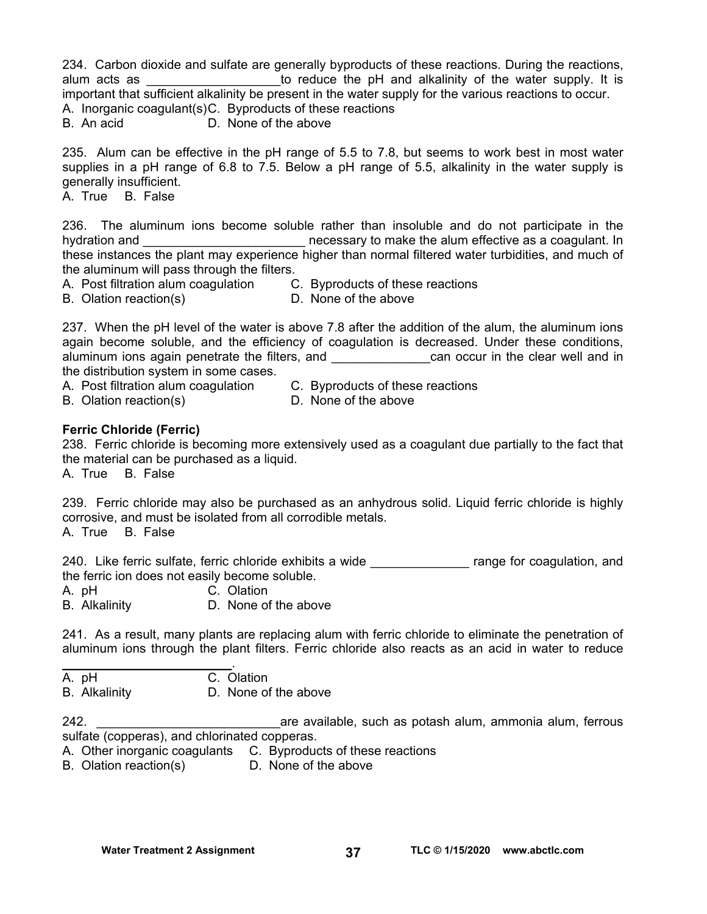234. Carbon dioxide and sulfate are generally byproducts of these reactions. During the reactions, alum acts as ___________________to reduce the pH and alkalinity of the water supply. It is important that sufficient alkalinity be present in the water supply for the various reactions to occur.

A. Inorganic coagulant(s)  
B. An acid  
C. Byproducts of these reactions  
D. None of the above

235. Alum can be effective in the pH range of 5.5 to 7.8, but seems to work best in most water supplies in a pH range of 6.8 to 7.5. Below a pH range of 5.5, alkalinity in the water supply is generally insufficient.

A. True  B. False

236. The aluminum ions become soluble rather than insoluble and do not participate in the hydration and _______________________ necessary to make the alum effective as a coagulant. In these instances the plant may experience higher than normal filtered water turbidities, and much of the aluminum will pass through the filters.

A. Post filtration alum coagulation  
B. Olation reaction(s)  
C. Byproducts of these reactions  
D. None of the above

237. When the pH level of the water is above 7.8 after the addition of the alum, the aluminum ions again become soluble, and the efficiency of coagulation is decreased. Under these conditions, aluminum ions again penetrate the filters, and ______________can occur in the clear well and in the distribution system in some cases.

A. Post filtration alum coagulation  
B. Olation reaction(s)  
C. Byproducts of these reactions  
D. None of the above

**Ferric Chloride (Ferric)**

238. Ferric chloride is becoming more extensively used as a coagulant due partially to the fact that the material can be purchased as a liquid.

A. True  B. False

239. Ferric chloride may also be purchased as an anhydrous solid. Liquid ferric chloride is highly corrosive, and must be isolated from all corrodible metals.

A. True  B. False

240. Like ferric sulfate, ferric chloride exhibits a wide ______________ range for coagulation, and the ferric ion does not easily become soluble.

A. pH  
B. Alkalinity  
C. Olation  
D. None of the above

241. As a result, many plants are replacing alum with ferric chloride to eliminate the penetration of aluminum ions through the plant filters. Ferric chloride also reacts as an acid in water to reduce ________________________.

A. pH  
B. Alkalinity  
C. Olation  
D. None of the above

242. __________________________are available, such as potash alum, ammonia alum, ferrous sulfate (copperas), and chlorinated copperas.

A. Other inorganic coagulants  
B. Olation reaction(s)  
C. Byproducts of these reactions  
D. None of the above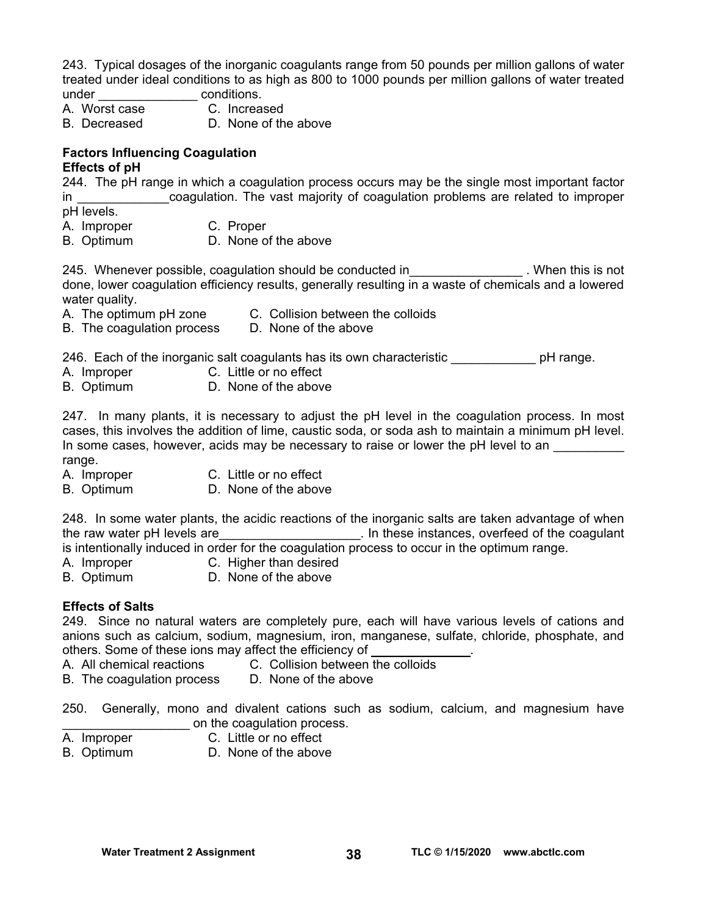243. Typical dosages of the inorganic coagulants range from 50 pounds per million gallons of water treated under ideal conditions to as high as 800 to 1000 pounds per million gallons of water treated under ______________ conditions.

A. Worst case C. Increased
B. Decreased D. None of the above

**Factors Influencing Coagulation**
**Effects of pH**

244. The pH range in which a coagulation process occurs may be the single most important factor in _____________coagulation. The vast majority of coagulation problems are related to improper pH levels.

A. Improper C. Proper
B. Optimum D. None of the above

245. Whenever possible, coagulation should be conducted in________________ . When this is not done, lower coagulation efficiency results, generally resulting in a waste of chemicals and a lowered water quality.

A. The optimum pH zone C. Collision between the colloids
B. The coagulation process D. None of the above

246. Each of the inorganic salt coagulants has its own characteristic ____________ pH range.

A. Improper C. Little or no effect
B. Optimum D. None of the above

247. In many plants, it is necessary to adjust the pH level in the coagulation process. In most cases, this involves the addition of lime, caustic soda, or soda ash to maintain a minimum pH level. In some cases, however, acids may be necessary to raise or lower the pH level to an __________ range.

A. Improper C. Little or no effect
B. Optimum D. None of the above

248. In some water plants, the acidic reactions of the inorganic salts are taken advantage of when the raw water pH levels are____________________. In these instances, overfeed of the coagulant is intentionally induced in order for the coagulation process to occur in the optimum range.

A. Improper C. Higher than desired
B. Optimum D. None of the above

**Effects of Salts**

249. Since no natural waters are completely pure, each will have various levels of cations and anions such as calcium, sodium, magnesium, iron, manganese, sulfate, chloride, phosphate, and others. Some of these ions may affect the efficiency of ______________.

A. All chemical reactions C. Collision between the colloids
B. The coagulation process D. None of the above

250. Generally, mono and divalent cations such as sodium, calcium, and magnesium have __________________ on the coagulation process.

A. Improper C. Little or no effect
B. Optimum D. None of the above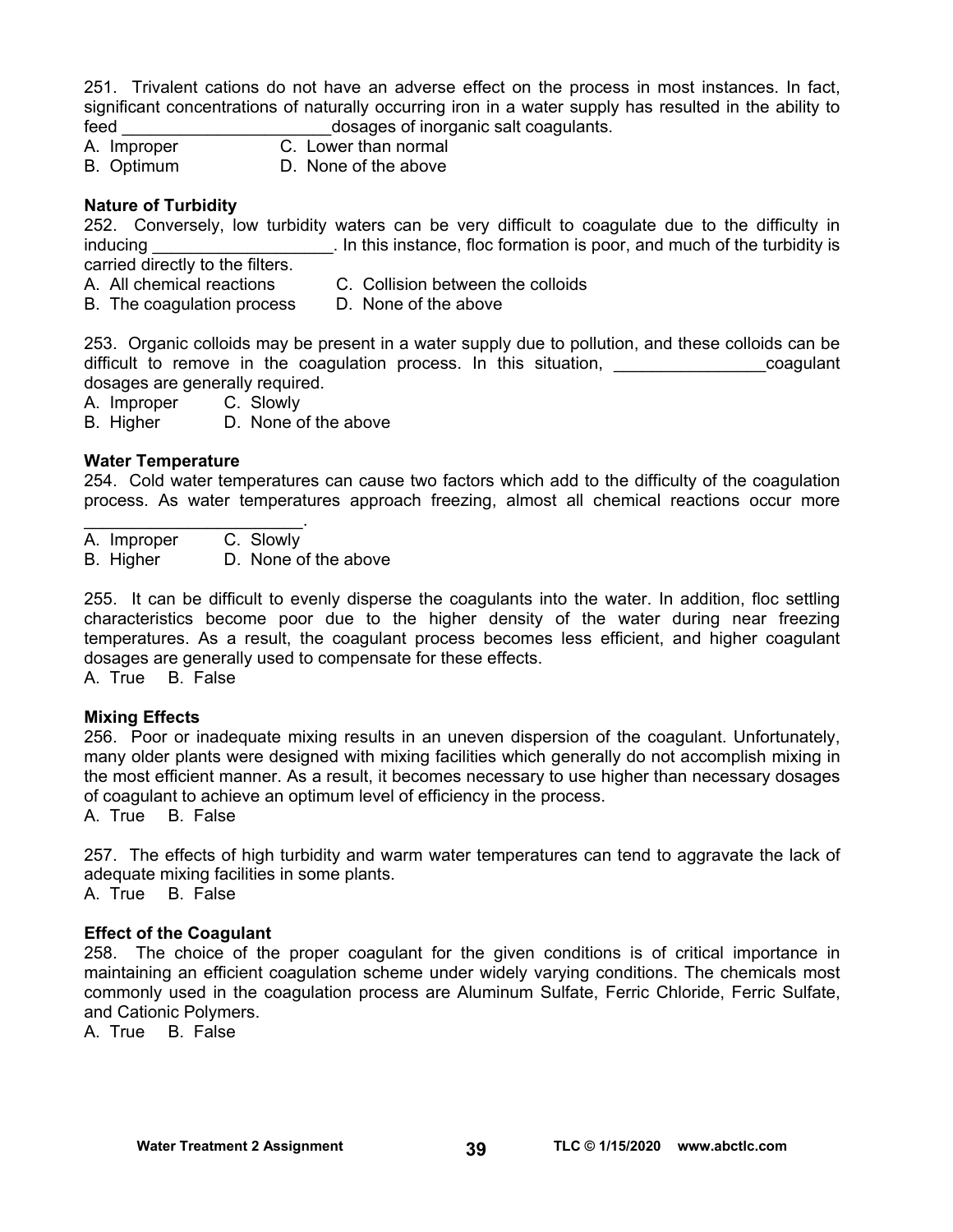251. Trivalent cations do not have an adverse effect on the process in most instances. In fact, significant concentrations of naturally occurring iron in a water supply has resulted in the ability to feed ______________________dosages of inorganic salt coagulants.

A. Improper C. Lower than normal
B. Optimum D. None of the above

**Nature of Turbidity**

252. Conversely, low turbidity waters can be very difficult to coagulate due to the difficulty in inducing ___________________. In this instance, floc formation is poor, and much of the turbidity is carried directly to the filters.

A. All chemical reactions C. Collision between the colloids
B. The coagulation process D. None of the above

253. Organic colloids may be present in a water supply due to pollution, and these colloids can be difficult to remove in the coagulation process. In this situation, ________________coagulant dosages are generally required.

A. Improper C. Slowly
B. Higher D. None of the above

**Water Temperature**

254. Cold water temperatures can cause two factors which add to the difficulty of the coagulation process. As water temperatures approach freezing, almost all chemical reactions occur more _______________________.

A. Improper C. Slowly
B. Higher D. None of the above

255. It can be difficult to evenly disperse the coagulants into the water. In addition, floc settling characteristics become poor due to the higher density of the water during near freezing temperatures. As a result, the coagulant process becomes less efficient, and higher coagulant dosages are generally used to compensate for these effects.

A. True B. False

**Mixing Effects**

256. Poor or inadequate mixing results in an uneven dispersion of the coagulant. Unfortunately, many older plants were designed with mixing facilities which generally do not accomplish mixing in the most efficient manner. As a result, it becomes necessary to use higher than necessary dosages of coagulant to achieve an optimum level of efficiency in the process.

A. True B. False

257. The effects of high turbidity and warm water temperatures can tend to aggravate the lack of adequate mixing facilities in some plants.

A. True B. False

**Effect of the Coagulant**

258. The choice of the proper coagulant for the given conditions is of critical importance in maintaining an efficient coagulation scheme under widely varying conditions. The chemicals most commonly used in the coagulation process are Aluminum Sulfate, Ferric Chloride, Ferric Sulfate, and Cationic Polymers.

A. True B. False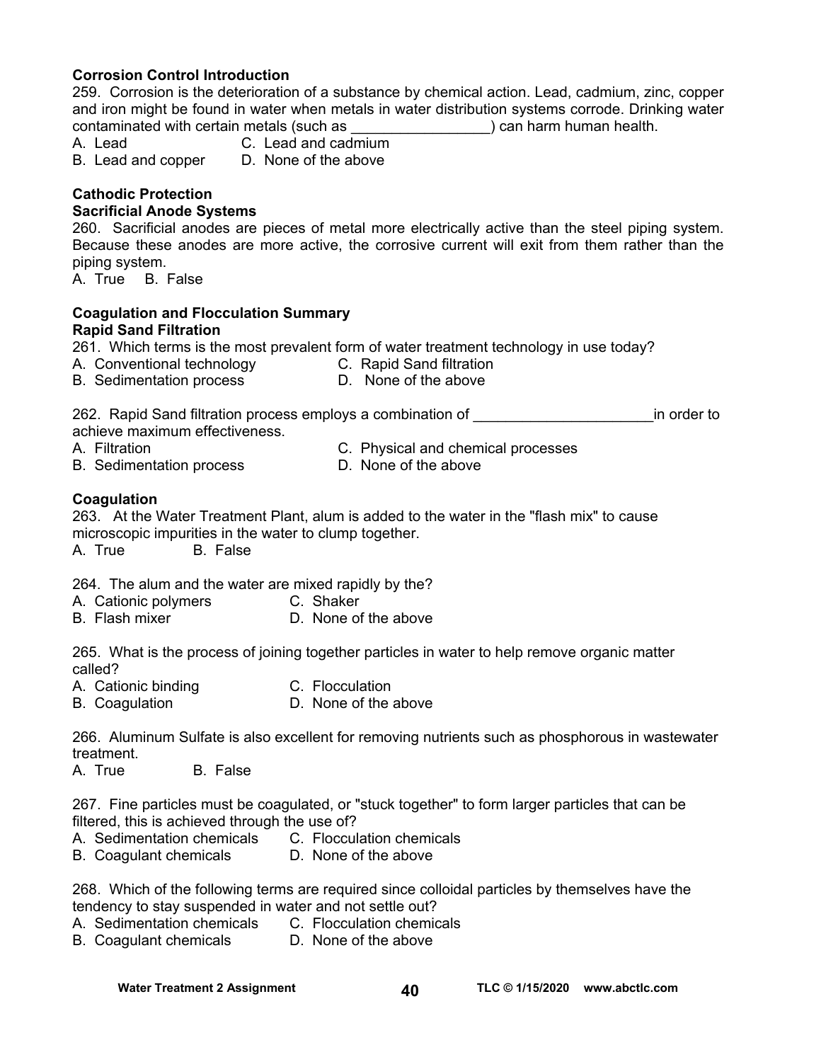**Corrosion Control Introduction**

259. Corrosion is the deterioration of a substance by chemical action. Lead, cadmium, zinc, copper and iron might be found in water when metals in water distribution systems corrode. Drinking water contaminated with certain metals (such as ________________) can harm human health.

A. Lead
B. Lead and copper
C. Lead and cadmium
D. None of the above

**Cathodic Protection**

**Sacrificial Anode Systems**

260. Sacrificial anodes are pieces of metal more electrically active than the steel piping system. Because these anodes are more active, the corrosive current will exit from them rather than the piping system.

A. True B. False

**Coagulation and Flocculation Summary**

**Rapid Sand Filtration**

261. Which terms is the most prevalent form of water treatment technology in use today?

A. Conventional technology
B. Sedimentation process
C. Rapid Sand filtration
D. None of the above

262. Rapid Sand filtration process employs a combination of _____________________in order to achieve maximum effectiveness.

A. Filtration
B. Sedimentation process
C. Physical and chemical processes
D. None of the above

**Coagulation**

263. At the Water Treatment Plant, alum is added to the water in the "flash mix" to cause microscopic impurities in the water to clump together.

A. True B. False

264. The alum and the water are mixed rapidly by the?

A. Cationic polymers
B. Flash mixer
C. Shaker
D. None of the above

265. What is the process of joining together particles in water to help remove organic matter called?

A. Cationic binding
B. Coagulation
C. Flocculation
D. None of the above

266. Aluminum Sulfate is also excellent for removing nutrients such as phosphorous in wastewater treatment.

A. True B. False

267. Fine particles must be coagulated, or "stuck together" to form larger particles that can be filtered, this is achieved through the use of?

A. Sedimentation chemicals
B. Coagulant chemicals
C. Flocculation chemicals
D. None of the above

268. Which of the following terms are required since colloidal particles by themselves have the tendency to stay suspended in water and not settle out?

A. Sedimentation chemicals
B. Coagulant chemicals
C. Flocculation chemicals
D. None of the above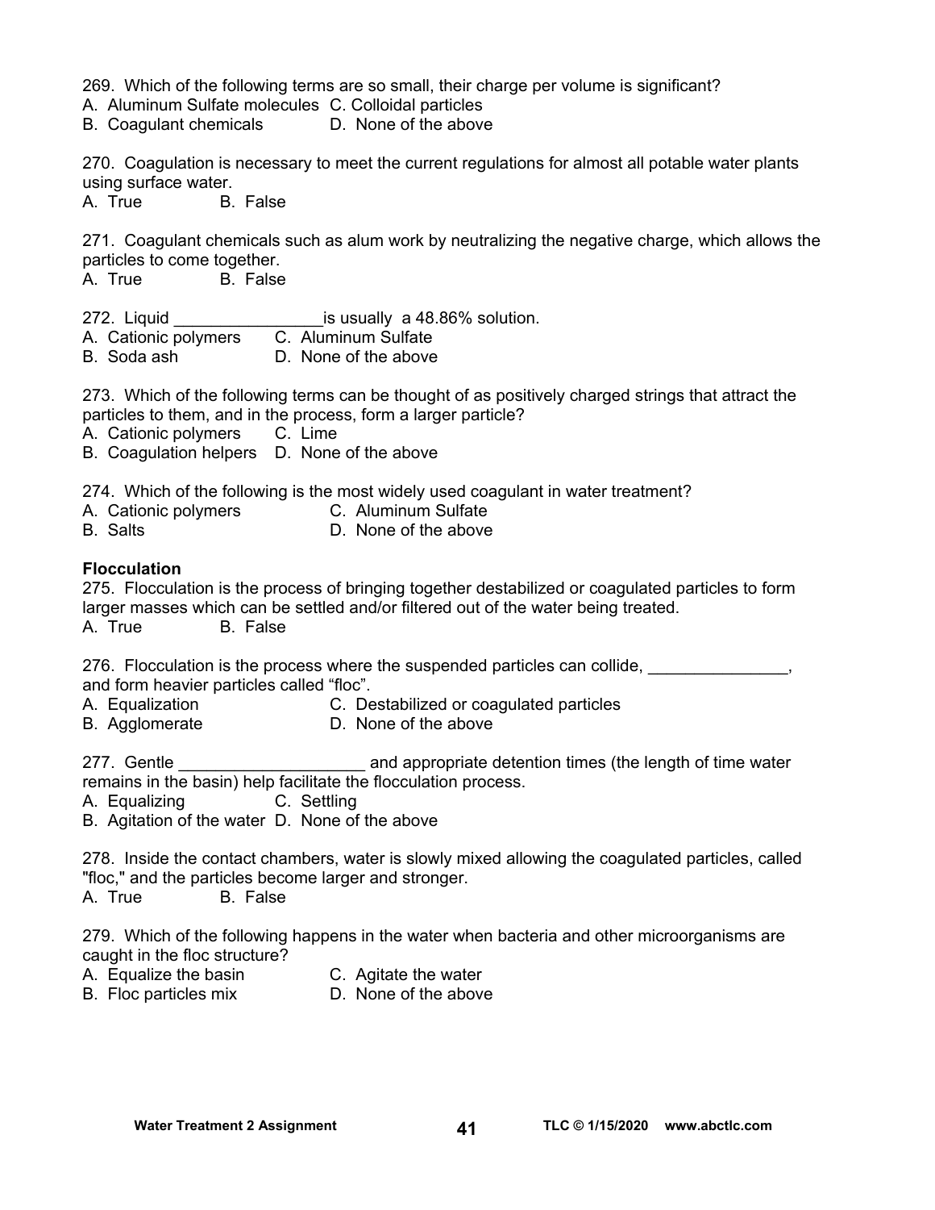269. Which of the following terms are so small, their charge per volume is significant?
A. Aluminum Sulfate molecules C. Colloidal particles
B. Coagulant chemicals D. None of the above

270. Coagulation is necessary to meet the current regulations for almost all potable water plants using surface water.
A. True B. False

271. Coagulant chemicals such as alum work by neutralizing the negative charge, which allows the particles to come together.
A. True B. False

272. Liquid ________________is usually a 48.86% solution.
A. Cationic polymers C. Aluminum Sulfate
B. Soda ash D. None of the above

273. Which of the following terms can be thought of as positively charged strings that attract the particles to them, and in the process, form a larger particle?
A. Cationic polymers C. Lime
B. Coagulation helpers D. None of the above

274. Which of the following is the most widely used coagulant in water treatment?
A. Cationic polymers C. Aluminum Sulfate
B. Salts D. None of the above

**Flocculation**

275. Flocculation is the process of bringing together destabilized or coagulated particles to form larger masses which can be settled and/or filtered out of the water being treated.
A. True B. False

276. Flocculation is the process where the suspended particles can collide, _______________, and form heavier particles called "floc".
A. Equalization C. Destabilized or coagulated particles
B. Agglomerate D. None of the above

277. Gentle ____________________ and appropriate detention times (the length of time water remains in the basin) help facilitate the flocculation process.
A. Equalizing C. Settling
B. Agitation of the water D. None of the above

278. Inside the contact chambers, water is slowly mixed allowing the coagulated particles, called "floc," and the particles become larger and stronger.
A. True B. False

279. Which of the following happens in the water when bacteria and other microorganisms are caught in the floc structure?
A. Equalize the basin C. Agitate the water
B. Floc particles mix D. None of the above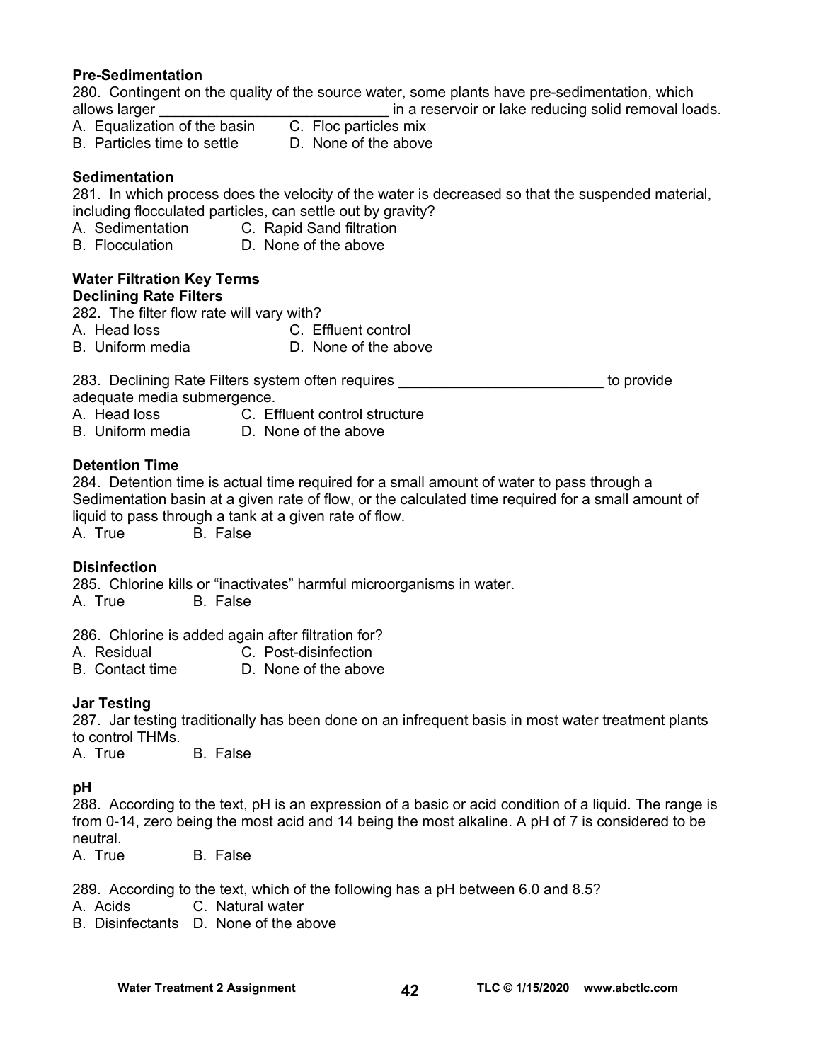**Pre-Sedimentation**

280. Contingent on the quality of the source water, some plants have pre-sedimentation, which allows larger ____________________________ in a reservoir or lake reducing solid removal loads.

A. Equalization of the basin  C. Floc particles mix
B. Particles time to settle  D. None of the above

**Sedimentation**

281. In which process does the velocity of the water is decreased so that the suspended material, including flocculated particles, can settle out by gravity?

A. Sedimentation  C. Rapid Sand filtration
B. Flocculation  D. None of the above

**Water Filtration Key Terms**

**Declining Rate Filters**

282. The filter flow rate will vary with?

A. Head loss  C. Effluent control
B. Uniform media  D. None of the above

283. Declining Rate Filters system often requires _________________________ to provide adequate media submergence.

A. Head loss  C. Effluent control structure
B. Uniform media  D. None of the above

**Detention Time**

284. Detention time is actual time required for a small amount of water to pass through a Sedimentation basin at a given rate of flow, or the calculated time required for a small amount of liquid to pass through a tank at a given rate of flow.

A. True  B. False

**Disinfection**

285. Chlorine kills or "inactivates" harmful microorganisms in water.

A. True  B. False

286. Chlorine is added again after filtration for?

A. Residual  C. Post-disinfection
B. Contact time  D. None of the above

**Jar Testing**

287. Jar testing traditionally has been done on an infrequent basis in most water treatment plants to control THMs.

A. True  B. False

**pH**

288. According to the text, pH is an expression of a basic or acid condition of a liquid. The range is from 0-14, zero being the most acid and 14 being the most alkaline. A pH of 7 is considered to be neutral.

A. True  B. False

289. According to the text, which of the following has a pH between 6.0 and 8.5?

A. Acids  C. Natural water
B. Disinfectants  D. None of the above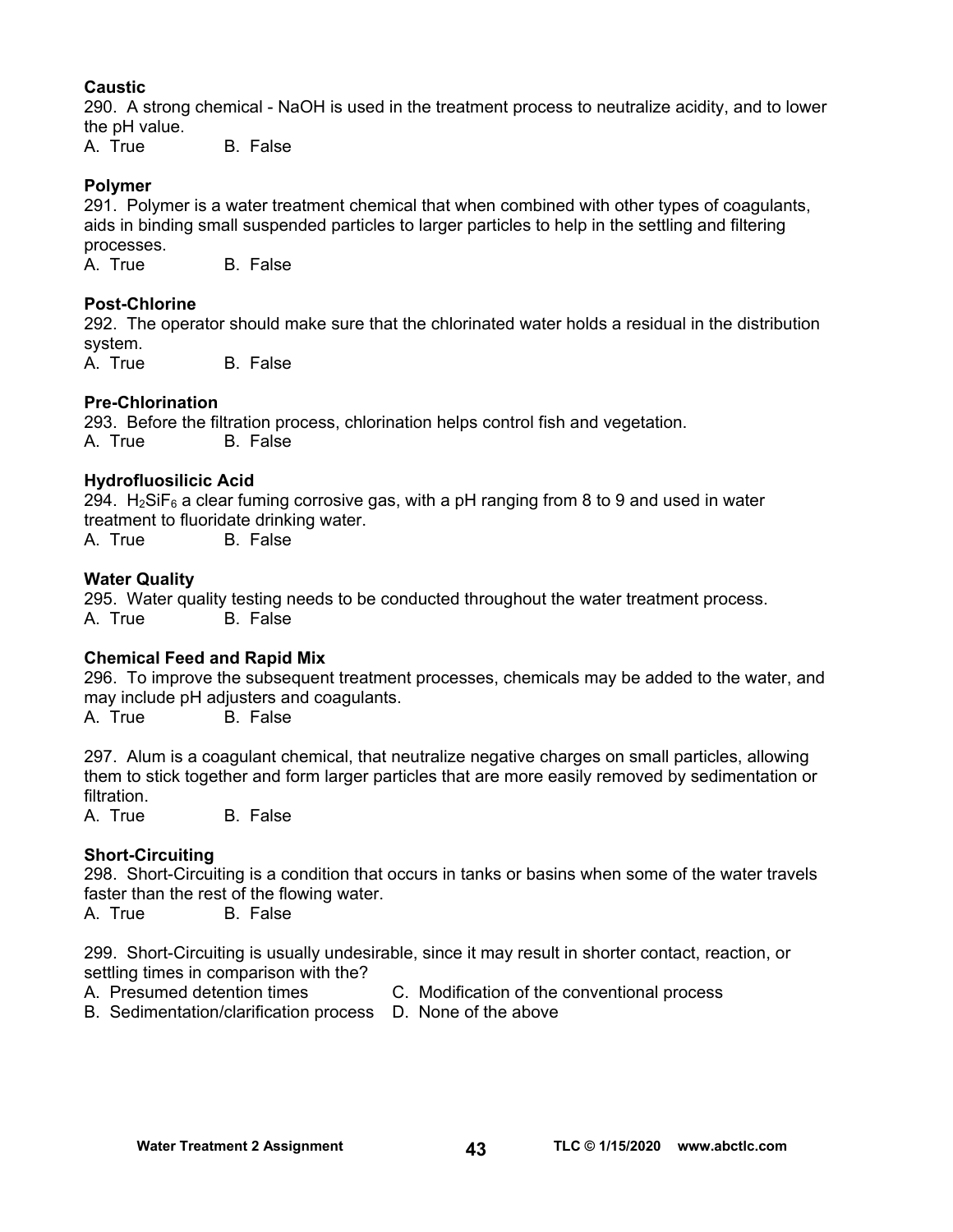**Caustic**

290. A strong chemical - NaOH is used in the treatment process to neutralize acidity, and to lower the pH value.

A. True B. False

**Polymer**

291. Polymer is a water treatment chemical that when combined with other types of coagulants, aids in binding small suspended particles to larger particles to help in the settling and filtering processes.

A. True B. False

**Post-Chlorine**

292. The operator should make sure that the chlorinated water holds a residual in the distribution system.

A. True B. False

**Pre-Chlorination**

293. Before the filtration process, chlorination helps control fish and vegetation.

A. True B. False

**Hydrofluosilicic Acid**

294. $H_2SiF_6$ a clear fuming corrosive gas, with a pH ranging from 8 to 9 and used in water treatment to fluoridate drinking water.

A. True B. False

**Water Quality**

295. Water quality testing needs to be conducted throughout the water treatment process.

A. True B. False

**Chemical Feed and Rapid Mix**

296. To improve the subsequent treatment processes, chemicals may be added to the water, and may include pH adjusters and coagulants.

A. True B. False

297. Alum is a coagulant chemical, that neutralize negative charges on small particles, allowing them to stick together and form larger particles that are more easily removed by sedimentation or filtration.

A. True B. False

**Short-Circuiting**

298. Short-Circuiting is a condition that occurs in tanks or basins when some of the water travels faster than the rest of the flowing water.

A. True B. False

299. Short-Circuiting is usually undesirable, since it may result in shorter contact, reaction, or settling times in comparison with the?

A. Presumed detention times
B. Sedimentation/clarification process
C. Modification of the conventional process
D. None of the above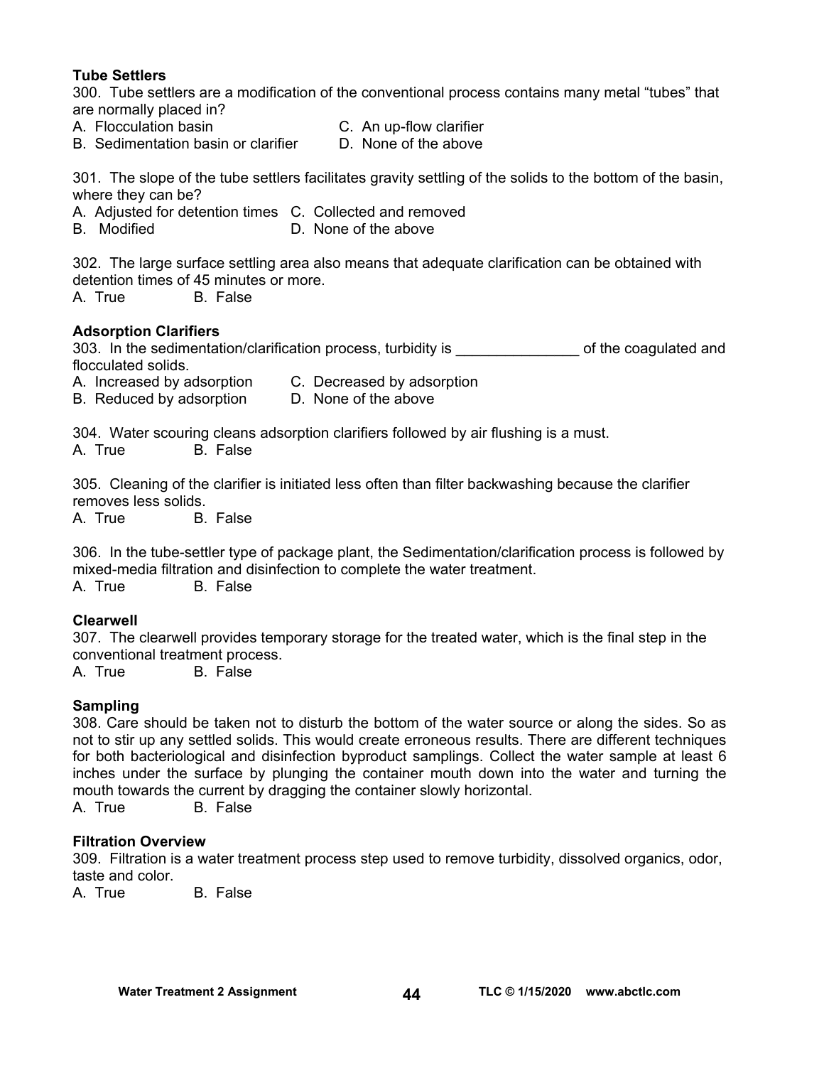**Tube Settlers**

300. Tube settlers are a modification of the conventional process contains many metal "tubes" that are normally placed in?

A. Flocculation basin
B. Sedimentation basin or clarifier
C. An up-flow clarifier
D. None of the above

301. The slope of the tube settlers facilitates gravity settling of the solids to the bottom of the basin, where they can be?

A. Adjusted for detention times
B. Modified
C. Collected and removed
D. None of the above

302. The large surface settling area also means that adequate clarification can be obtained with detention times of 45 minutes or more.

A. True B. False

**Adsorption Clarifiers**

303. In the sedimentation/clarification process, turbidity is _______________ of the coagulated and flocculated solids.

A. Increased by adsorption
B. Reduced by adsorption
C. Decreased by adsorption
D. None of the above

304. Water scouring cleans adsorption clarifiers followed by air flushing is a must.

A. True B. False

305. Cleaning of the clarifier is initiated less often than filter backwashing because the clarifier removes less solids.

A. True B. False

306. In the tube-settler type of package plant, the Sedimentation/clarification process is followed by mixed-media filtration and disinfection to complete the water treatment.

A. True B. False

**Clearwell**

307. The clearwell provides temporary storage for the treated water, which is the final step in the conventional treatment process.

A. True B. False

**Sampling**

308. Care should be taken not to disturb the bottom of the water source or along the sides. So as not to stir up any settled solids. This would create erroneous results. There are different techniques for both bacteriological and disinfection byproduct samplings. Collect the water sample at least 6 inches under the surface by plunging the container mouth down into the water and turning the mouth towards the current by dragging the container slowly horizontal.

A. True B. False

**Filtration Overview**

309. Filtration is a water treatment process step used to remove turbidity, dissolved organics, odor, taste and color.

A. True B. False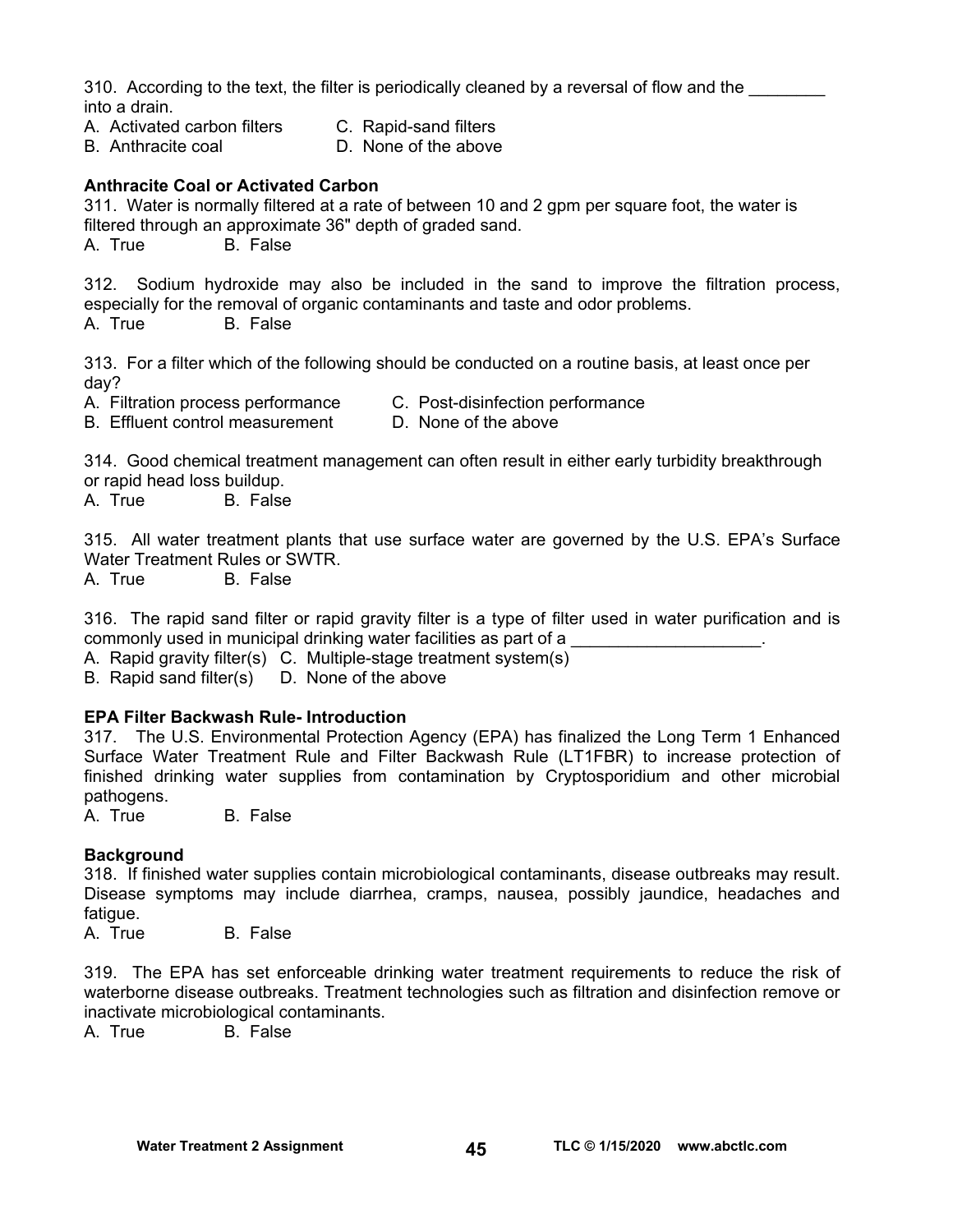310. According to the text, the filter is periodically cleaned by a reversal of flow and the ________ into a drain.

A. Activated carbon filters
B. Anthracite coal
C. Rapid-sand filters
D. None of the above

**Anthracite Coal or Activated Carbon**

311. Water is normally filtered at a rate of between 10 and 2 gpm per square foot, the water is filtered through an approximate 36" depth of graded sand.

A. True B. False

312. Sodium hydroxide may also be included in the sand to improve the filtration process, especially for the removal of organic contaminants and taste and odor problems.

A. True B. False

313. For a filter which of the following should be conducted on a routine basis, at least once per day?

A. Filtration process performance
B. Effluent control measurement
C. Post-disinfection performance
D. None of the above

314. Good chemical treatment management can often result in either early turbidity breakthrough or rapid head loss buildup.

A. True B. False

315. All water treatment plants that use surface water are governed by the U.S. EPA's Surface Water Treatment Rules or SWTR.

A. True B. False

316. The rapid sand filter or rapid gravity filter is a type of filter used in water purification and is commonly used in municipal drinking water facilities as part of a ____________________.

A. Rapid gravity filter(s)
B. Rapid sand filter(s)
C. Multiple-stage treatment system(s)
D. None of the above

**EPA Filter Backwash Rule- Introduction**

317. The U.S. Environmental Protection Agency (EPA) has finalized the Long Term 1 Enhanced Surface Water Treatment Rule and Filter Backwash Rule (LT1FBR) to increase protection of finished drinking water supplies from contamination by Cryptosporidium and other microbial pathogens.

A. True B. False

**Background**

318. If finished water supplies contain microbiological contaminants, disease outbreaks may result. Disease symptoms may include diarrhea, cramps, nausea, possibly jaundice, headaches and fatigue.

A. True B. False

319. The EPA has set enforceable drinking water treatment requirements to reduce the risk of waterborne disease outbreaks. Treatment technologies such as filtration and disinfection remove or inactivate microbiological contaminants.

A. True B. False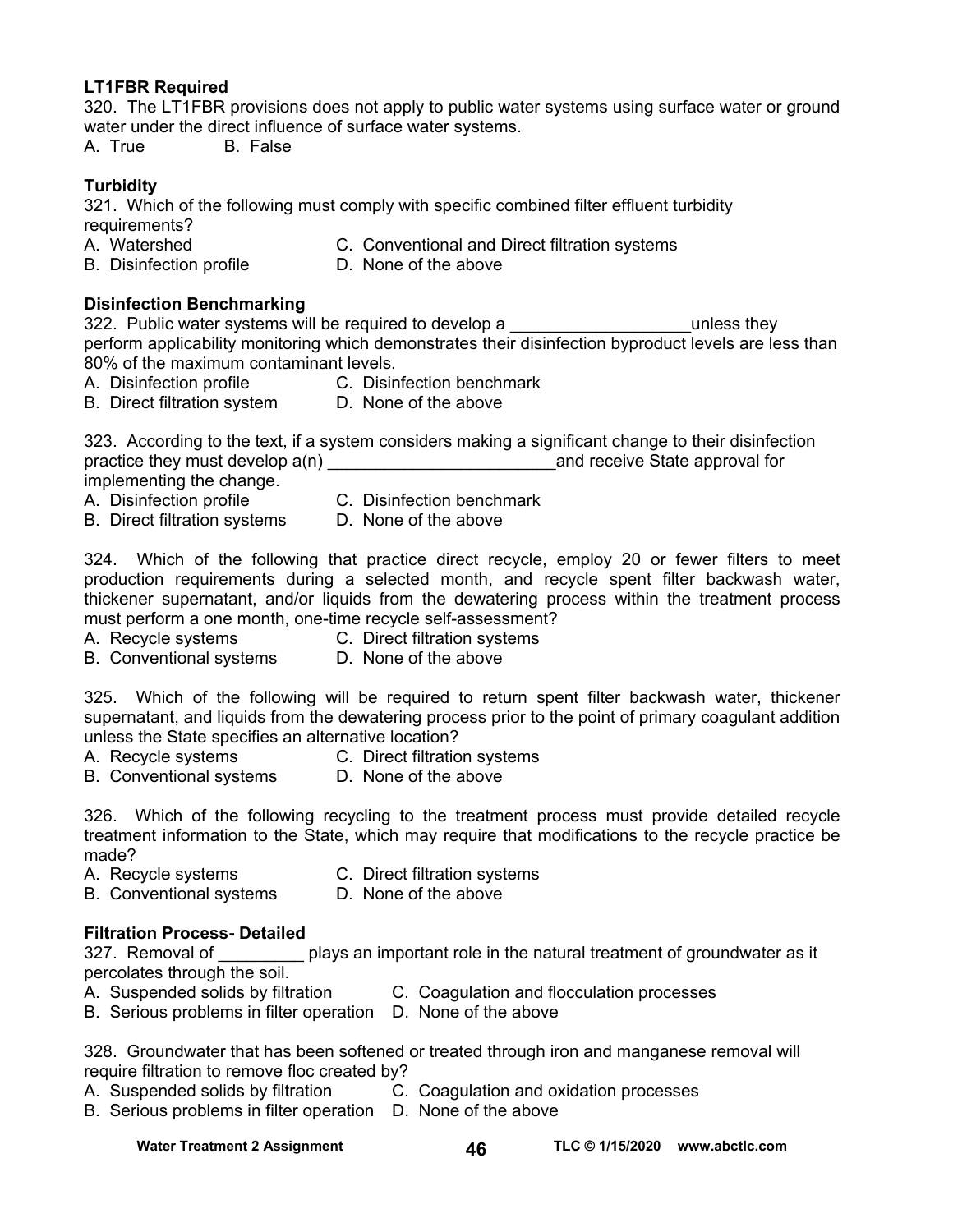**LT1FBR Required**

320. The LT1FBR provisions does not apply to public water systems using surface water or ground water under the direct influence of surface water systems.

A. True B. False

**Turbidity**

321. Which of the following must comply with specific combined filter effluent turbidity requirements?

A. Watershed C. Conventional and Direct filtration systems
B. Disinfection profile D. None of the above

**Disinfection Benchmarking**

322. Public water systems will be required to develop a ___________________unless they perform applicability monitoring which demonstrates their disinfection byproduct levels are less than 80% of the maximum contaminant levels.

A. Disinfection profile C. Disinfection benchmark
B. Direct filtration system D. None of the above

323. According to the text, if a system considers making a significant change to their disinfection practice they must develop a(n) ________________________and receive State approval for implementing the change.

A. Disinfection profile C. Disinfection benchmark
B. Direct filtration systems D. None of the above

324. Which of the following that practice direct recycle, employ 20 or fewer filters to meet production requirements during a selected month, and recycle spent filter backwash water, thickener supernatant, and/or liquids from the dewatering process within the treatment process must perform a one month, one-time recycle self-assessment?

A. Recycle systems C. Direct filtration systems
B. Conventional systems D. None of the above

325. Which of the following will be required to return spent filter backwash water, thickener supernatant, and liquids from the dewatering process prior to the point of primary coagulant addition unless the State specifies an alternative location?

A. Recycle systems C. Direct filtration systems
B. Conventional systems D. None of the above

326. Which of the following recycling to the treatment process must provide detailed recycle treatment information to the State, which may require that modifications to the recycle practice be made?

A. Recycle systems C. Direct filtration systems
B. Conventional systems D. None of the above

**Filtration Process- Detailed**

327. Removal of _________ plays an important role in the natural treatment of groundwater as it percolates through the soil.

A. Suspended solids by filtration C. Coagulation and flocculation processes
B. Serious problems in filter operation D. None of the above

328. Groundwater that has been softened or treated through iron and manganese removal will require filtration to remove floc created by?

A. Suspended solids by filtration C. Coagulation and oxidation processes
B. Serious problems in filter operation D. None of the above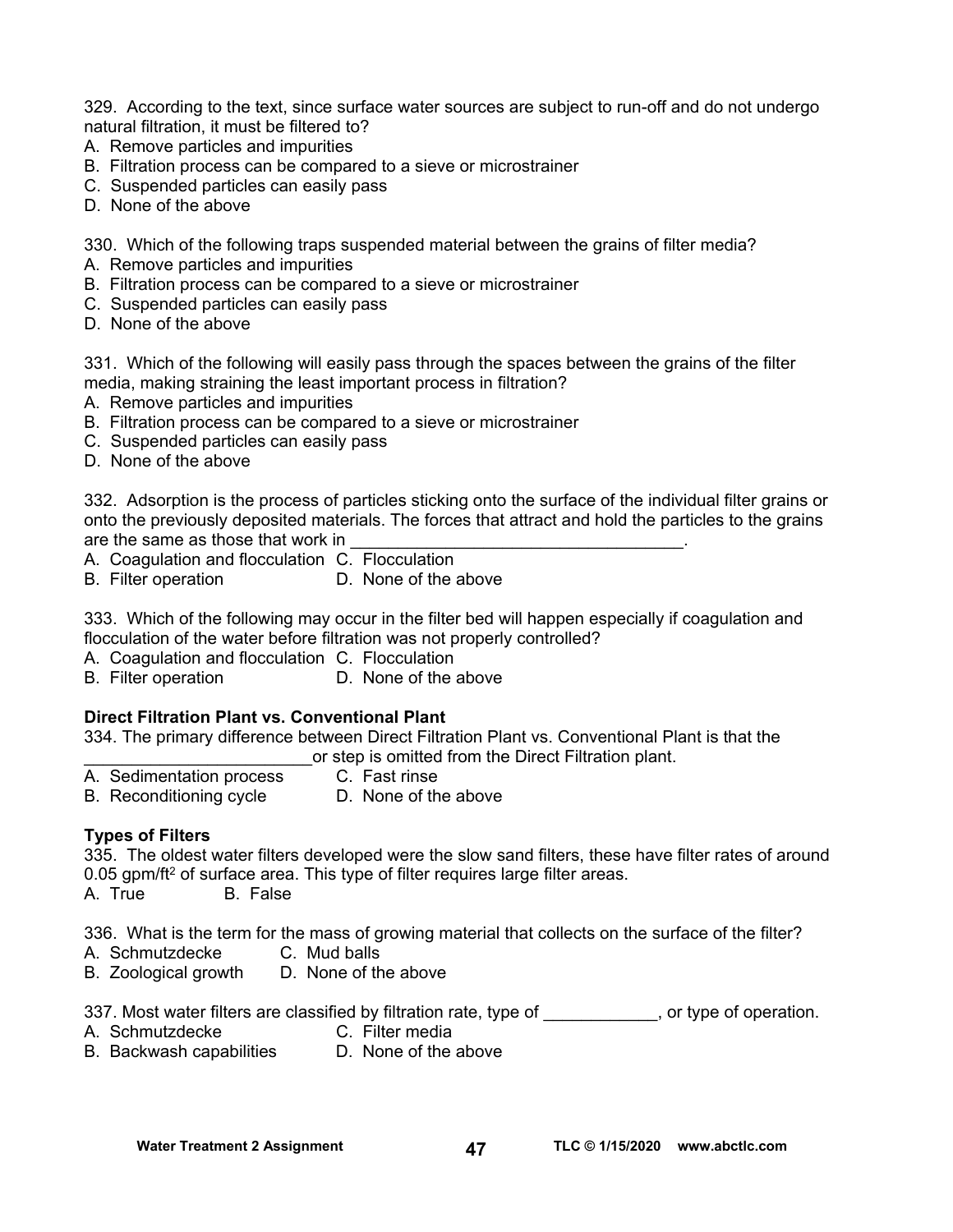329. According to the text, since surface water sources are subject to run-off and do not undergo natural filtration, it must be filtered to?
A. Remove particles and impurities
B. Filtration process can be compared to a sieve or microstrainer
C. Suspended particles can easily pass
D. None of the above

330. Which of the following traps suspended material between the grains of filter media?
A. Remove particles and impurities
B. Filtration process can be compared to a sieve or microstrainer
C. Suspended particles can easily pass
D. None of the above

331. Which of the following will easily pass through the spaces between the grains of the filter media, making straining the least important process in filtration?
A. Remove particles and impurities
B. Filtration process can be compared to a sieve or microstrainer
C. Suspended particles can easily pass
D. None of the above

332. Adsorption is the process of particles sticking onto the surface of the individual filter grains or onto the previously deposited materials. The forces that attract and hold the particles to the grains are the same as those that work in ___________________________________.
A. Coagulation and flocculation
B. Filter operation
C. Flocculation
D. None of the above

333. Which of the following may occur in the filter bed will happen especially if coagulation and flocculation of the water before filtration was not properly controlled?
A. Coagulation and flocculation
B. Filter operation
C. Flocculation
D. None of the above

**Direct Filtration Plant vs. Conventional Plant**

334. The primary difference between Direct Filtration Plant vs. Conventional Plant is that the ________________________or step is omitted from the Direct Filtration plant.
A. Sedimentation process
B. Reconditioning cycle
C. Fast rinse
D. None of the above

**Types of Filters**

335. The oldest water filters developed were the slow sand filters, these have filter rates of around 0.05 gpm/ft$^2$ of surface area. This type of filter requires large filter areas.
A. True
B. False

336. What is the term for the mass of growing material that collects on the surface of the filter?
A. Schmutzdecke
B. Zoological growth
C. Mud balls
D. None of the above

337. Most water filters are classified by filtration rate, type of ____________, or type of operation.
A. Schmutzdecke
B. Backwash capabilities
C. Filter media
D. None of the above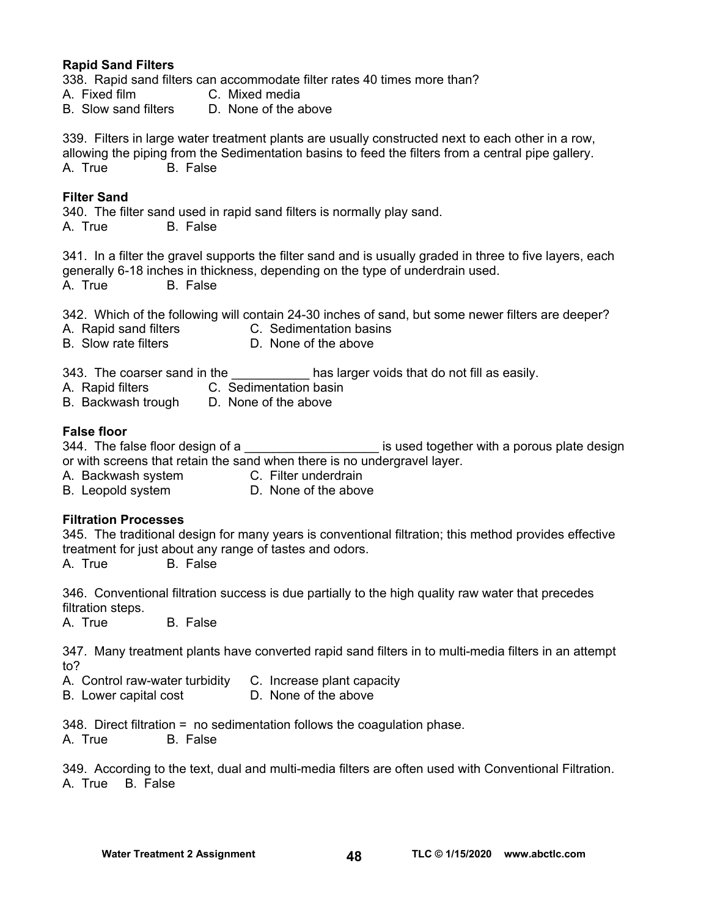**Rapid Sand Filters**

338. Rapid sand filters can accommodate filter rates 40 times more than?
A. Fixed film C. Mixed media
B. Slow sand filters D. None of the above

339. Filters in large water treatment plants are usually constructed next to each other in a row, allowing the piping from the Sedimentation basins to feed the filters from a central pipe gallery.
A. True B. False

**Filter Sand**

340. The filter sand used in rapid sand filters is normally play sand.
A. True B. False

341. In a filter the gravel supports the filter sand and is usually graded in three to five layers, each generally 6-18 inches in thickness, depending on the type of underdrain used.
A. True B. False

342. Which of the following will contain 24-30 inches of sand, but some newer filters are deeper?
A. Rapid sand filters C. Sedimentation basins
B. Slow rate filters D. None of the above

343. The coarser sand in the ___________ has larger voids that do not fill as easily.
A. Rapid filters C. Sedimentation basin
B. Backwash trough D. None of the above

**False floor**

344. The false floor design of a ___________________ is used together with a porous plate design or with screens that retain the sand when there is no undergravel layer.
A. Backwash system C. Filter underdrain
B. Leopold system D. None of the above

**Filtration Processes**

345. The traditional design for many years is conventional filtration; this method provides effective treatment for just about any range of tastes and odors.
A. True B. False

346. Conventional filtration success is due partially to the high quality raw water that precedes filtration steps.
A. True B. False

347. Many treatment plants have converted rapid sand filters in to multi-media filters in an attempt to?
A. Control raw-water turbidity C. Increase plant capacity
B. Lower capital cost D. None of the above

348. Direct filtration = no sedimentation follows the coagulation phase.
A. True B. False

349. According to the text, dual and multi-media filters are often used with Conventional Filtration.
A. True B. False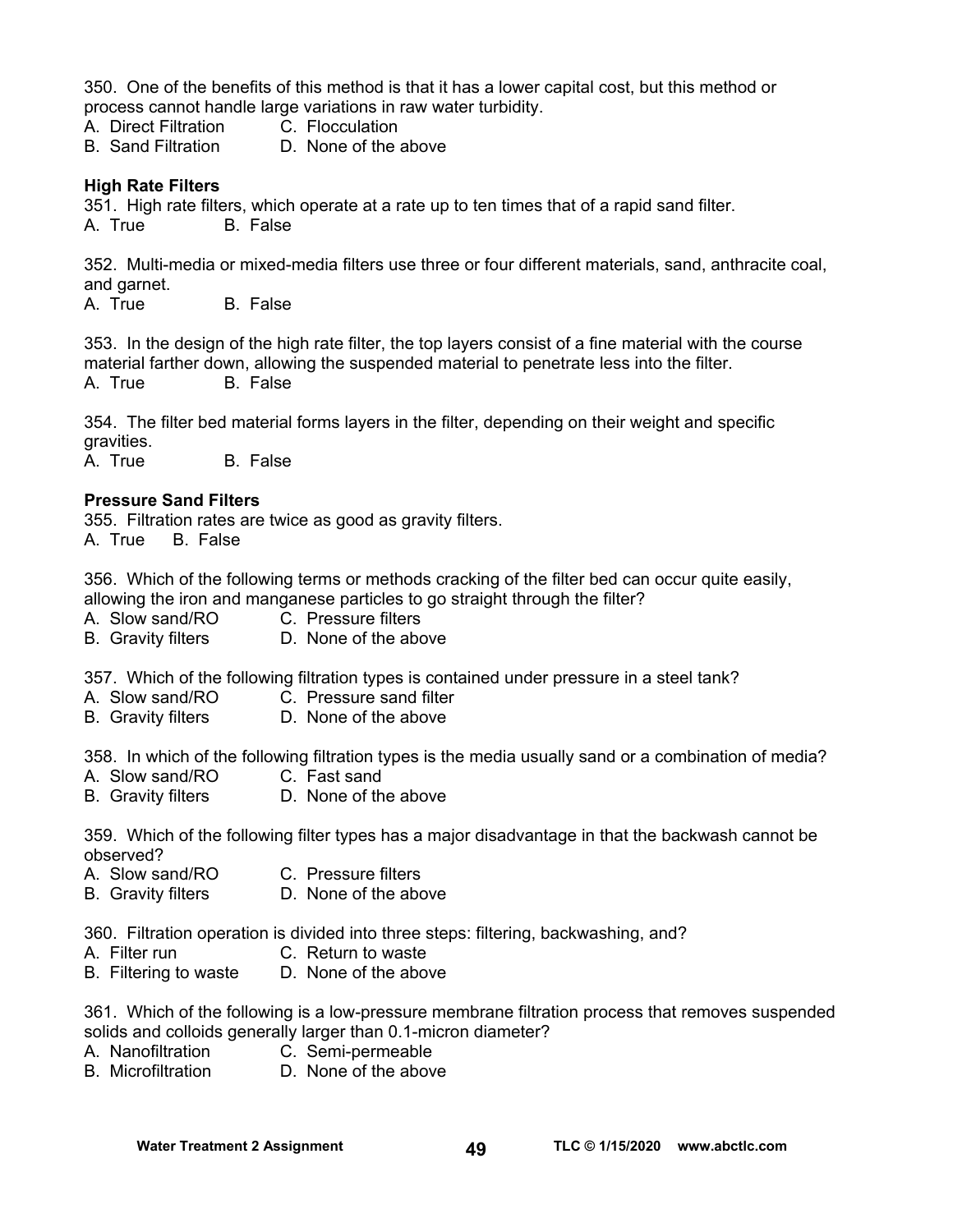350. One of the benefits of this method is that it has a lower capital cost, but this method or process cannot handle large variations in raw water turbidity.
A. Direct Filtration C. Flocculation
B. Sand Filtration D. None of the above

**High Rate Filters**

351. High rate filters, which operate at a rate up to ten times that of a rapid sand filter.
A. True B. False

352. Multi-media or mixed-media filters use three or four different materials, sand, anthracite coal, and garnet.
A. True B. False

353. In the design of the high rate filter, the top layers consist of a fine material with the course material farther down, allowing the suspended material to penetrate less into the filter.
A. True B. False

354. The filter bed material forms layers in the filter, depending on their weight and specific gravities.
A. True B. False

**Pressure Sand Filters**

355. Filtration rates are twice as good as gravity filters.
A. True B. False

356. Which of the following terms or methods cracking of the filter bed can occur quite easily, allowing the iron and manganese particles to go straight through the filter?
A. Slow sand/RO C. Pressure filters
B. Gravity filters D. None of the above

357. Which of the following filtration types is contained under pressure in a steel tank?
A. Slow sand/RO C. Pressure sand filter
B. Gravity filters D. None of the above

358. In which of the following filtration types is the media usually sand or a combination of media?
A. Slow sand/RO C. Fast sand
B. Gravity filters D. None of the above

359. Which of the following filter types has a major disadvantage in that the backwash cannot be observed?
A. Slow sand/RO C. Pressure filters
B. Gravity filters D. None of the above

360. Filtration operation is divided into three steps: filtering, backwashing, and?
A. Filter run C. Return to waste
B. Filtering to waste D. None of the above

361. Which of the following is a low-pressure membrane filtration process that removes suspended solids and colloids generally larger than 0.1-micron diameter?
A. Nanofiltration C. Semi-permeable
B. Microfiltration D. None of the above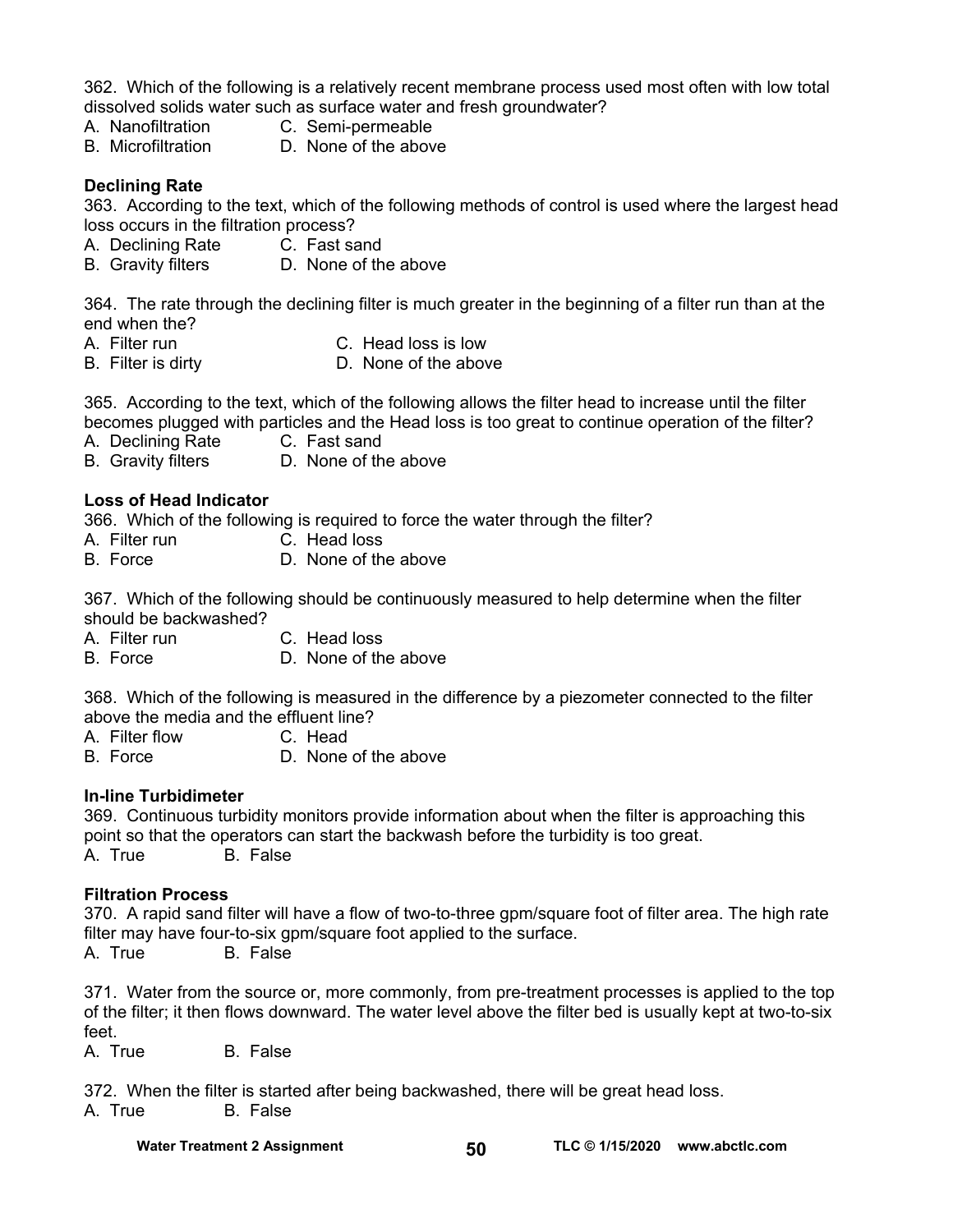362. Which of the following is a relatively recent membrane process used most often with low total dissolved solids water such as surface water and fresh groundwater?

A. Nanofiltration  C. Semi-permeable
B. Microfiltration  D. None of the above

**Declining Rate**

363. According to the text, which of the following methods of control is used where the largest head loss occurs in the filtration process?

A. Declining Rate  C. Fast sand
B. Gravity filters  D. None of the above

364. The rate through the declining filter is much greater in the beginning of a filter run than at the end when the?

A. Filter run  C. Head loss is low
B. Filter is dirty  D. None of the above

365. According to the text, which of the following allows the filter head to increase until the filter becomes plugged with particles and the Head loss is too great to continue operation of the filter?

A. Declining Rate  C. Fast sand
B. Gravity filters  D. None of the above

**Loss of Head Indicator**

366. Which of the following is required to force the water through the filter?

A. Filter run  C. Head loss
B. Force  D. None of the above

367. Which of the following should be continuously measured to help determine when the filter should be backwashed?

A. Filter run  C. Head loss
B. Force  D. None of the above

368. Which of the following is measured in the difference by a piezometer connected to the filter above the media and the effluent line?

A. Filter flow  C. Head
B. Force  D. None of the above

**In-line Turbidimeter**

369. Continuous turbidity monitors provide information about when the filter is approaching this point so that the operators can start the backwash before the turbidity is too great.

A. True  B. False

**Filtration Process**

370. A rapid sand filter will have a flow of two-to-three gpm/square foot of filter area. The high rate filter may have four-to-six gpm/square foot applied to the surface.

A. True  B. False

371. Water from the source or, more commonly, from pre-treatment processes is applied to the top of the filter; it then flows downward. The water level above the filter bed is usually kept at two-to-six feet.

A. True  B. False

372. When the filter is started after being backwashed, there will be great head loss.

A. True  B. False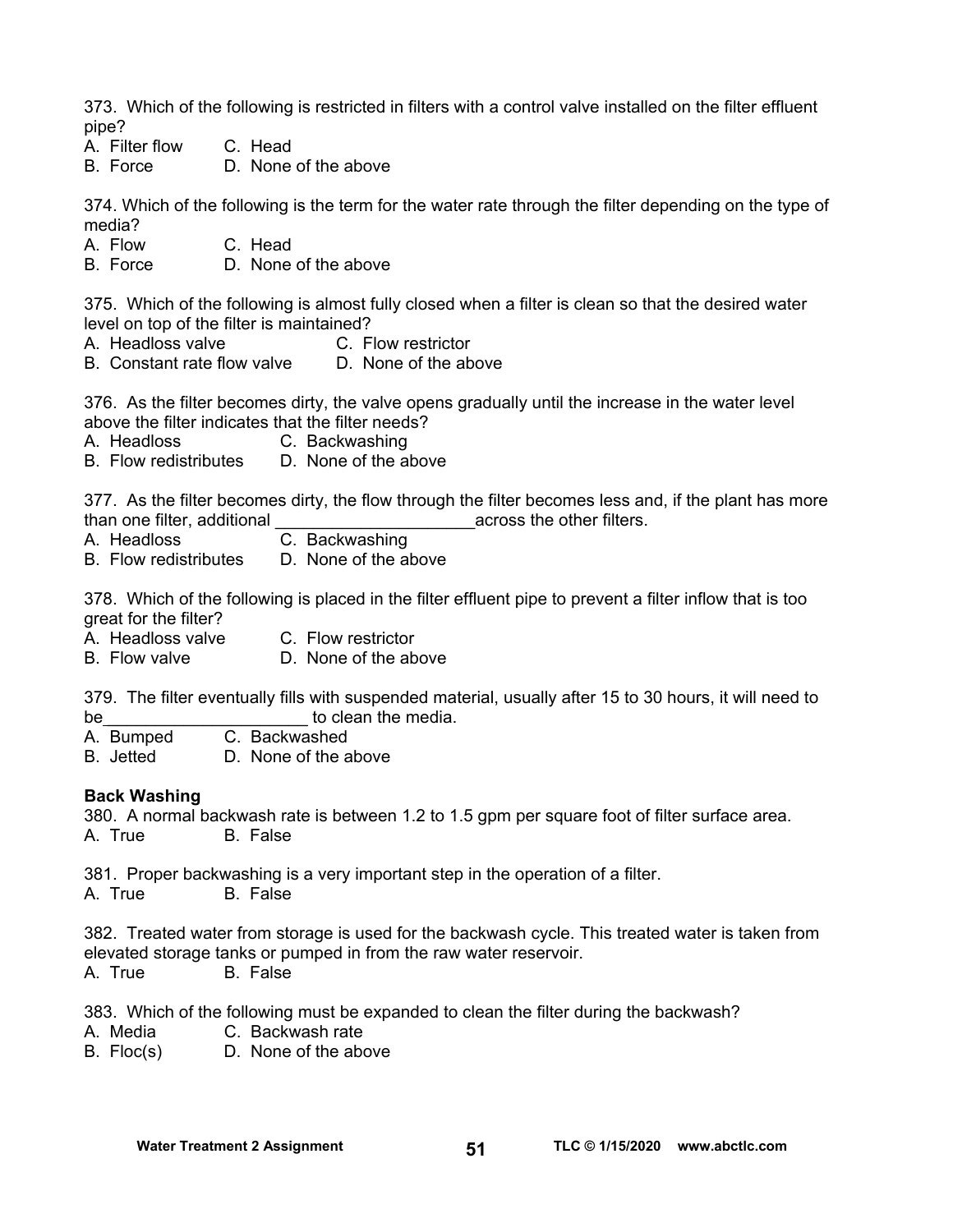373. Which of the following is restricted in filters with a control valve installed on the filter effluent pipe?

A. Filter flow    C. Head
B. Force    D. None of the above

374. Which of the following is the term for the water rate through the filter depending on the type of media?

A. Flow    C. Head
B. Force    D. None of the above

375. Which of the following is almost fully closed when a filter is clean so that the desired water level on top of the filter is maintained?

A. Headloss valve    C. Flow restrictor
B. Constant rate flow valve    D. None of the above

376. As the filter becomes dirty, the valve opens gradually until the increase in the water level above the filter indicates that the filter needs?

A. Headloss    C. Backwashing
B. Flow redistributes    D. None of the above

377. As the filter becomes dirty, the flow through the filter becomes less and, if the plant has more than one filter, additional ____________________across the other filters.

A. Headloss    C. Backwashing
B. Flow redistributes    D. None of the above

378. Which of the following is placed in the filter effluent pipe to prevent a filter inflow that is too great for the filter?

A. Headloss valve    C. Flow restrictor
B. Flow valve    D. None of the above

379. The filter eventually fills with suspended material, usually after 15 to 30 hours, it will need to be____________________ to clean the media.

A. Bumped    C. Backwashed
B. Jetted    D. None of the above

**Back Washing**

380. A normal backwash rate is between 1.2 to 1.5 gpm per square foot of filter surface area.

A. True    B. False

381. Proper backwashing is a very important step in the operation of a filter.

A. True    B. False

382. Treated water from storage is used for the backwash cycle. This treated water is taken from elevated storage tanks or pumped in from the raw water reservoir.

A. True    B. False

383. Which of the following must be expanded to clean the filter during the backwash?

A. Media    C. Backwash rate
B. Floc(s)    D. None of the above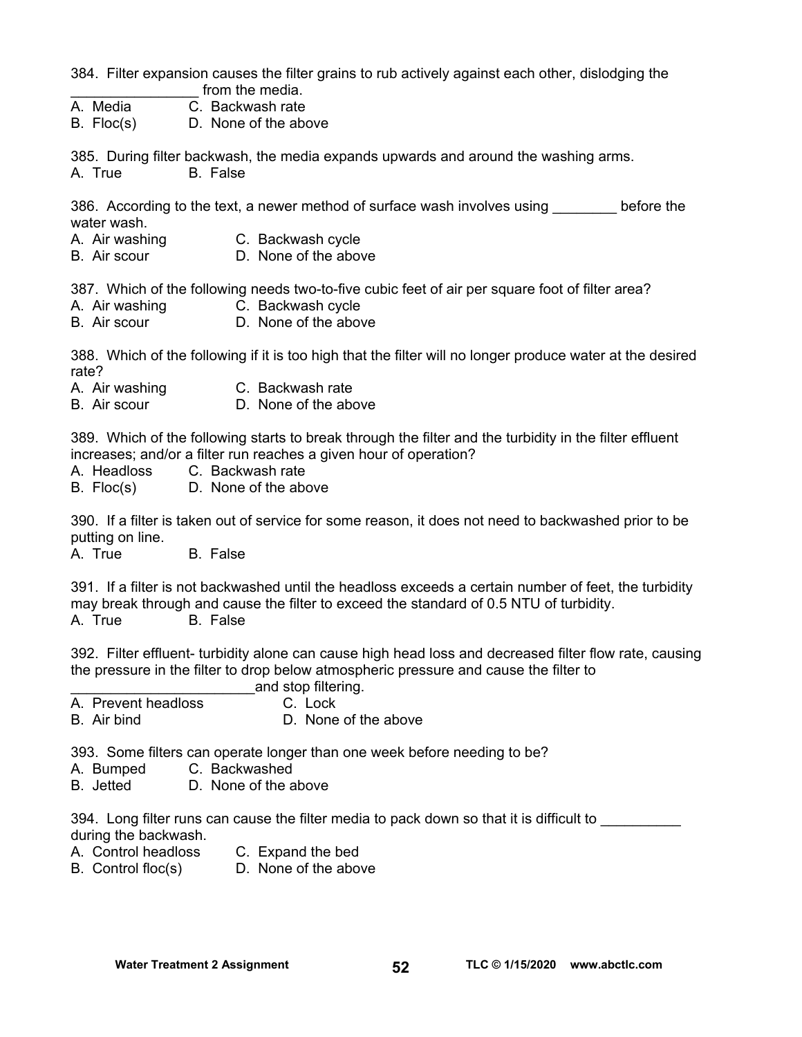384. Filter expansion causes the filter grains to rub actively against each other, dislodging the ________________ from the media.

A. Media  
B. Floc(s)  
C. Backwash rate  
D. None of the above

385. During filter backwash, the media expands upwards and around the washing arms.

A. True  
B. False

386. According to the text, a newer method of surface wash involves using ________ before the water wash.

A. Air washing  
B. Air scour  
C. Backwash cycle  
D. None of the above

387. Which of the following needs two-to-five cubic feet of air per square foot of filter area?

A. Air washing  
B. Air scour  
C. Backwash cycle  
D. None of the above

388. Which of the following if it is too high that the filter will no longer produce water at the desired rate?

A. Air washing  
B. Air scour  
C. Backwash rate  
D. None of the above

389. Which of the following starts to break through the filter and the turbidity in the filter effluent increases; and/or a filter run reaches a given hour of operation?

A. Headloss  
B. Floc(s)  
C. Backwash rate  
D. None of the above

390. If a filter is taken out of service for some reason, it does not need to backwashed prior to be putting on line.

A. True  
B. False

391. If a filter is not backwashed until the headloss exceeds a certain number of feet, the turbidity may break through and cause the filter to exceed the standard of 0.5 NTU of turbidity.

A. True  
B. False

392. Filter effluent- turbidity alone can cause high head loss and decreased filter flow rate, causing the pressure in the filter to drop below atmospheric pressure and cause the filter to _______________________and stop filtering.

A. Prevent headloss  
B. Air bind  
C. Lock  
D. None of the above

393. Some filters can operate longer than one week before needing to be?

A. Bumped  
B. Jetted  
C. Backwashed  
D. None of the above

394. Long filter runs can cause the filter media to pack down so that it is difficult to __________ during the backwash.

A. Control headloss  
B. Control floc(s)  
C. Expand the bed  
D. None of the above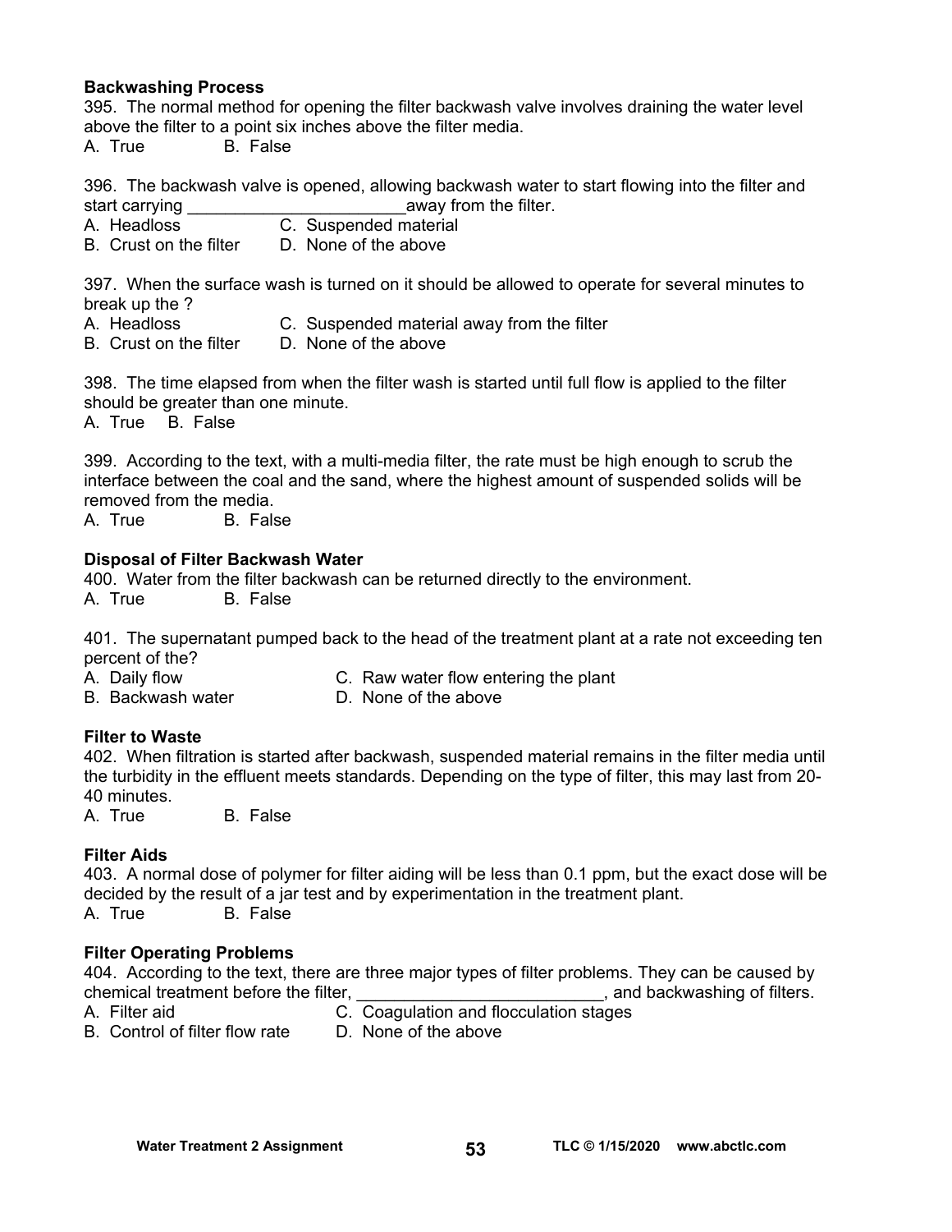**Backwashing Process**

395. The normal method for opening the filter backwash valve involves draining the water level above the filter to a point six inches above the filter media.

A. True B. False

396. The backwash valve is opened, allowing backwash water to start flowing into the filter and start carrying ________________________away from the filter.

A. Headloss C. Suspended material
B. Crust on the filter D. None of the above

397. When the surface wash is turned on it should be allowed to operate for several minutes to break up the ?

A. Headloss C. Suspended material away from the filter
B. Crust on the filter D. None of the above

398. The time elapsed from when the filter wash is started until full flow is applied to the filter should be greater than one minute.

A. True B. False

399. According to the text, with a multi-media filter, the rate must be high enough to scrub the interface between the coal and the sand, where the highest amount of suspended solids will be removed from the media.

A. True B. False

**Disposal of Filter Backwash Water**

400. Water from the filter backwash can be returned directly to the environment.

A. True B. False

401. The supernatant pumped back to the head of the treatment plant at a rate not exceeding ten percent of the?

A. Daily flow C. Raw water flow entering the plant
B. Backwash water D. None of the above

**Filter to Waste**

402. When filtration is started after backwash, suspended material remains in the filter media until the turbidity in the effluent meets standards. Depending on the type of filter, this may last from 20-40 minutes.

A. True B. False

**Filter Aids**

403. A normal dose of polymer for filter aiding will be less than 0.1 ppm, but the exact dose will be decided by the result of a jar test and by experimentation in the treatment plant.

A. True B. False

**Filter Operating Problems**

404. According to the text, there are three major types of filter problems. They can be caused by chemical treatment before the filter, __________________________, and backwashing of filters.

A. Filter aid C. Coagulation and flocculation stages
B. Control of filter flow rate D. None of the above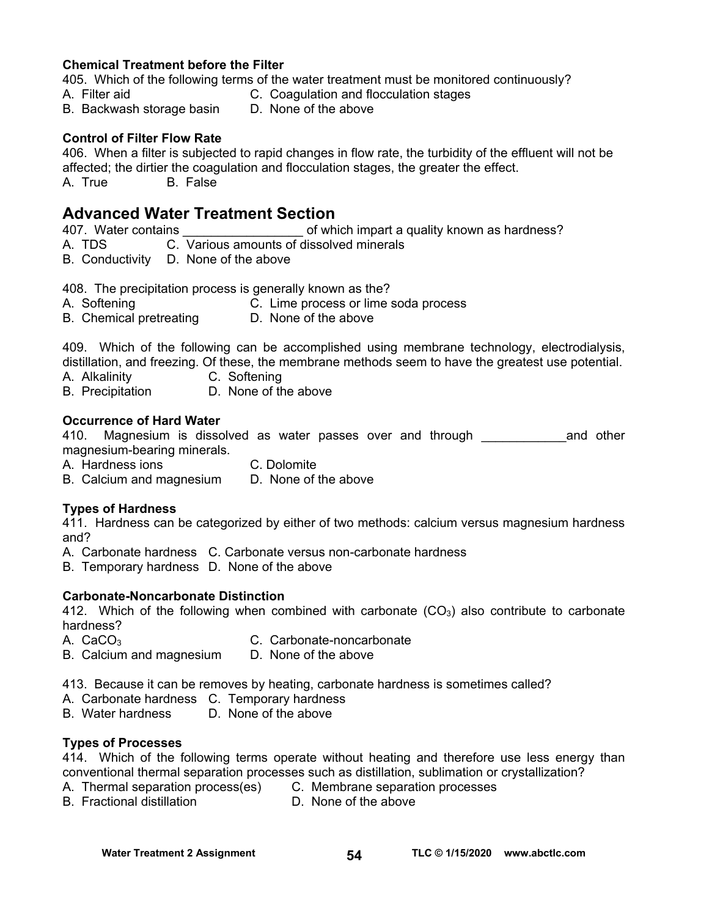**Chemical Treatment before the Filter**

405. Which of the following terms of the water treatment must be monitored continuously?
A. Filter aid
B. Backwash storage basin
C. Coagulation and flocculation stages
D. None of the above

**Control of Filter Flow Rate**

406. When a filter is subjected to rapid changes in flow rate, the turbidity of the effluent will not be affected; the dirtier the coagulation and flocculation stages, the greater the effect.
A. True
B. False

## Advanced Water Treatment Section

407. Water contains _________________ of which impart a quality known as hardness?
A. TDS
B. Conductivity
C. Various amounts of dissolved minerals
D. None of the above

408. The precipitation process is generally known as the?
A. Softening
B. Chemical pretreating
C. Lime process or lime soda process
D. None of the above

409. Which of the following can be accomplished using membrane technology, electrodialysis, distillation, and freezing. Of these, the membrane methods seem to have the greatest use potential.
A. Alkalinity
B. Precipitation
C. Softening
D. None of the above

**Occurrence of Hard Water**

410. Magnesium is dissolved as water passes over and through ____________and other magnesium-bearing minerals.
A. Hardness ions
B. Calcium and magnesium
C. Dolomite
D. None of the above

**Types of Hardness**

411. Hardness can be categorized by either of two methods: calcium versus magnesium hardness and?
A. Carbonate hardness
B. Temporary hardness
C. Carbonate versus non-carbonate hardness
D. None of the above

**Carbonate-Noncarbonate Distinction**

412. Which of the following when combined with carbonate ($CO_3$) also contribute to carbonate hardness?
A. $CaCO_3$
B. Calcium and magnesium
C. Carbonate-noncarbonate
D. None of the above

413. Because it can be removes by heating, carbonate hardness is sometimes called?
A. Carbonate hardness
B. Water hardness
C. Temporary hardness
D. None of the above

**Types of Processes**

414. Which of the following terms operate without heating and therefore use less energy than conventional thermal separation processes such as distillation, sublimation or crystallization?
A. Thermal separation process(es)
B. Fractional distillation
C. Membrane separation processes
D. None of the above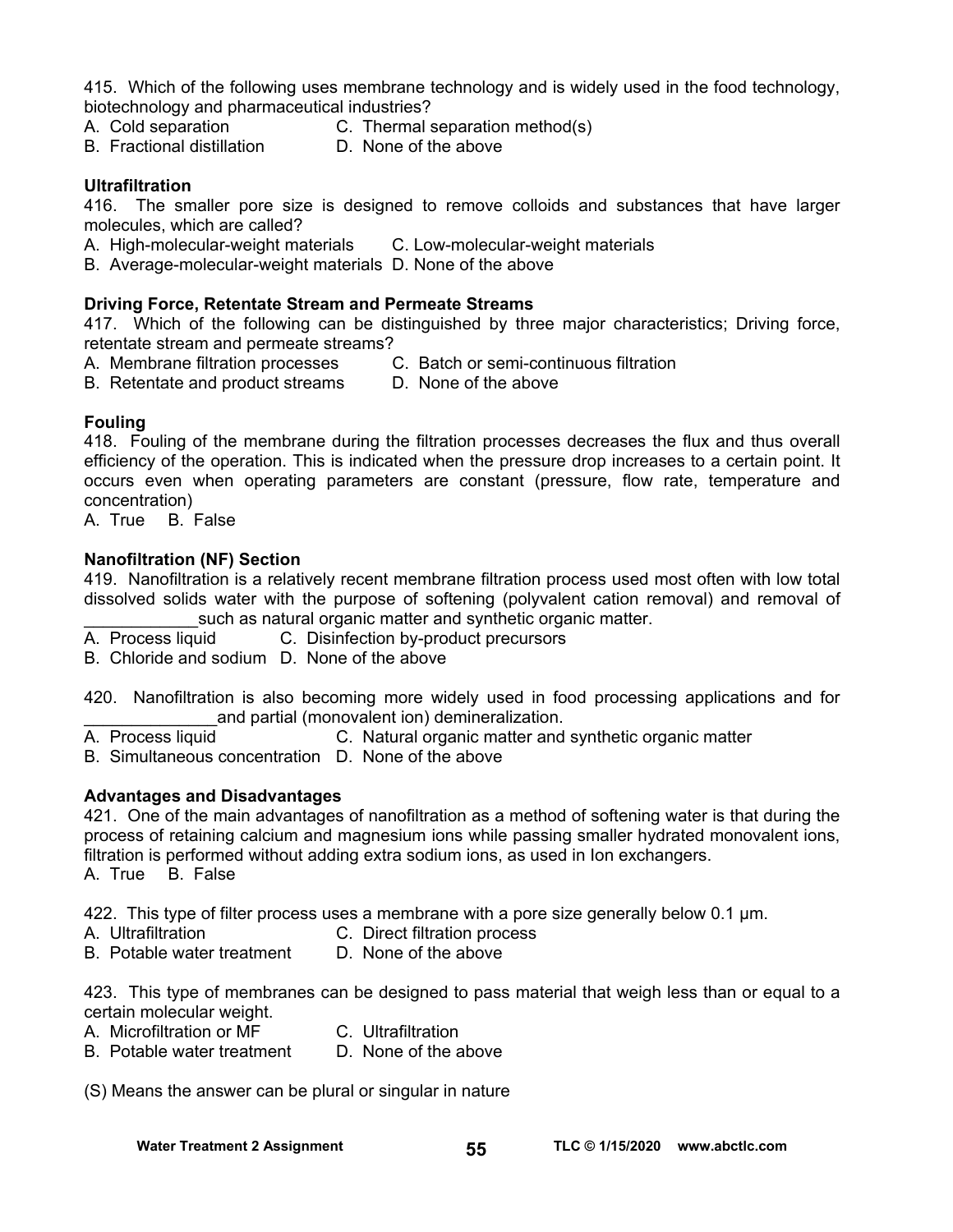415. Which of the following uses membrane technology and is widely used in the food technology, biotechnology and pharmaceutical industries?

A. Cold separation C. Thermal separation method(s)
B. Fractional distillation D. None of the above

**Ultrafiltration**

416. The smaller pore size is designed to remove colloids and substances that have larger molecules, which are called?

A. High-molecular-weight materials C. Low-molecular-weight materials
B. Average-molecular-weight materials D. None of the above

**Driving Force, Retentate Stream and Permeate Streams**

417. Which of the following can be distinguished by three major characteristics; Driving force, retentate stream and permeate streams?

A. Membrane filtration processes C. Batch or semi-continuous filtration
B. Retentate and product streams D. None of the above

**Fouling**

418. Fouling of the membrane during the filtration processes decreases the flux and thus overall efficiency of the operation. This is indicated when the pressure drop increases to a certain point. It occurs even when operating parameters are constant (pressure, flow rate, temperature and concentration)

A. True B. False

**Nanofiltration (NF) Section**

419. Nanofiltration is a relatively recent membrane filtration process used most often with low total dissolved solids water with the purpose of softening (polyvalent cation removal) and removal of ____________such as natural organic matter and synthetic organic matter.

A. Process liquid C. Disinfection by-product precursors
B. Chloride and sodium D. None of the above

420. Nanofiltration is also becoming more widely used in food processing applications and for ______________and partial (monovalent ion) demineralization.

A. Process liquid C. Natural organic matter and synthetic organic matter
B. Simultaneous concentration D. None of the above

**Advantages and Disadvantages**

421. One of the main advantages of nanofiltration as a method of softening water is that during the process of retaining calcium and magnesium ions while passing smaller hydrated monovalent ions, filtration is performed without adding extra sodium ions, as used in Ion exchangers.

A. True B. False

422. This type of filter process uses a membrane with a pore size generally below 0.1 µm.

A. Ultrafiltration C. Direct filtration process
B. Potable water treatment D. None of the above

423. This type of membranes can be designed to pass material that weigh less than or equal to a certain molecular weight.

A. Microfiltration or MF C. Ultrafiltration
B. Potable water treatment D. None of the above

(S) Means the answer can be plural or singular in nature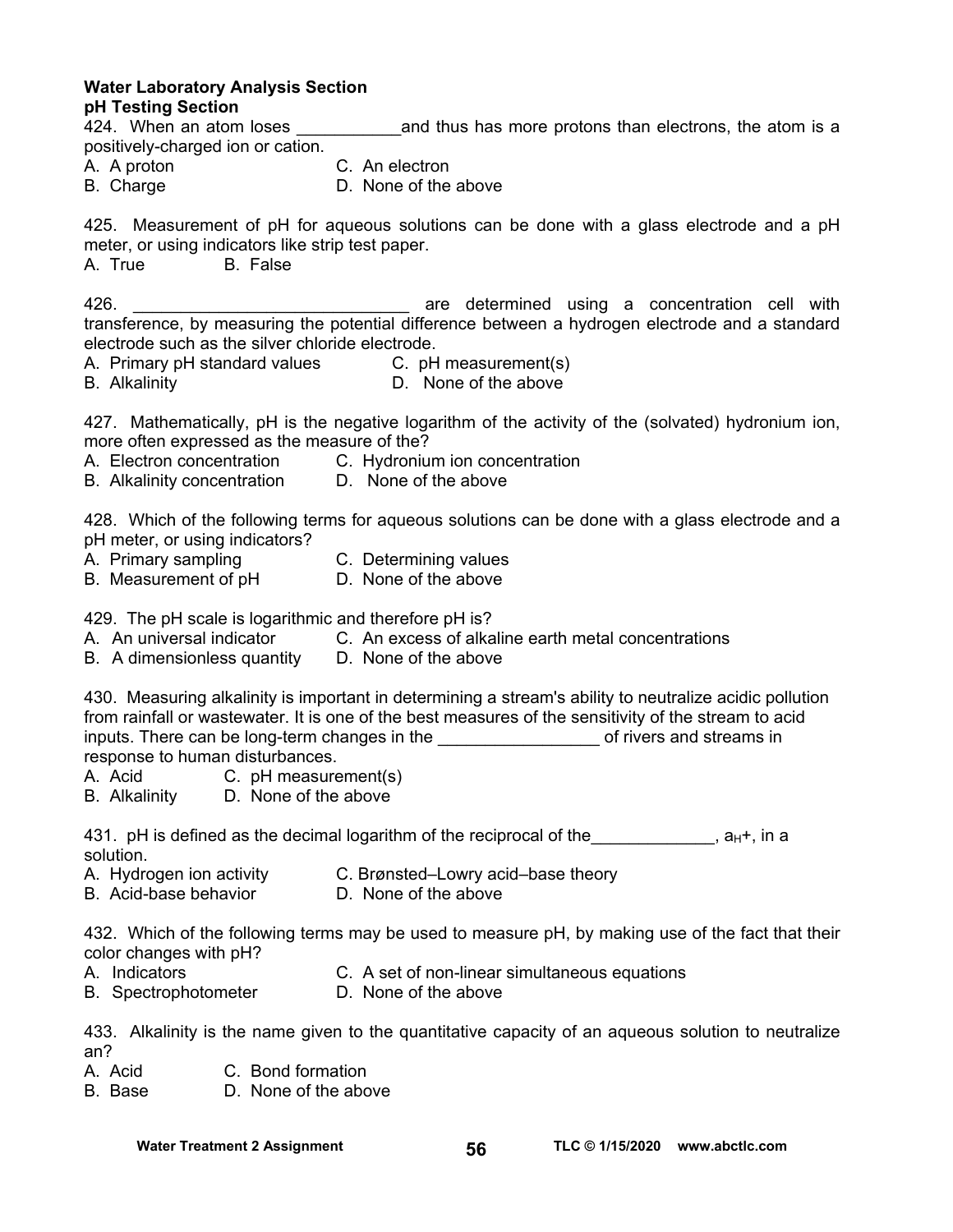**Water Laboratory Analysis Section**
**pH Testing Section**

424. When an atom loses ___________and thus has more protons than electrons, the atom is a positively-charged ion or cation.
A. A proton  C. An electron
B. Charge  D. None of the above

425. Measurement of pH for aqueous solutions can be done with a glass electrode and a pH meter, or using indicators like strip test paper.
A. True  B. False

426. _____________________________ are determined using a concentration cell with transference, by measuring the potential difference between a hydrogen electrode and a standard electrode such as the silver chloride electrode.
A. Primary pH standard values  C. pH measurement(s)
B. Alkalinity  D. None of the above

427. Mathematically, pH is the negative logarithm of the activity of the (solvated) hydronium ion, more often expressed as the measure of the?
A. Electron concentration  C. Hydronium ion concentration
B. Alkalinity concentration  D. None of the above

428. Which of the following terms for aqueous solutions can be done with a glass electrode and a pH meter, or using indicators?
A. Primary sampling  C. Determining values
B. Measurement of pH  D. None of the above

429. The pH scale is logarithmic and therefore pH is?
A. An universal indicator  C. An excess of alkaline earth metal concentrations
B. A dimensionless quantity  D. None of the above

430. Measuring alkalinity is important in determining a stream's ability to neutralize acidic pollution from rainfall or wastewater. It is one of the best measures of the sensitivity of the stream to acid inputs. There can be long-term changes in the ________________ of rivers and streams in response to human disturbances.
A. Acid  C. pH measurement(s)
B. Alkalinity  D. None of the above

431. pH is defined as the decimal logarithm of the reciprocal of the_____________, $a_{H}+$, in a solution.
A. Hydrogen ion activity  C. Brønsted–Lowry acid–base theory
B. Acid-base behavior  D. None of the above

432. Which of the following terms may be used to measure pH, by making use of the fact that their color changes with pH?
A. Indicators  C. A set of non-linear simultaneous equations
B. Spectrophotometer  D. None of the above

433. Alkalinity is the name given to the quantitative capacity of an aqueous solution to neutralize an?
A. Acid  C. Bond formation
B. Base  D. None of the above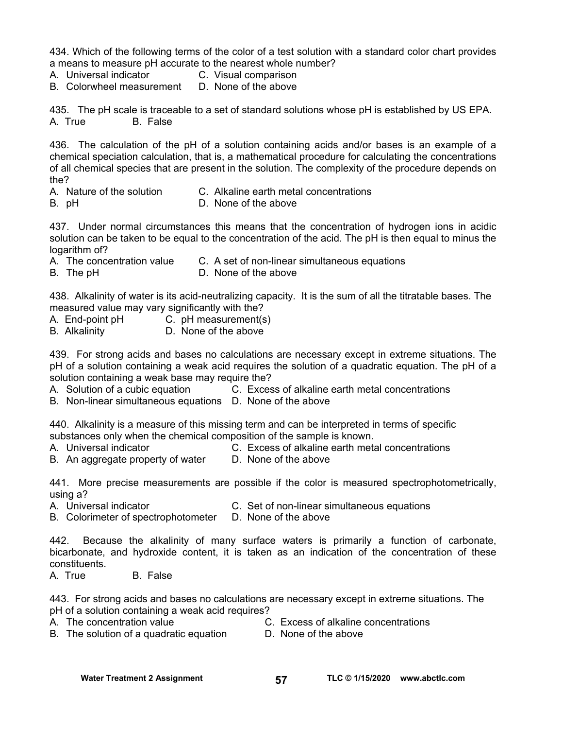434. Which of the following terms of the color of a test solution with a standard color chart provides a means to measure pH accurate to the nearest whole number?

A. Universal indicator  
B. Colorwheel measurement  
C. Visual comparison  
D. None of the above

435. The pH scale is traceable to a set of standard solutions whose pH is established by US EPA.

A. True  
B. False

436. The calculation of the pH of a solution containing acids and/or bases is an example of a chemical speciation calculation, that is, a mathematical procedure for calculating the concentrations of all chemical species that are present in the solution. The complexity of the procedure depends on the?

A. Nature of the solution  
B. pH  
C. Alkaline earth metal concentrations  
D. None of the above

437. Under normal circumstances this means that the concentration of hydrogen ions in acidic solution can be taken to be equal to the concentration of the acid. The pH is then equal to minus the logarithm of?

A. The concentration value  
B. The pH  
C. A set of non-linear simultaneous equations  
D. None of the above

438. Alkalinity of water is its acid-neutralizing capacity. It is the sum of all the titratable bases. The measured value may vary significantly with the?

A. End-point pH  
B. Alkalinity  
C. pH measurement(s)  
D. None of the above

439. For strong acids and bases no calculations are necessary except in extreme situations. The pH of a solution containing a weak acid requires the solution of a quadratic equation. The pH of a solution containing a weak base may require the?

A. Solution of a cubic equation  
B. Non-linear simultaneous equations  
C. Excess of alkaline earth metal concentrations  
D. None of the above

440. Alkalinity is a measure of this missing term and can be interpreted in terms of specific substances only when the chemical composition of the sample is known.

A. Universal indicator  
B. An aggregate property of water  
C. Excess of alkaline earth metal concentrations  
D. None of the above

441. More precise measurements are possible if the color is measured spectrophotometrically, using a?

A. Universal indicator  
B. Colorimeter of spectrophotometer  
C. Set of non-linear simultaneous equations  
D. None of the above

442. Because the alkalinity of many surface waters is primarily a function of carbonate, bicarbonate, and hydroxide content, it is taken as an indication of the concentration of these constituents.

A. True  
B. False

443. For strong acids and bases no calculations are necessary except in extreme situations. The pH of a solution containing a weak acid requires?

A. The concentration value  
B. The solution of a quadratic equation  
C. Excess of alkaline concentrations  
D. None of the above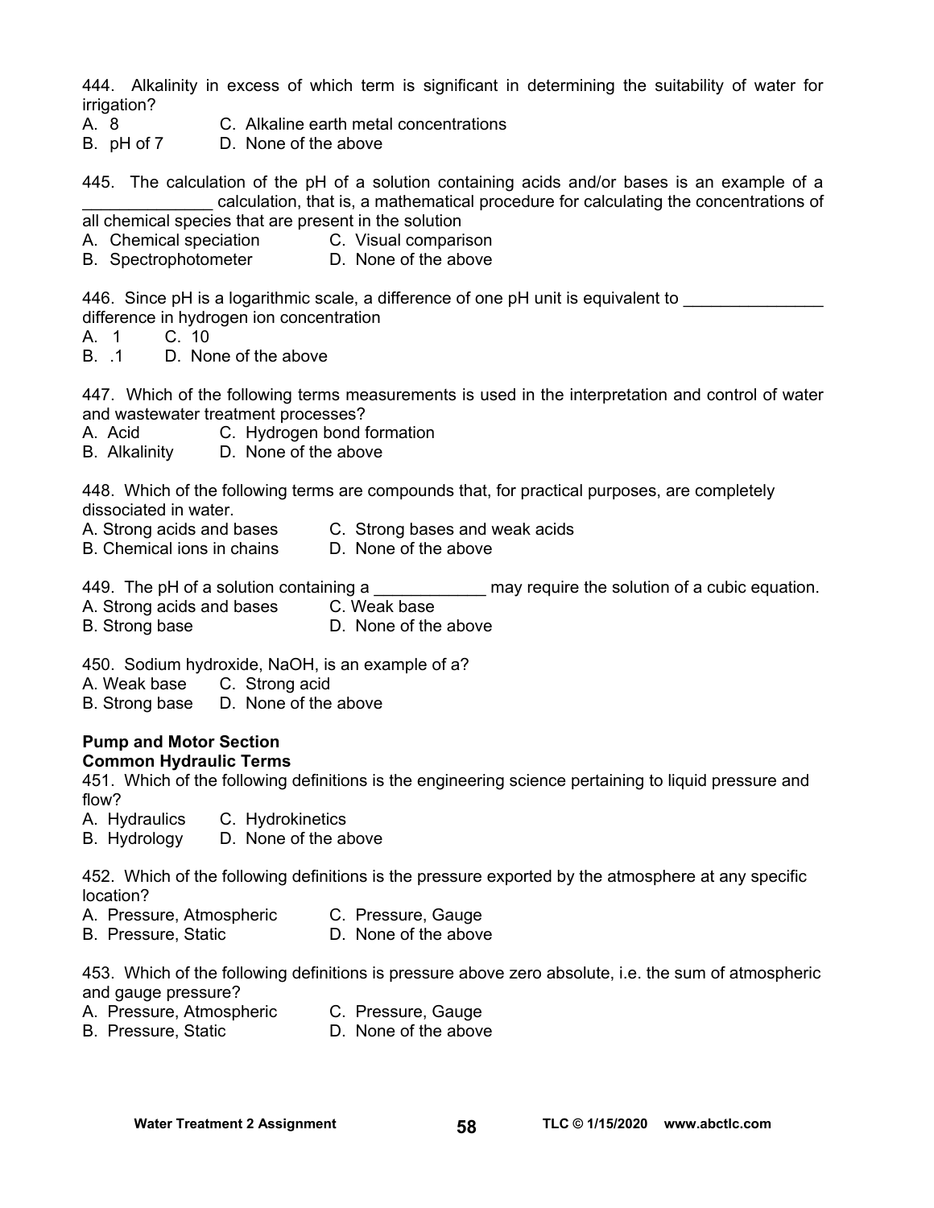444. Alkalinity in excess of which term is significant in determining the suitability of water for irrigation?

A. 8 C. Alkaline earth metal concentrations
B. pH of 7 D. None of the above

445. The calculation of the pH of a solution containing acids and/or bases is an example of a ______________ calculation, that is, a mathematical procedure for calculating the concentrations of all chemical species that are present in the solution

A. Chemical speciation C. Visual comparison
B. Spectrophotometer D. None of the above

446. Since pH is a logarithmic scale, a difference of one pH unit is equivalent to _______________ difference in hydrogen ion concentration

A. 1 C. 10
B. .1 D. None of the above

447. Which of the following terms measurements is used in the interpretation and control of water and wastewater treatment processes?

A. Acid C. Hydrogen bond formation
B. Alkalinity D. None of the above

448. Which of the following terms are compounds that, for practical purposes, are completely dissociated in water.

A. Strong acids and bases C. Strong bases and weak acids
B. Chemical ions in chains D. None of the above

449. The pH of a solution containing a ____________ may require the solution of a cubic equation.

A. Strong acids and bases C. Weak base
B. Strong base D. None of the above

450. Sodium hydroxide, NaOH, is an example of a?

A. Weak base C. Strong acid
B. Strong base D. None of the above

**Pump and Motor Section**
**Common Hydraulic Terms**

451. Which of the following definitions is the engineering science pertaining to liquid pressure and flow?

A. Hydraulics C. Hydrokinetics
B. Hydrology D. None of the above

452. Which of the following definitions is the pressure exported by the atmosphere at any specific location?

A. Pressure, Atmospheric C. Pressure, Gauge
B. Pressure, Static D. None of the above

453. Which of the following definitions is pressure above zero absolute, i.e. the sum of atmospheric and gauge pressure?

A. Pressure, Atmospheric C. Pressure, Gauge
B. Pressure, Static D. None of the above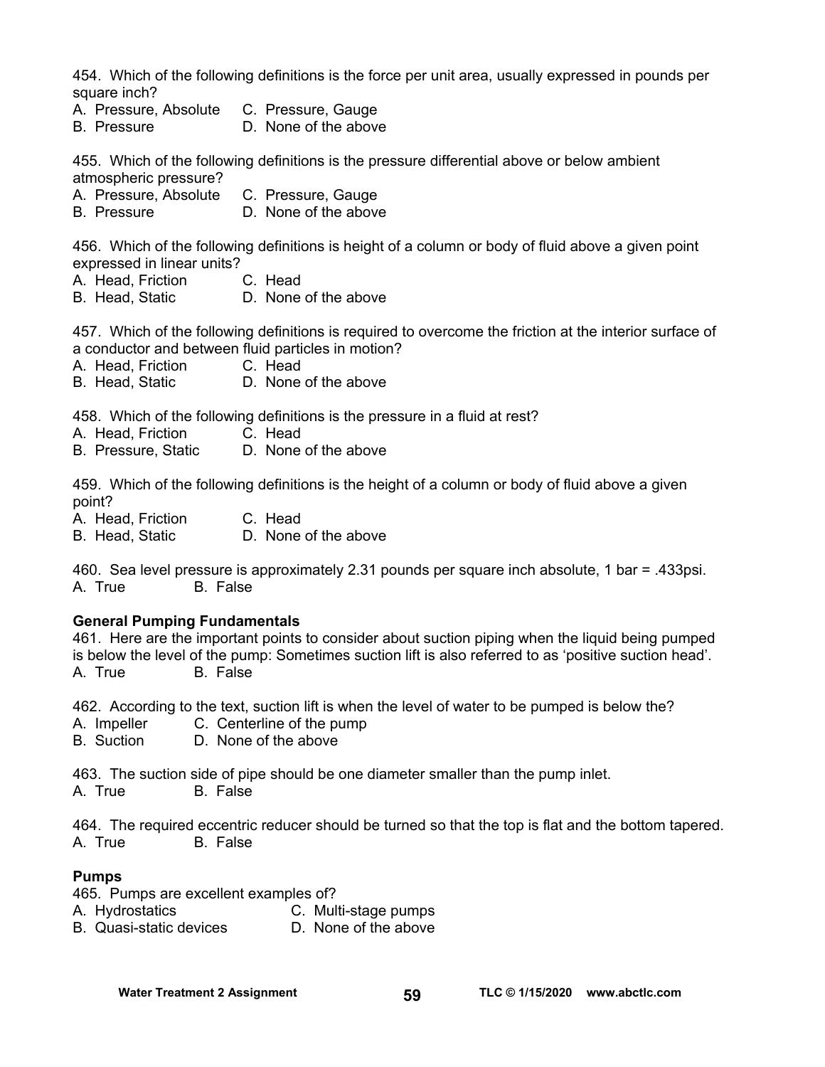454. Which of the following definitions is the force per unit area, usually expressed in pounds per square inch?

A. Pressure, Absolute C. Pressure, Gauge
B. Pressure D. None of the above

455. Which of the following definitions is the pressure differential above or below ambient atmospheric pressure?

A. Pressure, Absolute C. Pressure, Gauge
B. Pressure D. None of the above

456. Which of the following definitions is height of a column or body of fluid above a given point expressed in linear units?

A. Head, Friction C. Head
B. Head, Static D. None of the above

457. Which of the following definitions is required to overcome the friction at the interior surface of a conductor and between fluid particles in motion?

A. Head, Friction C. Head
B. Head, Static D. None of the above

458. Which of the following definitions is the pressure in a fluid at rest?

A. Head, Friction C. Head
B. Pressure, Static D. None of the above

459. Which of the following definitions is the height of a column or body of fluid above a given point?

A. Head, Friction C. Head
B. Head, Static D. None of the above

460. Sea level pressure is approximately 2.31 pounds per square inch absolute, 1 bar = .433psi.

A. True B. False

**General Pumping Fundamentals**

461. Here are the important points to consider about suction piping when the liquid being pumped is below the level of the pump: Sometimes suction lift is also referred to as 'positive suction head'.

A. True B. False

462. According to the text, suction lift is when the level of water to be pumped is below the?

A. Impeller C. Centerline of the pump
B. Suction D. None of the above

463. The suction side of pipe should be one diameter smaller than the pump inlet.

A. True B. False

464. The required eccentric reducer should be turned so that the top is flat and the bottom tapered.

A. True B. False

**Pumps**

465. Pumps are excellent examples of?

A. Hydrostatics C. Multi-stage pumps
B. Quasi-static devices D. None of the above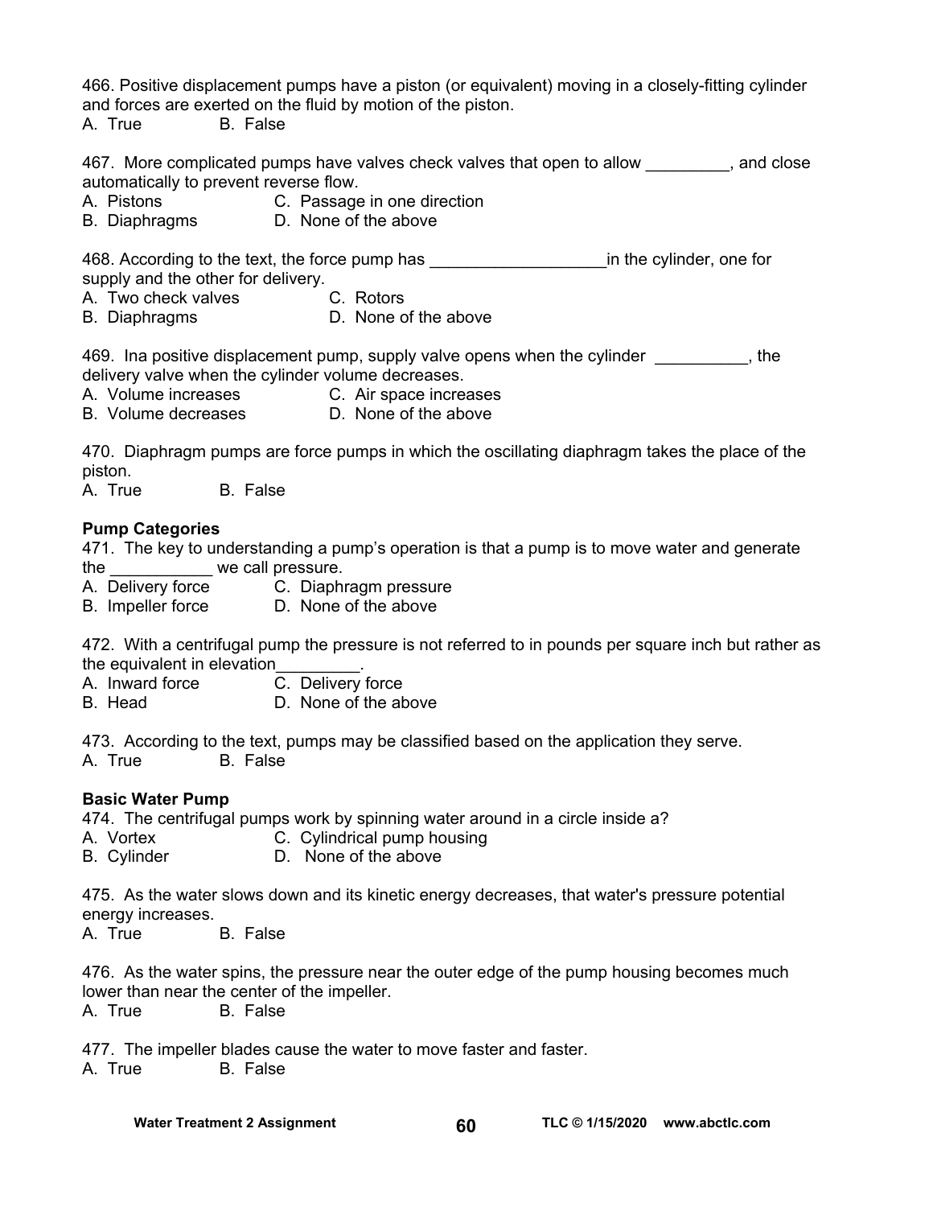466. Positive displacement pumps have a piston (or equivalent) moving in a closely-fitting cylinder and forces are exerted on the fluid by motion of the piston.
A. True B. False

467. More complicated pumps have valves check valves that open to allow _________, and close automatically to prevent reverse flow.
A. Pistons C. Passage in one direction
B. Diaphragms D. None of the above

468. According to the text, the force pump has ___________________in the cylinder, one for supply and the other for delivery.
A. Two check valves C. Rotors
B. Diaphragms D. None of the above

469. Ina positive displacement pump, supply valve opens when the cylinder __________, the delivery valve when the cylinder volume decreases.
A. Volume increases C. Air space increases
B. Volume decreases D. None of the above

470. Diaphragm pumps are force pumps in which the oscillating diaphragm takes the place of the piston.
A. True B. False

**Pump Categories**

471. The key to understanding a pump's operation is that a pump is to move water and generate the ___________ we call pressure.
A. Delivery force C. Diaphragm pressure
B. Impeller force D. None of the above

472. With a centrifugal pump the pressure is not referred to in pounds per square inch but rather as the equivalent in elevation_________.
A. Inward force C. Delivery force
B. Head D. None of the above

473. According to the text, pumps may be classified based on the application they serve.
A. True B. False

**Basic Water Pump**

474. The centrifugal pumps work by spinning water around in a circle inside a?
A. Vortex C. Cylindrical pump housing
B. Cylinder D. None of the above

475. As the water slows down and its kinetic energy decreases, that water's pressure potential energy increases.
A. True B. False

476. As the water spins, the pressure near the outer edge of the pump housing becomes much lower than near the center of the impeller.
A. True B. False

477. The impeller blades cause the water to move faster and faster.
A. True B. False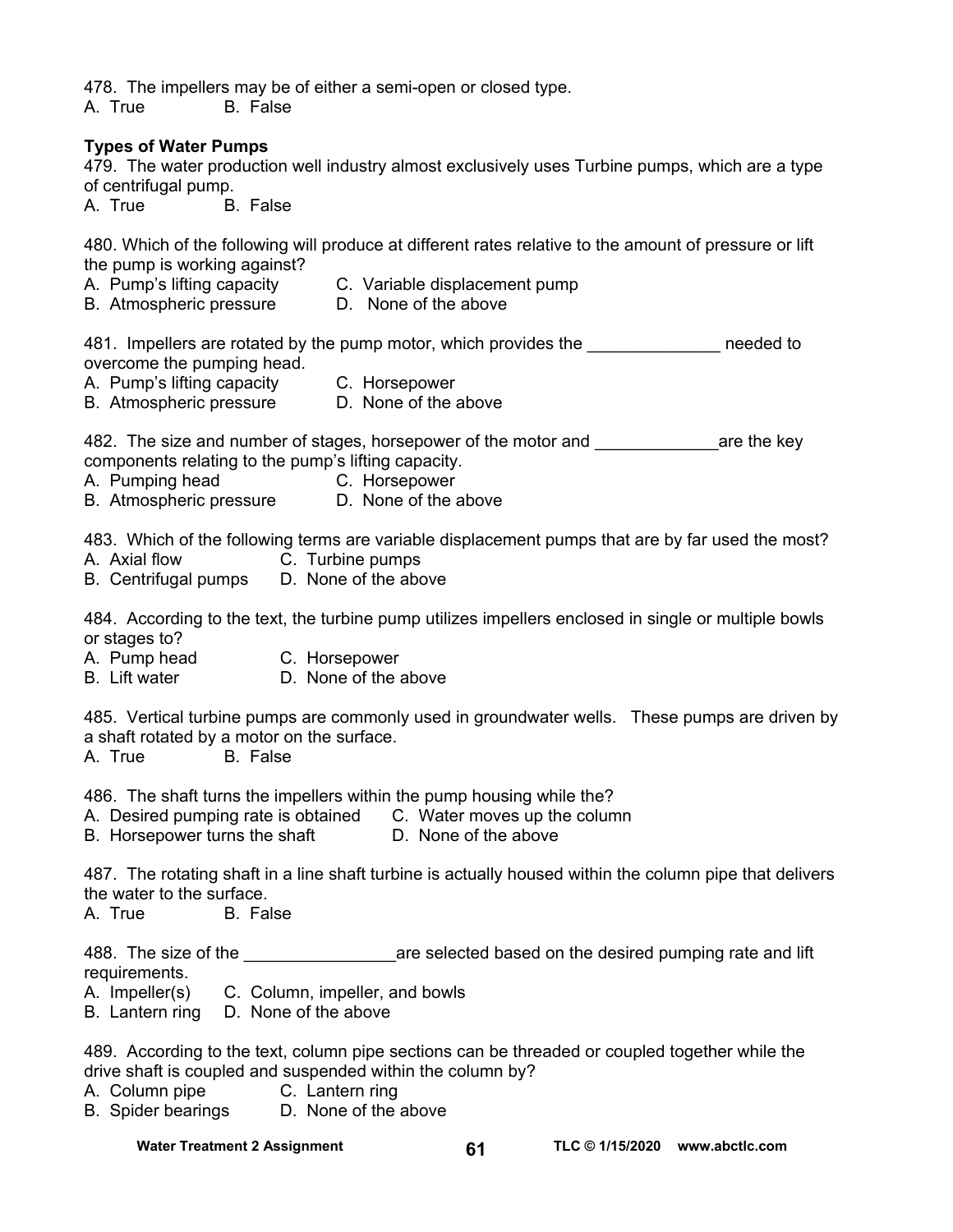478. The impellers may be of either a semi-open or closed type.
A. True B. False

**Types of Water Pumps**

479. The water production well industry almost exclusively uses Turbine pumps, which are a type of centrifugal pump.
A. True B. False

480. Which of the following will produce at different rates relative to the amount of pressure or lift the pump is working against?
A. Pump's lifting capacity C. Variable displacement pump
B. Atmospheric pressure D. None of the above

481. Impellers are rotated by the pump motor, which provides the ______________ needed to overcome the pumping head.
A. Pump's lifting capacity C. Horsepower
B. Atmospheric pressure D. None of the above

482. The size and number of stages, horsepower of the motor and _____________are the key components relating to the pump's lifting capacity.
A. Pumping head C. Horsepower
B. Atmospheric pressure D. None of the above

483. Which of the following terms are variable displacement pumps that are by far used the most?
A. Axial flow C. Turbine pumps
B. Centrifugal pumps D. None of the above

484. According to the text, the turbine pump utilizes impellers enclosed in single or multiple bowls or stages to?
A. Pump head C. Horsepower
B. Lift water D. None of the above

485. Vertical turbine pumps are commonly used in groundwater wells. These pumps are driven by a shaft rotated by a motor on the surface.
A. True B. False

486. The shaft turns the impellers within the pump housing while the?
A. Desired pumping rate is obtained C. Water moves up the column
B. Horsepower turns the shaft D. None of the above

487. The rotating shaft in a line shaft turbine is actually housed within the column pipe that delivers the water to the surface.
A. True B. False

488. The size of the ________________are selected based on the desired pumping rate and lift requirements.
A. Impeller(s) C. Column, impeller, and bowls
B. Lantern ring D. None of the above

489. According to the text, column pipe sections can be threaded or coupled together while the drive shaft is coupled and suspended within the column by?
A. Column pipe C. Lantern ring
B. Spider bearings D. None of the above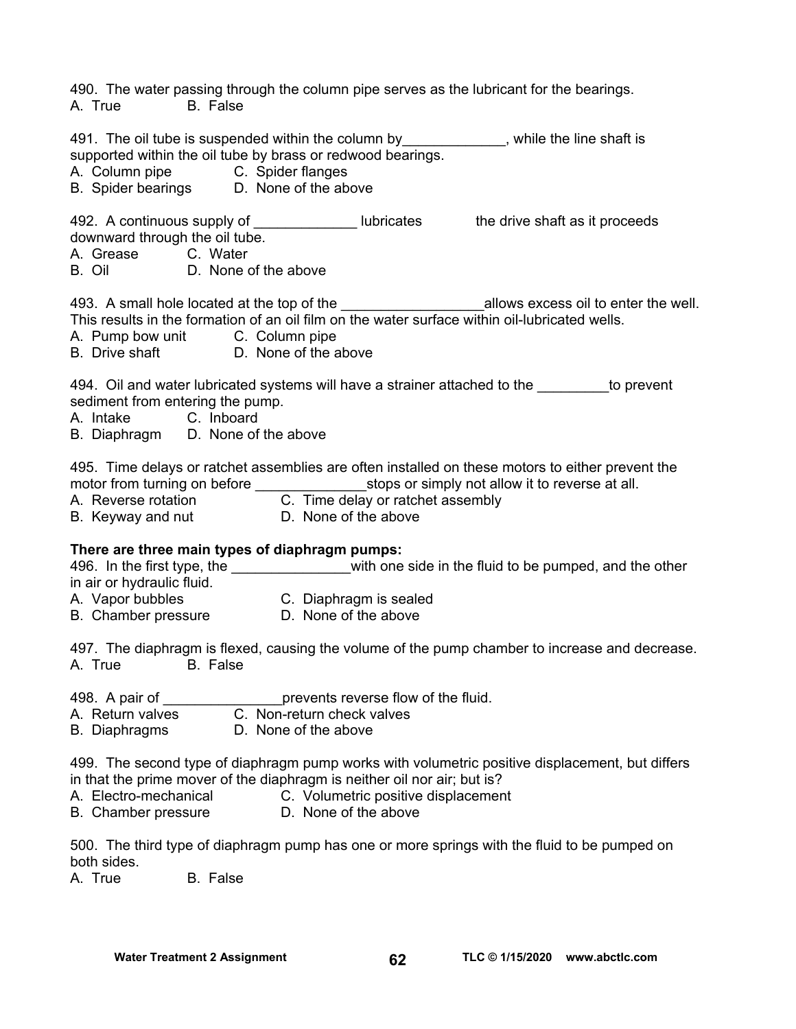490. The water passing through the column pipe serves as the lubricant for the bearings.
A. True B. False

491. The oil tube is suspended within the column by_____________, while the line shaft is supported within the oil tube by brass or redwood bearings.
A. Column pipe C. Spider flanges
B. Spider bearings D. None of the above

492. A continuous supply of _____________ lubricates the drive shaft as it proceeds downward through the oil tube.
A. Grease C. Water
B. Oil D. None of the above

493. A small hole located at the top of the __________________allows excess oil to enter the well. This results in the formation of an oil film on the water surface within oil-lubricated wells.
A. Pump bow unit C. Column pipe
B. Drive shaft D. None of the above

494. Oil and water lubricated systems will have a strainer attached to the _________to prevent sediment from entering the pump.
A. Intake C. Inboard
B. Diaphragm D. None of the above

495. Time delays or ratchet assemblies are often installed on these motors to either prevent the motor from turning on before ______________stops or simply not allow it to reverse at all.
A. Reverse rotation C. Time delay or ratchet assembly
B. Keyway and nut D. None of the above

**There are three main types of diaphragm pumps:**

496. In the first type, the _______________with one side in the fluid to be pumped, and the other in air or hydraulic fluid.
A. Vapor bubbles C. Diaphragm is sealed
B. Chamber pressure D. None of the above

497. The diaphragm is flexed, causing the volume of the pump chamber to increase and decrease.
A. True B. False

498. A pair of _______________prevents reverse flow of the fluid.
A. Return valves C. Non-return check valves
B. Diaphragms D. None of the above

499. The second type of diaphragm pump works with volumetric positive displacement, but differs in that the prime mover of the diaphragm is neither oil nor air; but is?
A. Electro-mechanical C. Volumetric positive displacement
B. Chamber pressure D. None of the above

500. The third type of diaphragm pump has one or more springs with the fluid to be pumped on both sides.
A. True B. False